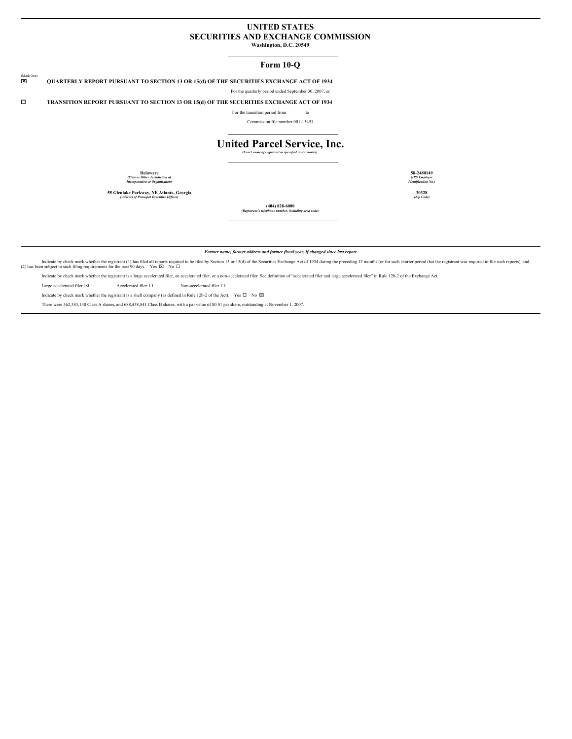# UNITED STATES
# SECURITIES AND EXCHANGE COMMISSION

**Washington, D.C. 20549**

## Form 10-Q

(Mark One)

☒ **QUARTERLY REPORT PURSUANT TO SECTION 13 OR 15(d) OF THE SECURITIES EXCHANGE ACT OF 1934**

For the quarterly period ended September 30, 2007, or

☐ **TRANSITION REPORT PURSUANT TO SECTION 13 OR 15(d) OF THE SECURITIES EXCHANGE ACT OF 1934**

For the transition period from to

Commission file number 001-15451

# United Parcel Service, Inc.

*(Exact name of registrant as specified in its charter)*

| | |
|---|---|
| **Delaware**<br>*(State or Other Jurisdiction of Incorporation or Organization)* | **58-2480149**<br>*(IRS Employer Identification No.)* |
| **55 Glenlake Parkway, NE Atlanta, Georgia**<br>*(Address of Principal Executive Offices)* | **30328**<br>*(Zip Code)* |

**(404) 828-6000**
*(Registrant's telephone number, including area code)*

***Former name, former address and former fiscal year, if changed since last report.***

Indicate by check mark whether the registrant (1) has filed all reports required to be filed by Section 13 or 15(d) of the Securities Exchange Act of 1934 during the preceding 12 months (or for such shorter period that the registrant was required to file such reports), and (2) has been subject to such filing requirements for the past 90 days. Yes ☒ No ☐

Indicate by check mark whether the registrant is a large accelerated filer, an accelerated filer, or a non-accelerated filer. See definition of "accelerated filer and large accelerated filer" in Rule 12b-2 of the Exchange Act.

Large accelerated filer ☒ Accelerated filer ☐ Non-accelerated filer ☐

Indicate by check mark whether the registrant is a shell company (as defined in Rule 12b-2 of the Act). Yes ☐ No ☒

There were 362,383,140 Class A shares, and 688,458,841 Class B shares, with a par value of $0.01 per share, outstanding at November 1, 2007.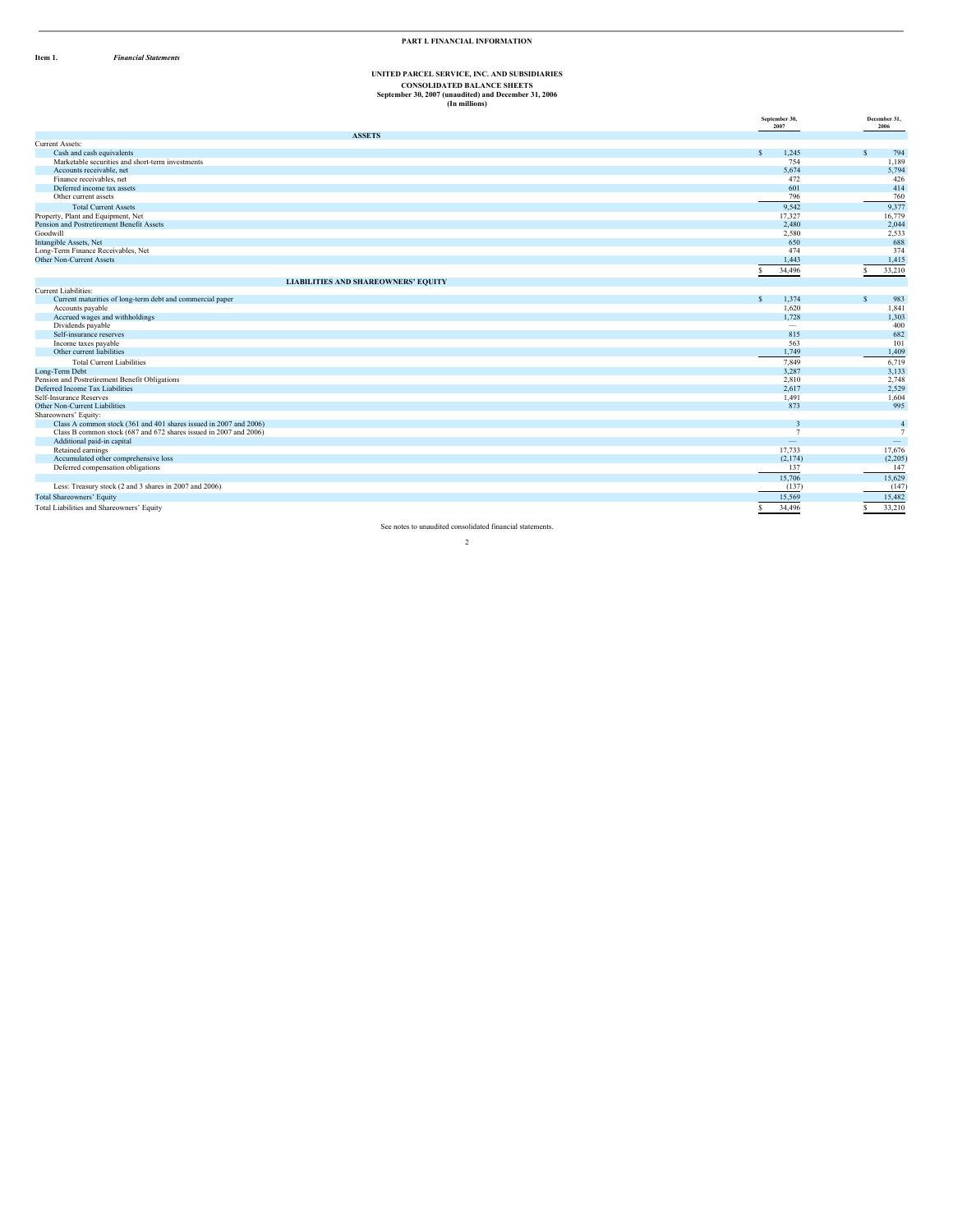# PART I. FINANCIAL INFORMATION

**Item 1.** ***Financial Statements***

## UNITED PARCEL SERVICE, INC. AND SUBSIDIARIES
### CONSOLIDATED BALANCE SHEETS
### September 30, 2007 (unaudited) and December 31, 2006
### (In millions)

| | September 30, 2007 | December 31, 2006 |
|---|---|---|
| **ASSETS** | | |
| Current Assets: | | |
| Cash and cash equivalents | $ 1,245 | $ 794 |
| Marketable securities and short-term investments | 754 | 1,189 |
| Accounts receivable, net | 5,674 | 5,794 |
| Finance receivables, net | 472 | 426 |
| Deferred income tax assets | 601 | 414 |
| Other current assets | 796 | 760 |
| Total Current Assets | 9,542 | 9,377 |
| Property, Plant and Equipment, Net | 17,327 | 16,779 |
| Pension and Postretirement Benefit Assets | 2,480 | 2,044 |
| Goodwill | 2,580 | 2,533 |
| Intangible Assets, Net | 650 | 688 |
| Long-Term Finance Receivables, Net | 474 | 374 |
| Other Non-Current Assets | 1,443 | 1,415 |
| | $ 34,496 | $ 33,210 |
| **LIABILITIES AND SHAREOWNERS' EQUITY** | | |
| Current Liabilities: | | |
| Current maturities of long-term debt and commercial paper | $ 1,374 | $ 983 |
| Accounts payable | 1,620 | 1,841 |
| Accrued wages and withholdings | 1,728 | 1,303 |
| Dividends payable | — | 400 |
| Self-insurance reserves | 815 | 682 |
| Income taxes payable | 563 | 101 |
| Other current liabilities | 1,749 | 1,409 |
| Total Current Liabilities | 7,849 | 6,719 |
| Long-Term Debt | 3,287 | 3,133 |
| Pension and Postretirement Benefit Obligations | 2,810 | 2,748 |
| Deferred Income Tax Liabilities | 2,617 | 2,529 |
| Self-Insurance Reserves | 1,491 | 1,604 |
| Other Non-Current Liabilities | 873 | 995 |
| Shareowners' Equity: | | |
| Class A common stock (361 and 401 shares issued in 2007 and 2006) | 3 | 4 |
| Class B common stock (687 and 672 shares issued in 2007 and 2006) | 7 | 7 |
| Additional paid-in capital | — | — |
| Retained earnings | 17,733 | 17,676 |
| Accumulated other comprehensive loss | (2,174) | (2,205) |
| Deferred compensation obligations | 137 | 147 |
| | 15,706 | 15,629 |
| Less: Treasury stock (2 and 3 shares in 2007 and 2006) | (137) | (147) |
| Total Shareowners' Equity | 15,569 | 15,482 |
| Total Liabilities and Shareowners' Equity | $ 34,496 | $ 33,210 |

See notes to unaudited consolidated financial statements.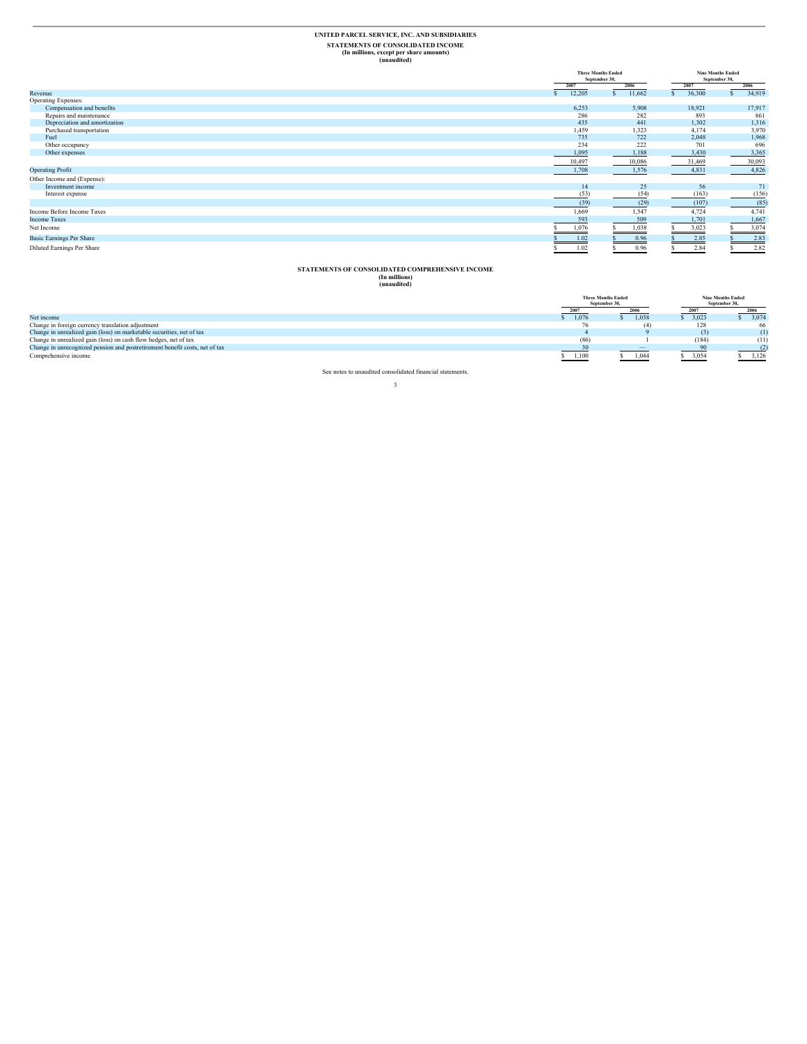# UNITED PARCEL SERVICE, INC. AND SUBSIDIARIES

## STATEMENTS OF CONSOLIDATED INCOME

**(In millions, except per share amounts)**
**(unaudited)**

| | Three Months Ended September 30, | | Nine Months Ended September 30, | |
|---|---|---|---|---|
| | 2007 | 2006 | 2007 | 2006 |
| Revenue | $ 12,205 | $ 11,662 | $ 36,300 | $ 34,919 |
| Operating Expenses: | | | | |
| Compensation and benefits | 6,253 | 5,908 | 18,921 | 17,917 |
| Repairs and maintenance | 286 | 282 | 893 | 861 |
| Depreciation and amortization | 435 | 441 | 1,302 | 1,316 |
| Purchased transportation | 1,459 | 1,323 | 4,174 | 3,970 |
| Fuel | 735 | 722 | 2,048 | 1,968 |
| Other occupancy | 234 | 222 | 701 | 696 |
| Other expenses | 1,095 | 1,188 | 3,430 | 3,365 |
| | 10,497 | 10,086 | 31,469 | 30,093 |
| Operating Profit | 1,708 | 1,576 | 4,831 | 4,826 |
| Other Income and (Expense): | | | | |
| Investment income | 14 | 25 | 56 | 71 |
| Interest expense | (53) | (54) | (163) | (156) |
| | (39) | (29) | (107) | (85) |
| Income Before Income Taxes | 1,669 | 1,547 | 4,724 | 4,741 |
| Income Taxes | 593 | 509 | 1,701 | 1,667 |
| Net Income | $ 1,076 | $ 1,038 | $ 3,023 | $ 3,074 |
| Basic Earnings Per Share | $ 1.02 | $ 0.96 | $ 2.85 | $ 2.83 |
| Diluted Earnings Per Share | $ 1.02 | $ 0.96 | $ 2.84 | $ 2.82 |

## STATEMENTS OF CONSOLIDATED COMPREHENSIVE INCOME

**(In millions)**
**(unaudited)**

| | Three Months Ended September 30, | | Nine Months Ended September 30, | |
|---|---|---|---|---|
| | 2007 | 2006 | 2007 | 2006 |
| Net income | $ 1,076 | $ 1,038 | $ 3,023 | $ 3,074 |
| Change in foreign currency translation adjustment | 76 | (4) | 128 | 66 |
| Change in unrealized gain (loss) on marketable securities, net of tax | 4 | 9 | (3) | (1) |
| Change in unrealized gain (loss) on cash flow hedges, net of tax | (86) | 1 | (184) | (11) |
| Change in unrecognized pension and postretirement benefit costs, net of tax | 30 | — | 90 | (2) |
| Comprehensive income | $ 1,100 | $ 1,044 | $ 3,054 | $ 3,126 |

See notes to unaudited consolidated financial statements.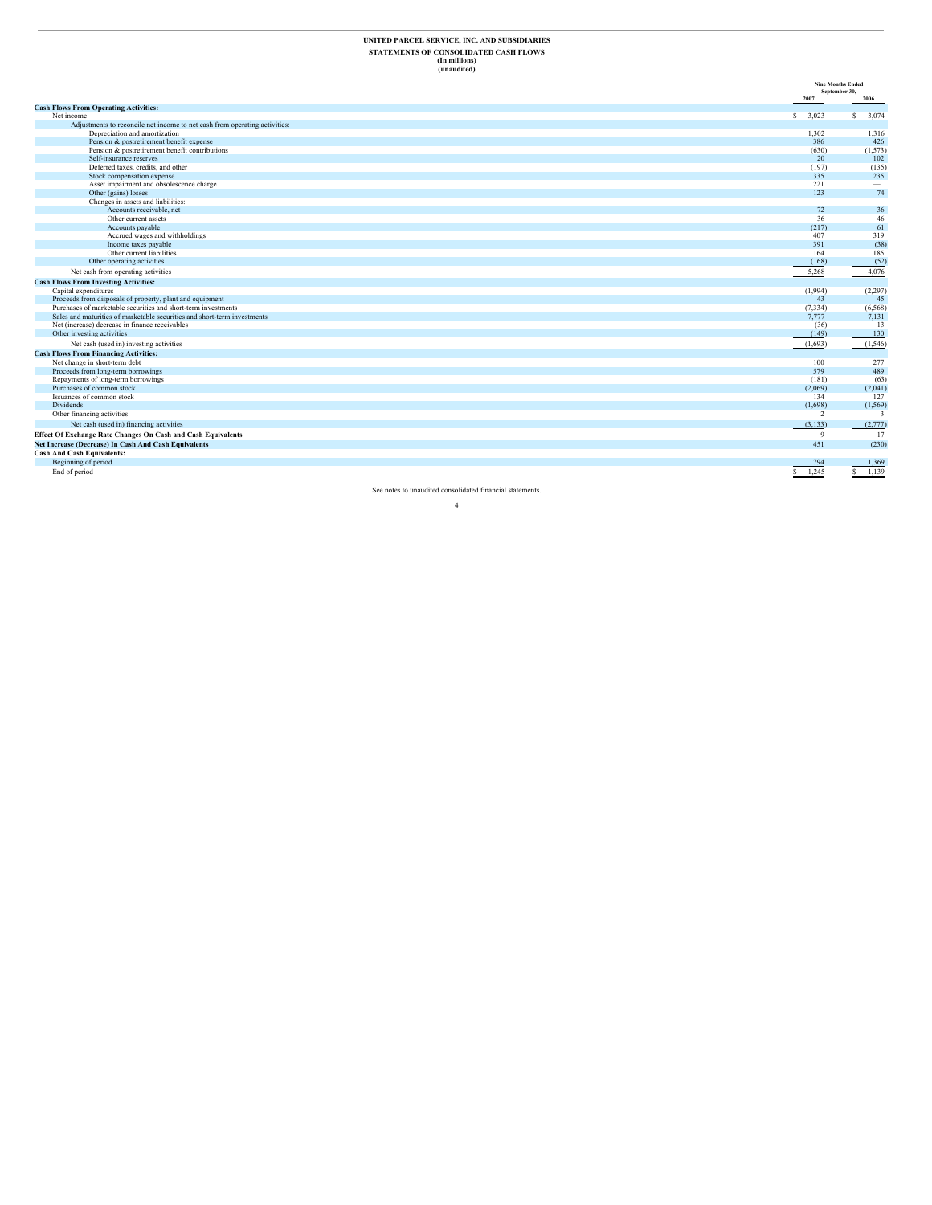**UNITED PARCEL SERVICE, INC. AND SUBSIDIARIES**
**STATEMENTS OF CONSOLIDATED CASH FLOWS**
**(In millions)**
**(unaudited)**

| | Nine Months Ended September 30, | |
|---|---|---|
| | 2007 | 2006 |
| **Cash Flows From Operating Activities:** | | |
| Net income | $ 3,023 | $ 3,074 |
| Adjustments to reconcile net income to net cash from operating activities: | | |
| Depreciation and amortization | 1,302 | 1,316 |
| Pension & postretirement benefit expense | 386 | 426 |
| Pension & postretirement benefit contributions | (630) | (1,573) |
| Self-insurance reserves | 20 | 102 |
| Deferred taxes, credits, and other | (197) | (135) |
| Stock compensation expense | 335 | 235 |
| Asset impairment and obsolescence charge | 221 | — |
| Other (gains) losses | 123 | 74 |
| Changes in assets and liabilities: | | |
| Accounts receivable, net | 72 | 36 |
| Other current assets | 36 | 46 |
| Accounts payable | (217) | 61 |
| Accrued wages and withholdings | 407 | 319 |
| Income taxes payable | 391 | (38) |
| Other current liabilities | 164 | 185 |
| Other operating activities | (168) | (52) |
| Net cash from operating activities | 5,268 | 4,076 |
| **Cash Flows From Investing Activities:** | | |
| Capital expenditures | (1,994) | (2,297) |
| Proceeds from disposals of property, plant and equipment | 43 | 45 |
| Purchases of marketable securities and short-term investments | (7,334) | (6,568) |
| Sales and maturities of marketable securities and short-term investments | 7,777 | 7,131 |
| Net (increase) decrease in finance receivables | (36) | 13 |
| Other investing activities | (149) | 130 |
| Net cash (used in) investing activities | (1,693) | (1,546) |
| **Cash Flows From Financing Activities:** | | |
| Net change in short-term debt | 100 | 277 |
| Proceeds from long-term borrowings | 579 | 489 |
| Repayments of long-term borrowings | (181) | (63) |
| Purchases of common stock | (2,069) | (2,041) |
| Issuances of common stock | 134 | 127 |
| Dividends | (1,698) | (1,569) |
| Other financing activities | 2 | 3 |
| Net cash (used in) financing activities | (3,133) | (2,777) |
| **Effect Of Exchange Rate Changes On Cash and Cash Equivalents** | 9 | 17 |
| **Net Increase (Decrease) In Cash And Cash Equivalents** | 451 | (230) |
| **Cash And Cash Equivalents:** | | |
| Beginning of period | 794 | 1,369 |
| End of period | $ 1,245 | $ 1,139 |

See notes to unaudited consolidated financial statements.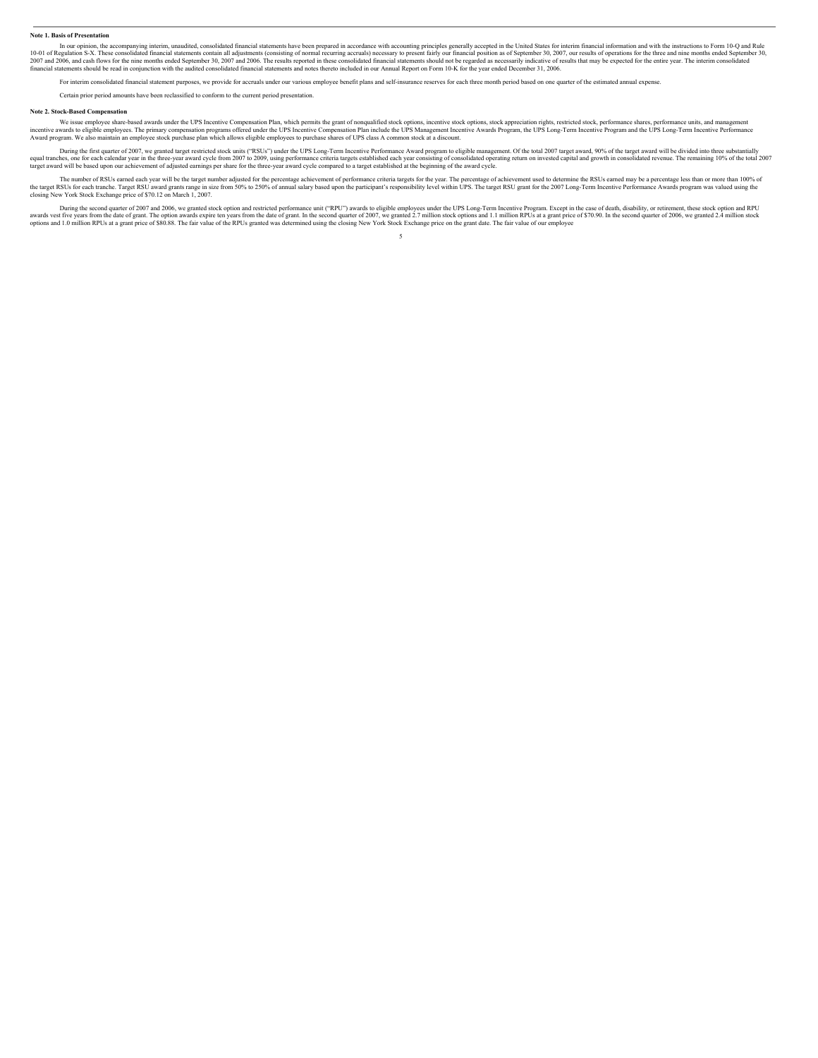**Note 1. Basis of Presentation**

In our opinion, the accompanying interim, unaudited, consolidated financial statements have been prepared in accordance with accounting principles generally accepted in the United States for interim financial information and with the instructions to Form 10-Q and Rule 10-01 of Regulation S-X. These consolidated financial statements contain all adjustments (consisting of normal recurring accruals) necessary to present fairly our financial position as of September 30, 2007, our results of operations for the three and nine months ended September 30, 2007 and 2006, and cash flows for the nine months ended September 30, 2007 and 2006. The results reported in these consolidated financial statements should not be regarded as necessarily indicative of results that may be expected for the entire year. The interim consolidated financial statements should be read in conjunction with the audited consolidated financial statements and notes thereto included in our Annual Report on Form 10-K for the year ended December 31, 2006.

For interim consolidated financial statement purposes, we provide for accruals under our various employee benefit plans and self-insurance reserves for each three month period based on one quarter of the estimated annual expense.

Certain prior period amounts have been reclassified to conform to the current period presentation.

**Note 2. Stock-Based Compensation**

We issue employee share-based awards under the UPS Incentive Compensation Plan, which permits the grant of nonqualified stock options, incentive stock options, stock appreciation rights, restricted stock, performance shares, performance units, and management incentive awards to eligible employees. The primary compensation programs offered under the UPS Incentive Compensation Plan include the UPS Management Incentive Awards Program, the UPS Long-Term Incentive Program and the UPS Long-Term Incentive Performance Award program. We also maintain an employee stock purchase plan which allows eligible employees to purchase shares of UPS class A common stock at a discount.

During the first quarter of 2007, we granted target restricted stock units ("RSUs") under the UPS Long-Term Incentive Performance Award program to eligible management. Of the total 2007 target award, 90% of the target award will be divided into three substantially equal tranches, one for each calendar year in the three-year award cycle from 2007 to 2009, using performance criteria targets established each year consisting of consolidated operating return on invested capital and growth in consolidated revenue. The remaining 10% of the total 2007 target award will be based upon our achievement of adjusted earnings per share for the three-year award cycle compared to a target established at the beginning of the award cycle.

The number of RSUs earned each year will be the target number adjusted for the percentage achievement of performance criteria targets for the year. The percentage of achievement used to determine the RSUs earned may be a percentage less than or more than 100% of the target RSUs for each tranche. Target RSU award grants range in size from 50% to 250% of annual salary based upon the participant's responsibility level within UPS. The target RSU grant for the 2007 Long-Term Incentive Performance Awards program was valued using the closing New York Stock Exchange price of $70.12 on March 1, 2007.

During the second quarter of 2007 and 2006, we granted stock option and restricted performance unit ("RPU") awards to eligible employees under the UPS Long-Term Incentive Program. Except in the case of death, disability, or retirement, these stock option and RPU awards vest five years from the date of grant. The option awards expire ten years from the date of grant. In the second quarter of 2007, we granted 2.7 million stock options and 1.1 million RPUs at a grant price of $70.90. In the second quarter of 2006, we granted 2.4 million stock options and 1.0 million RPUs at a grant price of $80.88. The fair value of the RPUs granted was determined using the closing New York Stock Exchange price on the grant date. The fair value of our employee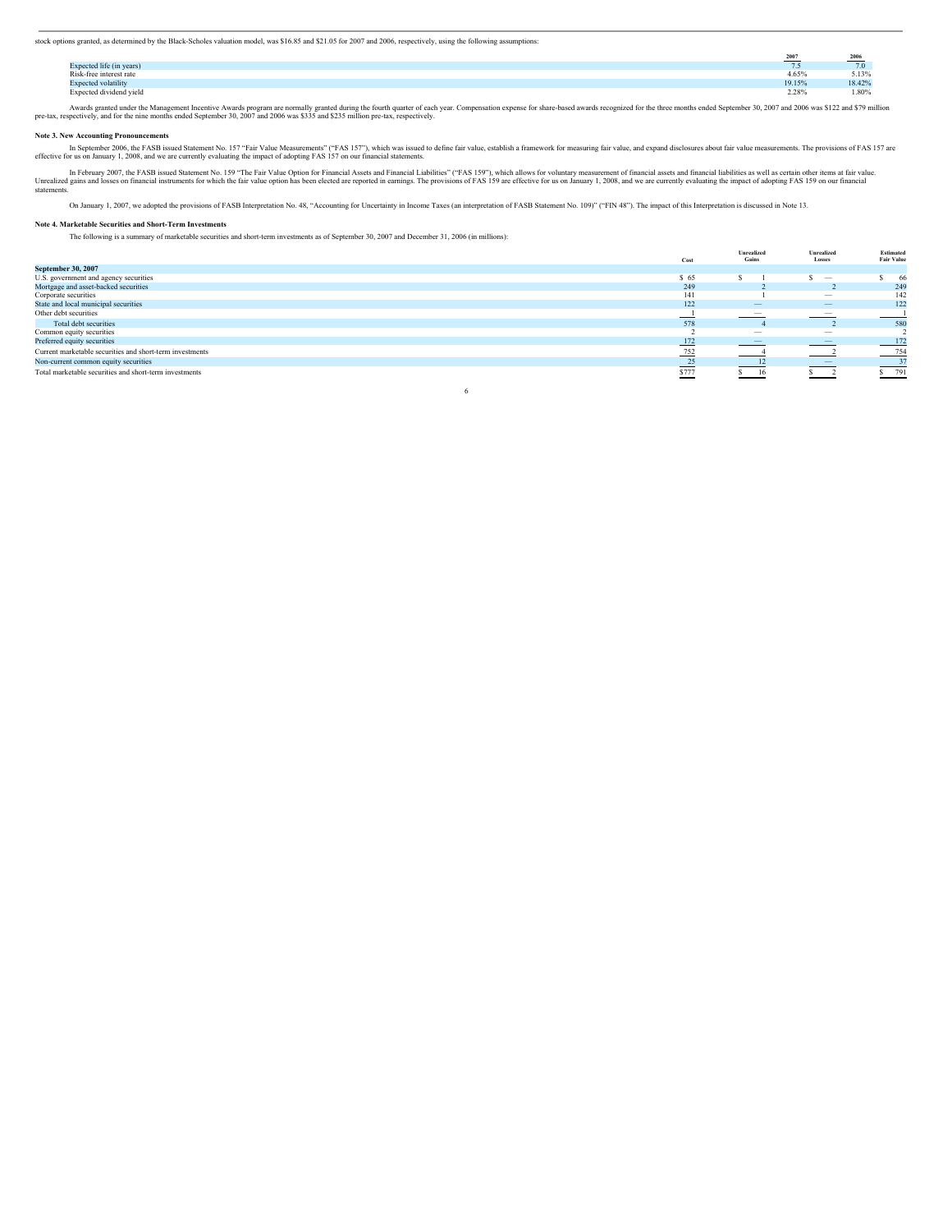stock options granted, as determined by the Black-Scholes valuation model, was $16.85 and $21.05 for 2007 and 2006, respectively, using the following assumptions:

| | 2007 | 2006 |
|---|---|---|
| Expected life (in years) | 7.5 | 7.0 |
| Risk-free interest rate | 4.65% | 5.13% |
| Expected volatility | 19.15% | 18.42% |
| Expected dividend yield | 2.28% | 1.80% |

Awards granted under the Management Incentive Awards program are normally granted during the fourth quarter of each year. Compensation expense for share-based awards recognized for the three months ended September 30, 2007 and 2006 was $122 and $79 million pre-tax, respectively, and for the nine months ended September 30, 2007 and 2006 was $335 and $235 million pre-tax, respectively.

**Note 3. New Accounting Pronouncements**

In September 2006, the FASB issued Statement No. 157 "Fair Value Measurements" ("FAS 157"), which was issued to define fair value, establish a framework for measuring fair value, and expand disclosures about fair value measurements. The provisions of FAS 157 are effective for us on January 1, 2008, and we are currently evaluating the impact of adopting FAS 157 on our financial statements.

In February 2007, the FASB issued Statement No. 159 "The Fair Value Option for Financial Assets and Financial Liabilities" ("FAS 159"), which allows for voluntary measurement of financial assets and financial liabilities as well as certain other items at fair value. Unrealized gains and losses on financial instruments for which the fair value option has been elected are reported in earnings. The provisions of FAS 159 are effective for us on January 1, 2008, and we are currently evaluating the impact of adopting FAS 159 on our financial statements.

On January 1, 2007, we adopted the provisions of FASB Interpretation No. 48, "Accounting for Uncertainty in Income Taxes (an interpretation of FASB Statement No. 109)" ("FIN 48"). The impact of this Interpretation is discussed in Note 13.

**Note 4. Marketable Securities and Short-Term Investments**

The following is a summary of marketable securities and short-term investments as of September 30, 2007 and December 31, 2006 (in millions):

| | Cost | Unrealized Gains | Unrealized Losses | Estimated Fair Value |
|---|---|---|---|---|
| **September 30, 2007** | | | | |
| U.S. government and agency securities | $ 65 | $ 1 | $ — | $ 66 |
| Mortgage and asset-backed securities | 249 | 2 | 2 | 249 |
| Corporate securities | 141 | 1 | — | 142 |
| State and local municipal securities | 122 | — | — | 122 |
| Other debt securities | 1 | — | — | 1 |
| Total debt securities | 578 | 4 | 2 | 580 |
| Common equity securities | 2 | — | — | 2 |
| Preferred equity securities | 172 | — | — | 172 |
| Current marketable securities and short-term investments | 752 | 4 | 2 | 754 |
| Non-current common equity securities | 25 | 12 | — | 37 |
| Total marketable securities and short-term investments | $777 | $ 16 | $ 2 | $ 791 |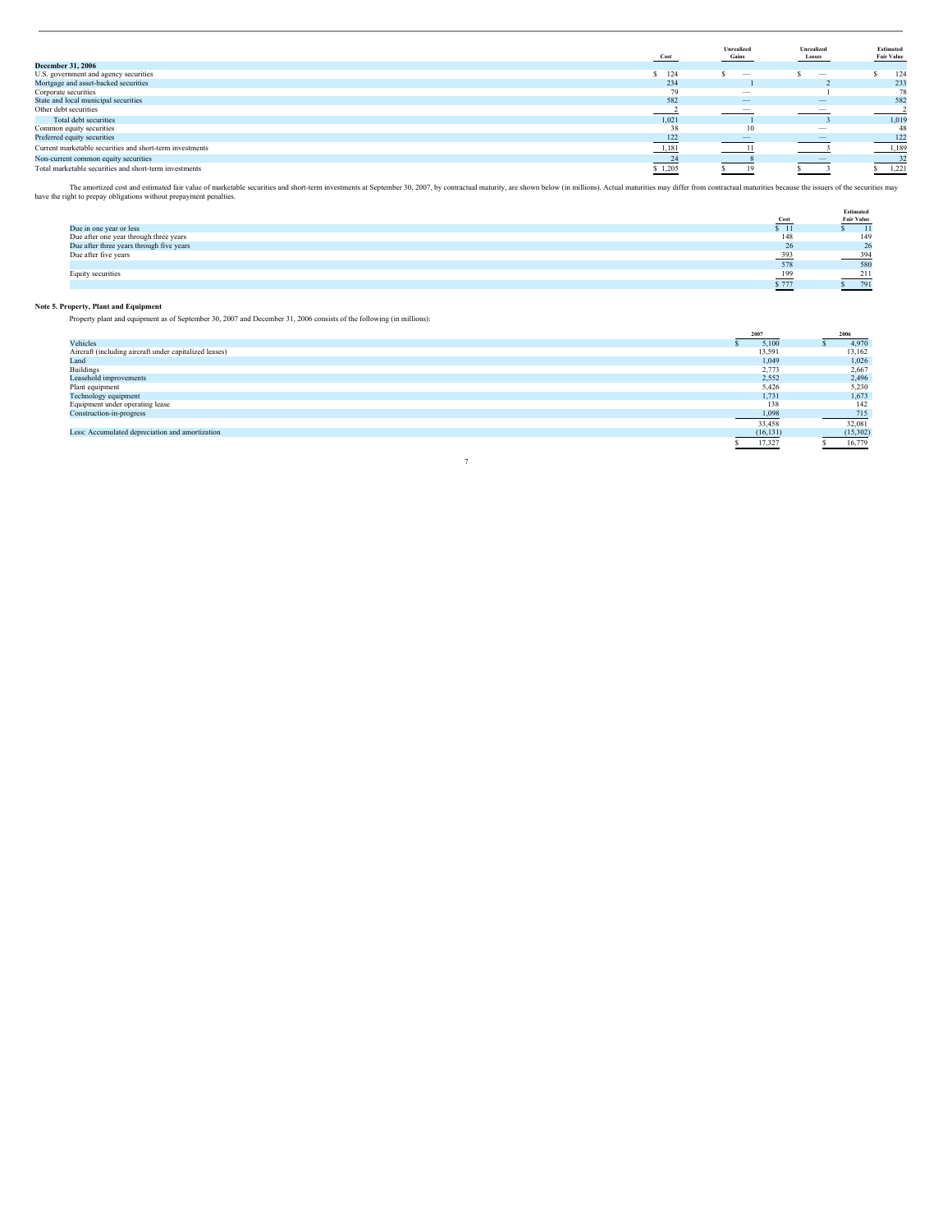| | Cost | Unrealized Gains | Unrealized Losses | Estimated Fair Value |
|---|---|---|---|---|
| **December 31, 2006** | | | | |
| U.S. government and agency securities | $ 124 | $ — | $ — | $ 124 |
| Mortgage and asset-backed securities | 234 | 1 | 2 | 233 |
| Corporate securities | 79 | — | 1 | 78 |
| State and local municipal securities | 582 | — | — | 582 |
| Other debt securities | 2 | — | — | 2 |
| Total debt securities | 1,021 | 1 | 3 | 1,019 |
| Common equity securities | 38 | 10 | — | 48 |
| Preferred equity securities | 122 | — | — | 122 |
| Current marketable securities and short-term investments | 1,181 | 11 | 3 | 1,189 |
| Non-current common equity securities | 24 | 8 | — | 32 |
| Total marketable securities and short-term investments | $ 1,205 | $ 19 | $ 3 | $ 1,221 |

The amortized cost and estimated fair value of marketable securities and short-term investments at September 30, 2007, by contractual maturity, are shown below (in millions). Actual maturities may differ from contractual maturities because the issuers of the securities may have the right to prepay obligations without prepayment penalties.

| | Cost | Estimated Fair Value |
|---|---|---|
| Due in one year or less | $ 11 | $ 11 |
| Due after one year through three years | 148 | 149 |
| Due after three years through five years | 26 | 26 |
| Due after five years | 393 | 394 |
| | 578 | 580 |
| Equity securities | 199 | 211 |
| | $ 777 | $ 791 |

**Note 5. Property, Plant and Equipment**

Property plant and equipment as of September 30, 2007 and December 31, 2006 consists of the following (in millions):

| | 2007 | 2006 |
|---|---|---|
| Vehicles | $ 5,100 | $ 4,970 |
| Aircraft (including aircraft under capitalized leases) | 13,591 | 13,162 |
| Land | 1,049 | 1,026 |
| Buildings | 2,773 | 2,667 |
| Leasehold improvements | 2,552 | 2,496 |
| Plant equipment | 5,426 | 5,230 |
| Technology equipment | 1,731 | 1,673 |
| Equipment under operating lease | 138 | 142 |
| Construction-in-progress | 1,098 | 715 |
| | 33,458 | 32,081 |
| Less: Accumulated depreciation and amortization | (16,131) | (15,302) |
| | $ 17,327 | $ 16,779 |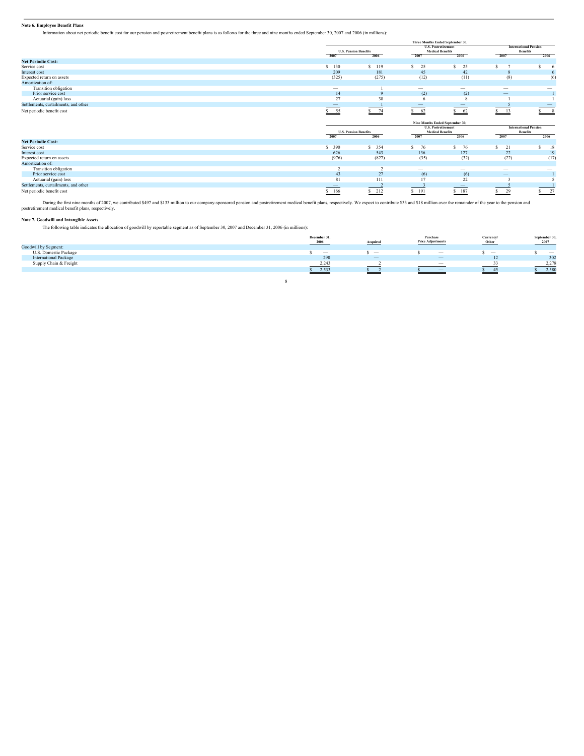**Note 6. Employee Benefit Plans**

Information about net periodic benefit cost for our pension and postretirement benefit plans is as follows for the three and nine months ended September 30, 2007 and 2006 (in millions):

| | Three Months Ended September 30, | | | | | |
|---|---|---|---|---|---|---|
| | U.S. Pension Benefits | | U.S. Postretirement Medical Benefits | | International Pension Benefits | |
| | 2007 | 2006 | 2007 | 2006 | 2007 | 2006 |
| **Net Periodic Cost:** | | | | | | |
| Service cost | $ 130 | $ 119 | $ 25 | $ 25 | $ 7 | $ 6 |
| Interest cost | 209 | 181 | 45 | 42 | 8 | 6 |
| Expected return on assets | (325) | (275) | (12) | (11) | (8) | (6) |
| Amortization of: | | | | | | |
| Transition obligation | — | 1 | — | — | — | — |
| Prior service cost | 14 | 9 | (2) | (2) | — | 1 |
| Actuarial (gain) loss | 27 | 38 | 6 | 8 | 1 | 1 |
| Settlements, curtailments, and other | — | 1 | — | — | 5 | — |
| Net periodic benefit cost | $ 55 | $ 74 | $ 62 | $ 62 | $ 13 | $ 8 |

| | Nine Months Ended September 30, | | | | | |
|---|---|---|---|---|---|---|
| | U.S. Pension Benefits | | U.S. Postretirement Medical Benefits | | International Pension Benefits | |
| | 2007 | 2006 | 2007 | 2006 | 2007 | 2006 |
| **Net Periodic Cost:** | | | | | | |
| Service cost | $ 390 | $ 354 | $ 76 | $ 76 | $ 21 | $ 18 |
| Interest cost | 626 | 543 | 136 | 127 | 22 | 19 |
| Expected return on assets | (976) | (827) | (35) | (32) | (22) | (17) |
| Amortization of: | | | | | | |
| Transition obligation | 2 | 2 | — | — | — | — |
| Prior service cost | 43 | 27 | (6) | (6) | — | 1 |
| Actuarial (gain) loss | 81 | 111 | 17 | 22 | 3 | 5 |
| Settlements, curtailments, and other | — | 2 | 3 | — | 5 | 1 |
| Net periodic benefit cost | $ 166 | $ 212 | $ 191 | $ 187 | $ 29 | $ 27 |

During the first nine months of 2007, we contributed $497 and $133 million to our company-sponsored pension and postretirement medical benefit plans, respectively. We expect to contribute $33 and $18 million over the remainder of the year to the pension and postretirement medical benefit plans, respectively.

**Note 7. Goodwill and Intangible Assets**

The following table indicates the allocation of goodwill by reportable segment as of September 30, 2007 and December 31, 2006 (in millions):

| | December 31, 2006 | Acquired | Purchase Price Adjustments | Currency/ Other | September 30, 2007 |
|---|---|---|---|---|---|
| Goodwill by Segment: | | | | | |
| U.S. Domestic Package | $ — | $ — | $ — | $ — | $ — |
| International Package | 290 | — | — | 12 | 302 |
| Supply Chain & Freight | 2,243 | 2 | — | 33 | 2,278 |
| | $ 2,533 | $ 2 | $ — | $ 45 | $ 2,580 |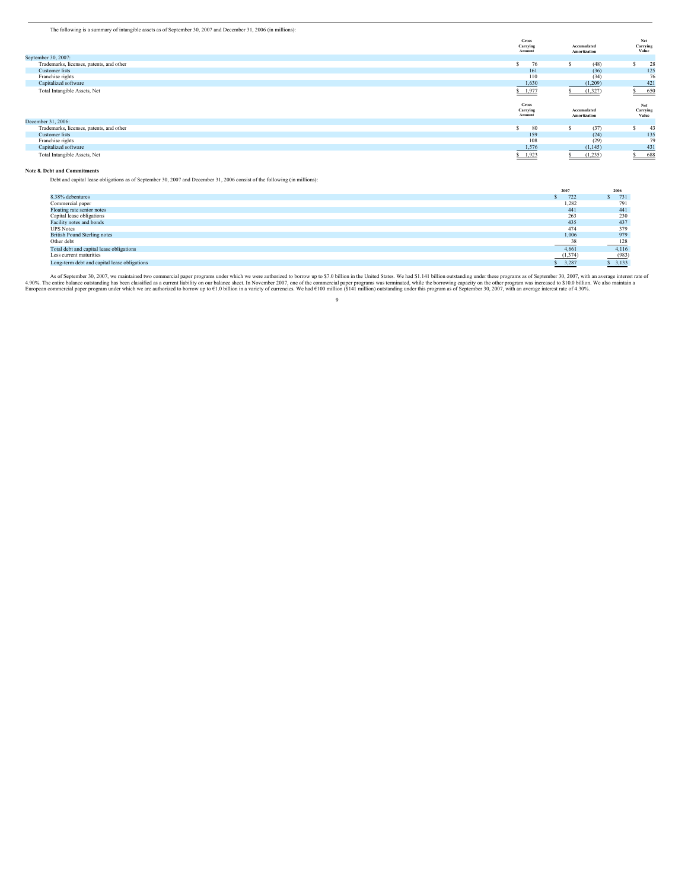The following is a summary of intangible assets as of September 30, 2007 and December 31, 2006 (in millions):

| | Gross Carrying Amount | Accumulated Amortization | Net Carrying Value |
|---|---|---|---|
| September 30, 2007: | | | |
| Trademarks, licenses, patents, and other | $ 76 | $ (48) | $ 28 |
| Customer lists | 161 | (36) | 125 |
| Franchise rights | 110 | (34) | 76 |
| Capitalized software | 1,630 | (1,209) | 421 |
| Total Intangible Assets, Net | $ 1,977 | $ (1,327) | $ 650 |
| December 31, 2006: | | | |
| Trademarks, licenses, patents, and other | $ 80 | $ (37) | $ 43 |
| Customer lists | 159 | (24) | 135 |
| Franchise rights | 108 | (29) | 79 |
| Capitalized software | 1,576 | (1,145) | 431 |
| Total Intangible Assets, Net | $ 1,923 | $ (1,235) | $ 688 |

**Note 8. Debt and Commitments**

Debt and capital lease obligations as of September 30, 2007 and December 31, 2006 consist of the following (in millions):

| | 2007 | 2006 |
|---|---|---|
| 8.38% debentures | $ 722 | $ 731 |
| Commercial paper | 1,282 | 791 |
| Floating rate senior notes | 441 | 441 |
| Capital lease obligations | 263 | 230 |
| Facility notes and bonds | 435 | 437 |
| UPS Notes | 474 | 379 |
| British Pound Sterling notes | 1,006 | 979 |
| Other debt | 38 | 128 |
| Total debt and capital lease obligations | 4,661 | 4,116 |
| Less current maturities | (1,374) | (983) |
| Long-term debt and capital lease obligations | $ 3,287 | $ 3,133 |

As of September 30, 2007, we maintained two commercial paper programs under which we were authorized to borrow up to $7.0 billion in the United States. We had $1.141 billion outstanding under these programs as of September 30, 2007, with an average interest rate of 4.90%. The entire balance outstanding has been classified as a current liability on our balance sheet. In November 2007, one of the commercial paper programs was terminated, while the borrowing capacity on the other program was increased to $10.0 billion. We also maintain a European commercial paper program under which we are authorized to borrow up to €1.0 billion in a variety of currencies. We had €100 million ($141 million) outstanding under this program as of September 30, 2007, with an average interest rate of 4.30%.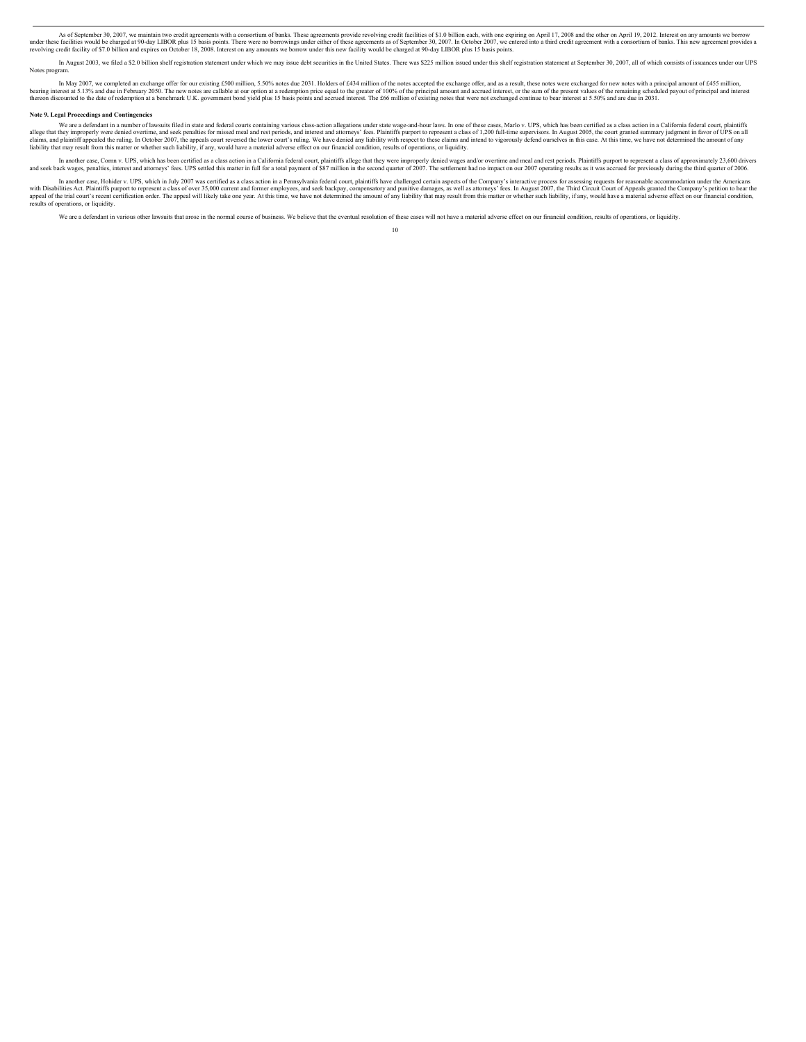As of September 30, 2007, we maintain two credit agreements with a consortium of banks. These agreements provide revolving credit facilities of $1.0 billion each, with one expiring on April 17, 2008 and the other on April 19, 2012. Interest on any amounts we borrow under these facilities would be charged at 90-day LIBOR plus 15 basis points. There were no borrowings under either of these agreements as of September 30, 2007. In October 2007, we entered into a third credit agreement with a consortium of banks. This new agreement provides a revolving credit facility of $7.0 billion and expires on October 18, 2008. Interest on any amounts we borrow under this new facility would be charged at 90-day LIBOR plus 15 basis points.

In August 2003, we filed a $2.0 billion shelf registration statement under which we may issue debt securities in the United States. There was $225 million issued under this shelf registration statement at September 30, 2007, all of which consists of issuances under our UPS Notes program.

In May 2007, we completed an exchange offer for our existing £500 million, 5.50% notes due 2031. Holders of £434 million of the notes accepted the exchange offer, and as a result, these notes were exchanged for new notes with a principal amount of £455 million, bearing interest at 5.13% and due in February 2050. The new notes are callable at our option at a redemption price equal to the greater of 100% of the principal amount and accrued interest, or the sum of the present values of the remaining scheduled payout of principal and interest thereon discounted to the date of redemption at a benchmark U.K. government bond yield plus 15 basis points and accrued interest. The £66 million of existing notes that were not exchanged continue to bear interest at 5.50% and are due in 2031.

#### Note 9. Legal Proceedings and Contingencies

We are a defendant in a number of lawsuits filed in state and federal courts containing various class-action allegations under state wage-and-hour laws. In one of these cases, Marlo v. UPS, which has been certified as a class action in a California federal court, plaintiffs allege that they improperly were denied overtime, and seek penalties for missed meal and rest periods, and interest and attorneys' fees. Plaintiffs purport to represent a class of 1,200 full-time supervisors. In August 2005, the court granted summary judgment in favor of UPS on all claims, and plaintiff appealed the ruling. In October 2007, the appeals court reversed the lower court's ruling. We have denied any liability with respect to these claims and intend to vigorously defend ourselves in this case. At this time, we have not determined the amount of any liability that may result from this matter or whether such liability, if any, would have a material adverse effect on our financial condition, results of operations, or liquidity.

In another case, Cornn v. UPS, which has been certified as a class action in a California federal court, plaintiffs allege that they were improperly denied wages and/or overtime and meal and rest periods. Plaintiffs purport to represent a class of approximately 23,600 drivers and seek back wages, penalties, interest and attorneys' fees. UPS settled this matter in full for a total payment of $87 million in the second quarter of 2007. The settlement had no impact on our 2007 operating results as it was accrued for previously during the third quarter of 2006.

In another case, Hohider v. UPS, which in July 2007 was certified as a class action in a Pennsylvania federal court, plaintiffs have challenged certain aspects of the Company's interactive process for assessing requests for reasonable accommodation under the Americans with Disabilities Act. Plaintiffs purport to represent a class of over 35,000 current and former employees, and seek backpay, compensatory and punitive damages, as well as attorneys' fees. In August 2007, the Third Circuit Court of Appeals granted the Company's petition to hear the appeal of the trial court's recent certification order. The appeal will likely take one year. At this time, we have not determined the amount of any liability that may result from this matter or whether such liability, if any, would have a material adverse effect on our financial condition, results of operations, or liquidity.

We are a defendant in various other lawsuits that arose in the normal course of business. We believe that the eventual resolution of these cases will not have a material adverse effect on our financial condition, results of operations, or liquidity.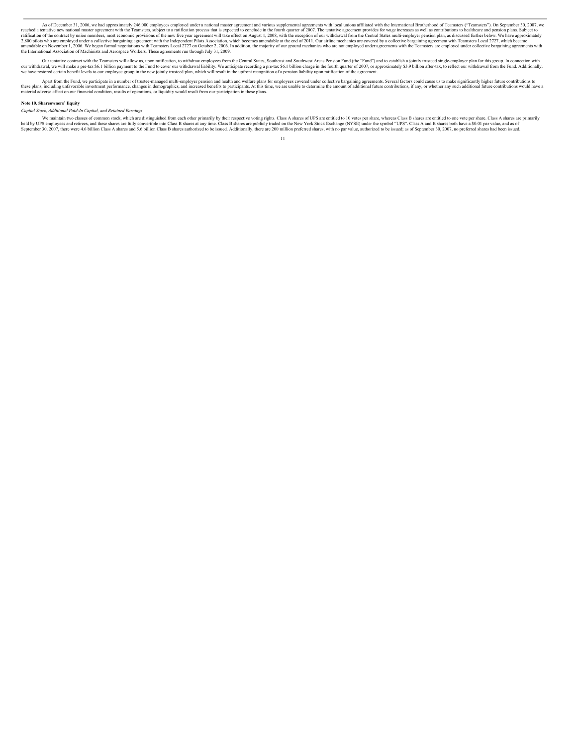As of December 31, 2006, we had approximately 246,000 employees employed under a national master agreement and various supplemental agreements with local unions affiliated with the International Brotherhood of Teamsters ("Teamsters"). On September 30, 2007, we reached a tentative new national master agreement with the Teamsters, subject to a ratification process that is expected to conclude in the fourth quarter of 2007. The tentative agreement provides for wage increases as well as contributions to healthcare and pension plans. Subject to ratification of the contract by union members, most economic provisions of the new five year agreement will take effect on August 1, 2008, with the exception of our withdrawal from the Central States multi-employer pension plan, as discussed further below. We have approximately 2,800 pilots who are employed under a collective bargaining agreement with the Independent Pilots Association, which becomes amendable at the end of 2011. Our airline mechanics are covered by a collective bargaining agreement with Teamsters Local 2727, which became amendable on November 1, 2006. We began formal negotiations with Teamsters Local 2727 on October 2, 2006. In addition, the majority of our ground mechanics who are not employed under agreements with the Teamsters are employed under collective bargaining agreements with the International Association of Machinists and Aerospace Workers. These agreements run through July 31, 2009.

Our tentative contract with the Teamsters will allow us, upon ratification, to withdraw employees from the Central States, Southeast and Southwest Areas Pension Fund (the "Fund") and to establish a jointly trusteed single-employer plan for this group. In connection with our withdrawal, we will make a pre-tax $6.1 billion payment to the Fund to cover our withdrawal liability. We anticipate recording a pre-tax $6.1 billion charge in the fourth quarter of 2007, or approximately $3.9 billion after-tax, to reflect our withdrawal from the Fund. Additionally, we have restored certain benefit levels to our employee group in the new jointly trusteed plan, which will result in the upfront recognition of a pension liability upon ratification of the agreement.

Apart from the Fund, we participate in a number of trustee-managed multi-employer pension and health and welfare plans for employees covered under collective bargaining agreements. Several factors could cause us to make significantly higher future contributions to these plans, including unfavorable investment performance, changes in demographics, and increased benefits to participants. At this time, we are unable to determine the amount of additional future contributions, if any, or whether any such additional future contributions would have a material adverse effect on our financial condition, results of operations, or liquidity would result from our participation in these plans.

**Note 10. Shareowners' Equity**

*Capital Stock, Additional Paid-In Capital, and Retained Earnings*

We maintain two classes of common stock, which are distinguished from each other primarily by their respective voting rights. Class A shares of UPS are entitled to 10 votes per share, whereas Class B shares are entitled to one vote per share. Class A shares are primarily held by UPS employees and retirees, and these shares are fully convertible into Class B shares at any time. Class B shares are publicly traded on the New York Stock Exchange (NYSE) under the symbol "UPS". Class A and B shares both have a $0.01 par value, and as of September 30, 2007, there were 4.6 billion Class A shares and 5.6 billion Class B shares authorized to be issued. Additionally, there are 200 million preferred shares, with no par value, authorized to be issued; as of September 30, 2007, no preferred shares had been issued.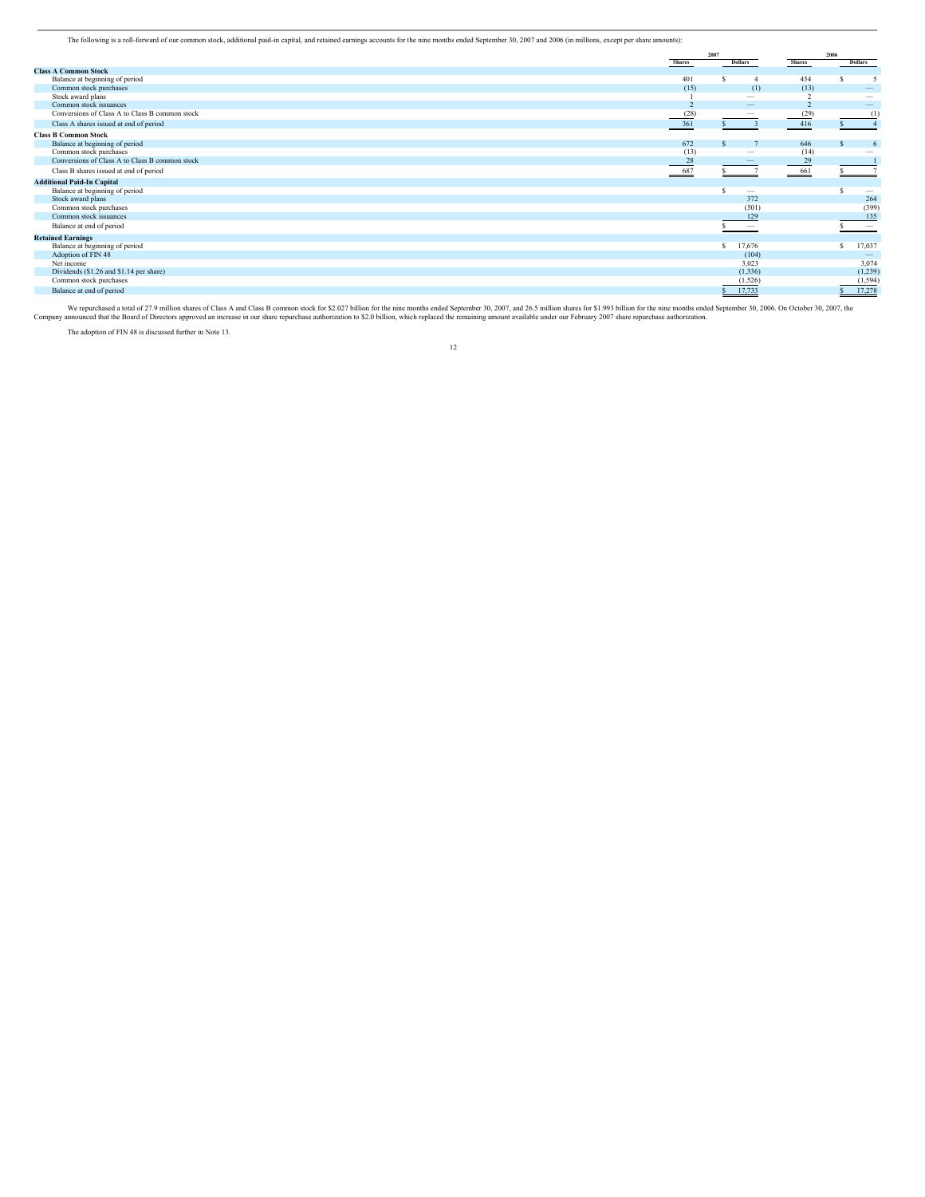The following is a roll-forward of our common stock, additional paid-in capital, and retained earnings accounts for the nine months ended September 30, 2007 and 2006 (in millions, except per share amounts):

| | 2007 | | 2006 | |
|---|---|---|---|---|
| | Shares | Dollars | Shares | Dollars |
| **Class A Common Stock** | | | | |
| Balance at beginning of period | 401 | $ 4 | 454 | $ 5 |
| Common stock purchases | (15) | (1) | (13) | — |
| Stock award plans | 1 | — | 2 | — |
| Common stock issuances | 2 | — | 2 | — |
| Conversions of Class A to Class B common stock | (28) | — | (29) | (1) |
| Class A shares issued at end of period | 361 | $ 3 | 416 | $ 4 |
| **Class B Common Stock** | | | | |
| Balance at beginning of period | 672 | $ 7 | 646 | $ 6 |
| Common stock purchases | (13) | — | (14) | — |
| Conversions of Class A to Class B common stock | 28 | — | 29 | 1 |
| Class B shares issued at end of period | 687 | $ 7 | 661 | $ 7 |
| **Additional Paid-In Capital** | | | | |
| Balance at beginning of period | | $ — | | $ — |
| Stock award plans | | 372 | | 264 |
| Common stock purchases | | (501) | | (399) |
| Common stock issuances | | 129 | | 135 |
| Balance at end of period | | $ — | | $ — |
| **Retained Earnings** | | | | |
| Balance at beginning of period | | $ 17,676 | | $ 17,037 |
| Adoption of FIN 48 | | (104) | | — |
| Net income | | 3,023 | | 3,074 |
| Dividends ($1.26 and $1.14 per share) | | (1,336) | | (1,239) |
| Common stock purchases | | (1,526) | | (1,594) |
| Balance at end of period | | $ 17,733 | | $ 17,278 |

We repurchased a total of 27.9 million shares of Class A and Class B common stock for $2.027 billion for the nine months ended September 30, 2007, and 26.5 million shares for $1.993 billion for the nine months ended September 30, 2006. On October 30, 2007, the Company announced that the Board of Directors approved an increase in our share repurchase authorization to $2.0 billion, which replaced the remaining amount available under our February 2007 share repurchase authorization.

The adoption of FIN 48 is discussed further in Note 13.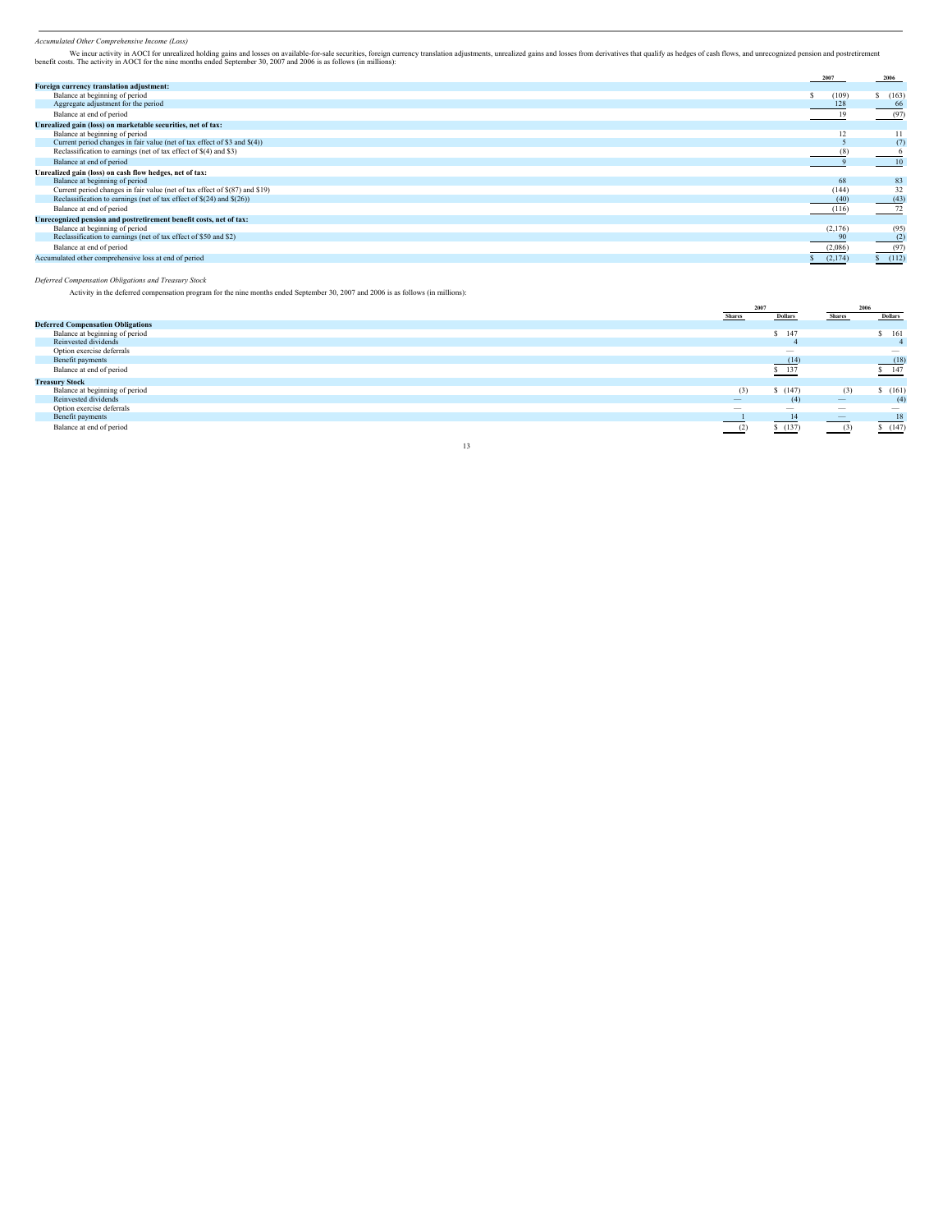*Accumulated Other Comprehensive Income (Loss)*

We incur activity in AOCI for unrealized holding gains and losses on available-for-sale securities, foreign currency translation adjustments, unrealized gains and losses from derivatives that qualify as hedges of cash flows, and unrecognized pension and postretirement benefit costs. The activity in AOCI for the nine months ended September 30, 2007 and 2006 is as follows (in millions):

| | 2007 | 2006 |
|---|---|---|
| **Foreign currency translation adjustment:** | | |
| Balance at beginning of period | $ (109) | $ (163) |
| Aggregate adjustment for the period | 128 | 66 |
| Balance at end of period | 19 | (97) |
| **Unrealized gain (loss) on marketable securities, net of tax:** | | |
| Balance at beginning of period | 12 | 11 |
| Current period changes in fair value (net of tax effect of $3 and $(4)) | 5 | (7) |
| Reclassification to earnings (net of tax effect of $(4) and $3) | (8) | 6 |
| Balance at end of period | 9 | 10 |
| **Unrealized gain (loss) on cash flow hedges, net of tax:** | | |
| Balance at beginning of period | 68 | 83 |
| Current period changes in fair value (net of tax effect of $(87) and $19) | (144) | 32 |
| Reclassification to earnings (net of tax effect of $(24) and $(26)) | (40) | (43) |
| Balance at end of period | (116) | 72 |
| **Unrecognized pension and postretirement benefit costs, net of tax:** | | |
| Balance at beginning of period | (2,176) | (95) |
| Reclassification to earnings (net of tax effect of $50 and $2) | 90 | (2) |
| Balance at end of period | (2,086) | (97) |
| Accumulated other comprehensive loss at end of period | $ (2,174) | $ (112) |

*Deferred Compensation Obligations and Treasury Stock*

Activity in the deferred compensation program for the nine months ended September 30, 2007 and 2006 is as follows (in millions):

| | 2007 | | 2006 | |
|---|---|---|---|---|
| | Shares | Dollars | Shares | Dollars |
| **Deferred Compensation Obligations** | | | | |
| Balance at beginning of period | | $ 147 | | $ 161 |
| Reinvested dividends | | 4 | | 4 |
| Option exercise deferrals | | — | | — |
| Benefit payments | | (14) | | (18) |
| Balance at end of period | | $ 137 | | $ 147 |
| **Treasury Stock** | | | | |
| Balance at beginning of period | (3) | $ (147) | (3) | $ (161) |
| Reinvested dividends | — | (4) | — | (4) |
| Option exercise deferrals | — | — | — | — |
| Benefit payments | 1 | 14 | — | 18 |
| Balance at end of period | (2) | $ (137) | (3) | $ (147) |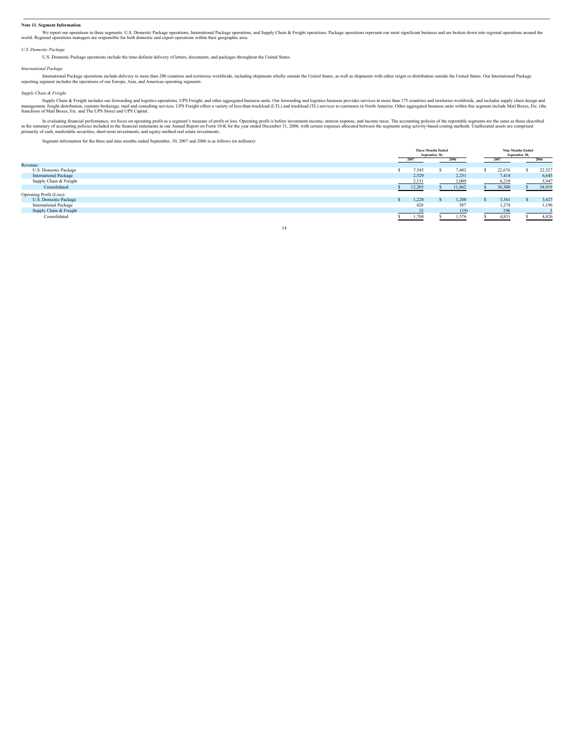**Note 11. Segment Information**

We report our operations in three segments: U.S. Domestic Package operations, International Package operations, and Supply Chain & Freight operations. Package operations represent our most significant business and are broken down into regional operations around the world. Regional operations managers are responsible for both domestic and export operations within their geographic area.

*U.S. Domestic Package*

U.S. Domestic Package operations include the time-definite delivery of letters, documents, and packages throughout the United States.

*International Package*

International Package operations include delivery to more than 200 countries and territories worldwide, including shipments wholly outside the United States, as well as shipments with either origin or distribution outside the United States. Our International Package reporting segment includes the operations of our Europe, Asia, and Americas operating segments.

*Supply Chain & Freight*

Supply Chain & Freight includes our forwarding and logistics operations, UPS Freight, and other aggregated business units. Our forwarding and logistics business provides services in more than 175 countries and territories worldwide, and includes supply chain design and management, freight distribution, customs brokerage, mail and consulting services. UPS Freight offers a variety of less-than-truckload (LTL) and truckload (TL) services to customers in North America. Other aggregated business units within this segment include Mail Boxes, Etc. (the franchisor of Mail Boxes, Etc. and The UPS Store) and UPS Capital.

In evaluating financial performance, we focus on operating profit as a segment's measure of profit or loss. Operating profit is before investment income, interest expense, and income taxes. The accounting policies of the reportable segments are the same as those described in the summary of accounting policies included in the financial statements in our Annual Report on Form 10-K for the year ended December 31, 2006, with certain expenses allocated between the segments using activity-based costing methods. Unallocated assets are comprised primarily of cash, marketable securities, short-term investments, and equity-method real estate investments.

Segment information for the three and nine months ended September, 30, 2007 and 2006 is as follows (in millions):

| | Three Months Ended September 30, | | Nine Months Ended September 30, | |
|---|---|---|---|---|
| | 2007 | 2006 | 2007 | 2006 |
| Revenue: | | | | |
| U.S. Domestic Package | $ 7,545 | $ 7,402 | $ 22,676 | $ 22,327 |
| International Package | 2,529 | 2,251 | 7,414 | 6,645 |
| Supply Chain & Freight | 2,131 | 2,009 | 6,210 | 5,947 |
| Consolidated | $ 12,205 | $ 11,662 | $ 36,300 | $ 34,919 |
| Operating Profit (Loss): | | | | |
| U.S. Domestic Package | $ 1,228 | $ 1,208 | $ 3,361 | $ 3,627 |
| International Package | 428 | 387 | 1,274 | 1,196 |
| Supply Chain & Freight | 52 | (19) | 196 | 3 |
| Consolidated | $ 1,708 | $ 1,576 | $ 4,831 | $ 4,826 |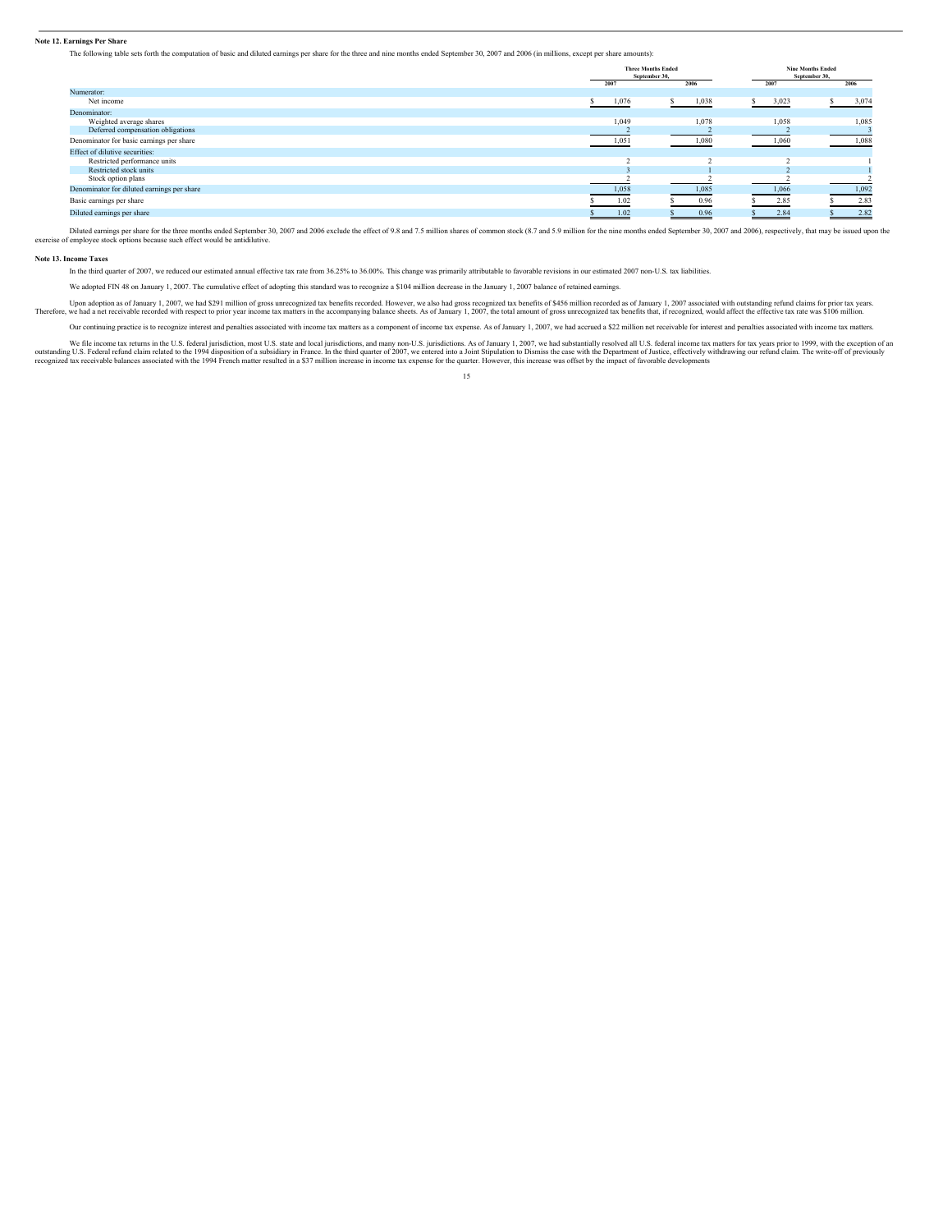**Note 12. Earnings Per Share**

The following table sets forth the computation of basic and diluted earnings per share for the three and nine months ended September 30, 2007 and 2006 (in millions, except per share amounts):

| | Three Months Ended September 30, | | Nine Months Ended September 30, | |
|---|---|---|---|---|
| | 2007 | 2006 | 2007 | 2006 |
| Numerator: | | | | |
| Net income | $ 1,076 | $ 1,038 | $ 3,023 | $ 3,074 |
| Denominator: | | | | |
| Weighted average shares | 1,049 | 1,078 | 1,058 | 1,085 |
| Deferred compensation obligations | 2 | 2 | 2 | 3 |
| Denominator for basic earnings per share | 1,051 | 1,080 | 1,060 | 1,088 |
| Effect of dilutive securities: | | | | |
| Restricted performance units | 2 | 2 | 2 | 1 |
| Restricted stock units | 3 | 1 | 2 | 1 |
| Stock option plans | 2 | 2 | 2 | 2 |
| Denominator for diluted earnings per share | 1,058 | 1,085 | 1,066 | 1,092 |
| Basic earnings per share | $ 1.02 | $ 0.96 | $ 2.85 | $ 2.83 |
| Diluted earnings per share | $ 1.02 | $ 0.96 | $ 2.84 | $ 2.82 |

Diluted earnings per share for the three months ended September 30, 2007 and 2006 exclude the effect of 9.8 and 7.5 million shares of common stock (8.7 and 5.9 million for the nine months ended September 30, 2007 and 2006), respectively, that may be issued upon the exercise of employee stock options because such effect would be antidilutive.

**Note 13. Income Taxes**

In the third quarter of 2007, we reduced our estimated annual effective tax rate from 36.25% to 36.00%. This change was primarily attributable to favorable revisions in our estimated 2007 non-U.S. tax liabilities.

We adopted FIN 48 on January 1, 2007. The cumulative effect of adopting this standard was to recognize a $104 million decrease in the January 1, 2007 balance of retained earnings.

Upon adoption as of January 1, 2007, we had $291 million of gross unrecognized tax benefits recorded. However, we also had gross recognized tax benefits of $456 million recorded as of January 1, 2007 associated with outstanding refund claims for prior tax years. Therefore, we had a net receivable recorded with respect to prior year income tax matters in the accompanying balance sheets. As of January 1, 2007, the total amount of gross unrecognized tax benefits that, if recognized, would affect the effective tax rate was $106 million.

Our continuing practice is to recognize interest and penalties associated with income tax matters as a component of income tax expense. As of January 1, 2007, we had accrued a $22 million net receivable for interest and penalties associated with income tax matters.

We file income tax returns in the U.S. federal jurisdiction, most U.S. state and local jurisdictions, and many non-U.S. jurisdictions. As of January 1, 2007, we had substantially resolved all U.S. federal income tax matters for tax years prior to 1999, with the exception of an outstanding U.S. Federal refund claim related to the 1994 disposition of a subsidiary in France. In the third quarter of 2007, we entered into a Joint Stipulation to Dismiss the case with the Department of Justice, effectively withdrawing our refund claim. The write-off of previously recognized tax receivable balances associated with the 1994 French matter resulted in a $37 million increase in income tax expense for the quarter. However, this increase was offset by the impact of favorable developments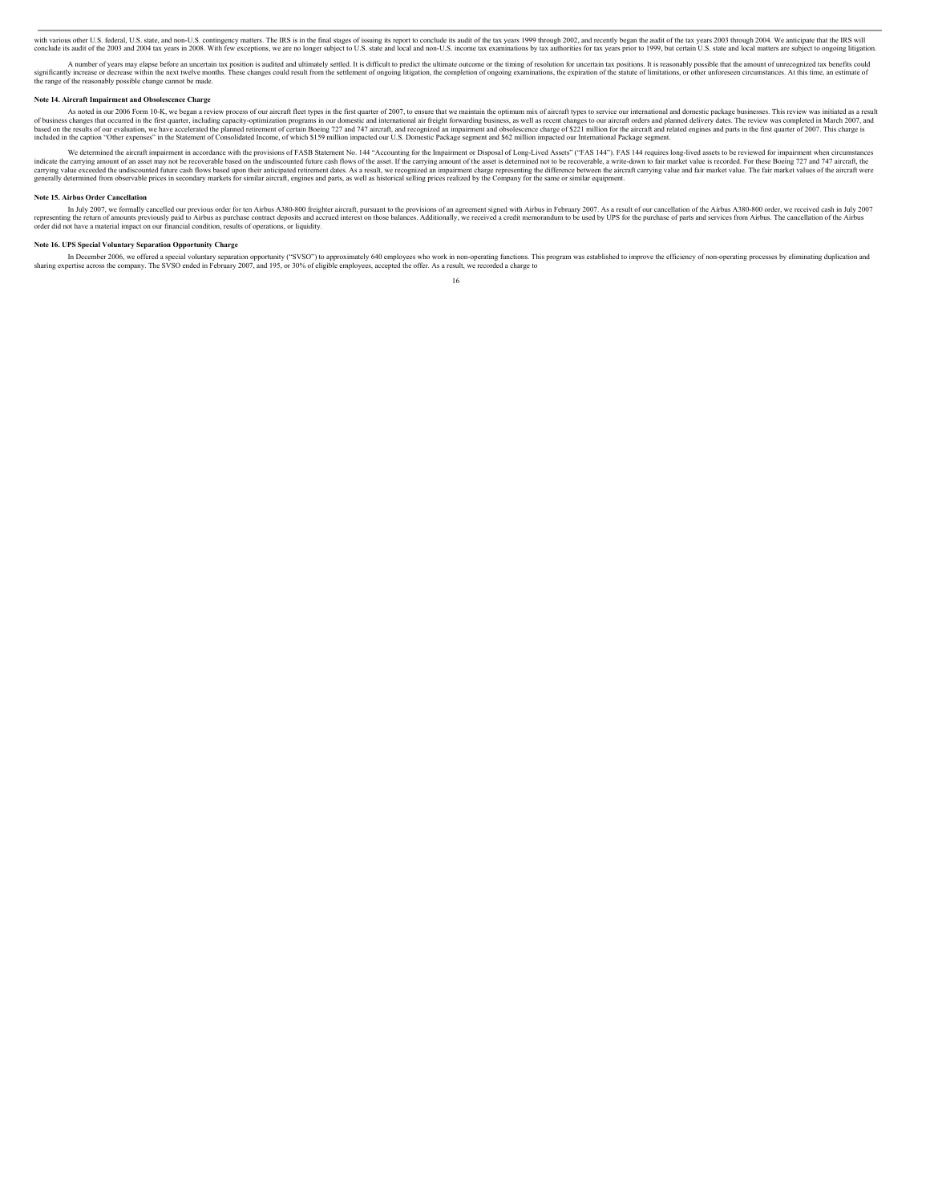with various other U.S. federal, U.S. state, and non-U.S. contingency matters. The IRS is in the final stages of issuing its report to conclude its audit of the tax years 1999 through 2002, and recently began the audit of the tax years 2003 through 2004. We anticipate that the IRS will conclude its audit of the 2003 and 2004 tax years in 2008. With few exceptions, we are no longer subject to U.S. state and local and non-U.S. income tax examinations by tax authorities for tax years prior to 1999, but certain U.S. state and local matters are subject to ongoing litigation.

A number of years may elapse before an uncertain tax position is audited and ultimately settled. It is difficult to predict the ultimate outcome or the timing of resolution for uncertain tax positions. It is reasonably possible that the amount of unrecognized tax benefits could significantly increase or decrease within the next twelve months. These changes could result from the settlement of ongoing litigation, the completion of ongoing examinations, the expiration of the statute of limitations, or other unforeseen circumstances. At this time, an estimate of the range of the reasonably possible change cannot be made.

#### Note 14. Aircraft Impairment and Obsolescence Charge

As noted in our 2006 Form 10-K, we began a review process of our aircraft fleet types in the first quarter of 2007, to ensure that we maintain the optimum mix of aircraft types to service our international and domestic package businesses. This review was initiated as a result of business changes that occurred in the first quarter, including capacity-optimization programs in our domestic and international air freight forwarding business, as well as recent changes to our aircraft orders and planned delivery dates. The review was completed in March 2007, and based on the results of our evaluation, we have accelerated the planned retirement of certain Boeing 727 and 747 aircraft, and recognized an impairment and obsolescence charge of $221 million for the aircraft and related engines and parts in the first quarter of 2007. This charge is included in the caption "Other expenses" in the Statement of Consolidated Income, of which $159 million impacted our U.S. Domestic Package segment and $62 million impacted our International Package segment.

We determined the aircraft impairment in accordance with the provisions of FASB Statement No. 144 "Accounting for the Impairment or Disposal of Long-Lived Assets" ("FAS 144"). FAS 144 requires long-lived assets to be reviewed for impairment when circumstances indicate the carrying amount of an asset may not be recoverable based on the undiscounted future cash flows of the asset. If the carrying amount of the asset is determined not to be recoverable, a write-down to fair market value is recorded. For these Boeing 727 and 747 aircraft, the carrying value exceeded the undiscounted future cash flows based upon their anticipated retirement dates. As a result, we recognized an impairment charge representing the difference between the aircraft carrying value and fair market value. The fair market values of the aircraft were generally determined from observable prices in secondary markets for similar aircraft, engines and parts, as well as historical selling prices realized by the Company for the same or similar equipment.

#### Note 15. Airbus Order Cancellation

In July 2007, we formally cancelled our previous order for ten Airbus A380-800 freighter aircraft, pursuant to the provisions of an agreement signed with Airbus in February 2007. As a result of our cancellation of the Airbus A380-800 order, we received cash in July 2007 representing the return of amounts previously paid to Airbus as purchase contract deposits and accrued interest on those balances. Additionally, we received a credit memorandum to be used by UPS for the purchase of parts and services from Airbus. The cancellation of the Airbus order did not have a material impact on our financial condition, results of operations, or liquidity.

#### Note 16. UPS Special Voluntary Separation Opportunity Charge

In December 2006, we offered a special voluntary separation opportunity ("SVSO") to approximately 640 employees who work in non-operating functions. This program was established to improve the efficiency of non-operating processes by eliminating duplication and sharing expertise across the company. The SVSO ended in February 2007, and 195, or 30% of eligible employees, accepted the offer. As a result, we recorded a charge to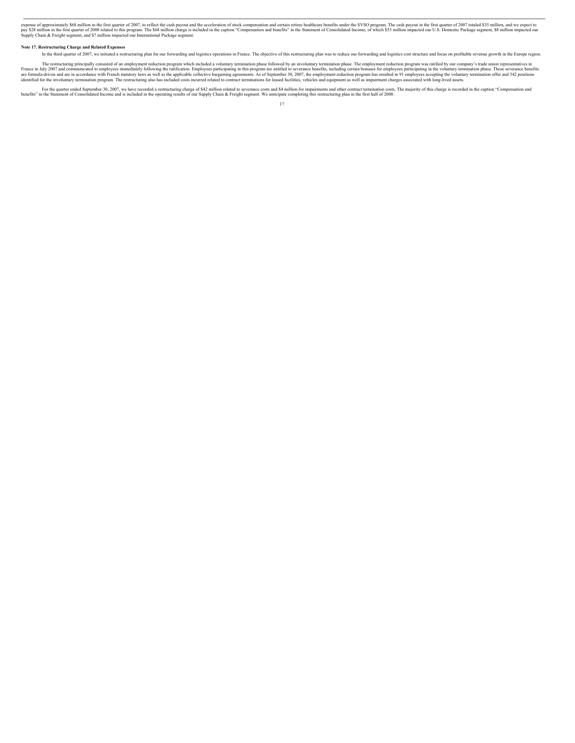expense of approximately $68 million in the first quarter of 2007, to reflect the cash payout and the acceleration of stock compensation and certain retiree healthcare benefits under the SVSO program. The cash payout in the first quarter of 2007 totaled $35 million, and we expect to pay $28 million in the first quarter of 2008 related to this program. The $68 million charge is included in the caption "Compensation and benefits" in the Statement of Consolidated Income, of which $53 million impacted our U.S. Domestic Package segment, $8 million impacted our Supply Chain & Freight segment, and $7 million impacted our International Package segment.

**Note 17. Restructuring Charge and Related Expenses**

In the third quarter of 2007, we initiated a restructuring plan for our forwarding and logistics operations in France. The objective of this restructuring plan was to reduce our forwarding and logistics cost structure and focus on profitable revenue growth in the Europe region.

The restructuring principally consisted of an employment reduction program which included a voluntary termination phase followed by an involuntary termination phase. The employment reduction program was ratified by our company's trade union representatives in France in July 2007 and communicated to employees immediately following the ratification. Employees participating in this program are entitled to severance benefits, including certain bonuses for employees participating in the voluntary termination phase. These severance benefits are formula-driven and are in accordance with French statutory laws as well as the applicable collective bargaining agreements. As of September 30, 2007, the employment reduction program has resulted in 91 employees accepting the voluntary termination offer and 342 positions identified for the involuntary termination program. The restructuring also has included costs incurred related to contract terminations for leased facilities, vehicles and equipment as well as impairment charges associated with long-lived assets.

For the quarter ended September 30, 2007, we have recorded a restructuring charge of $42 million related to severance costs and $4 million for impairments and other contract termination costs. The majority of this charge is recorded in the caption "Compensation and benefits" in the Statement of Consolidated Income and is included in the operating results of our Supply Chain & Freight segment. We anticipate completing this restructuring plan in the first half of 2008.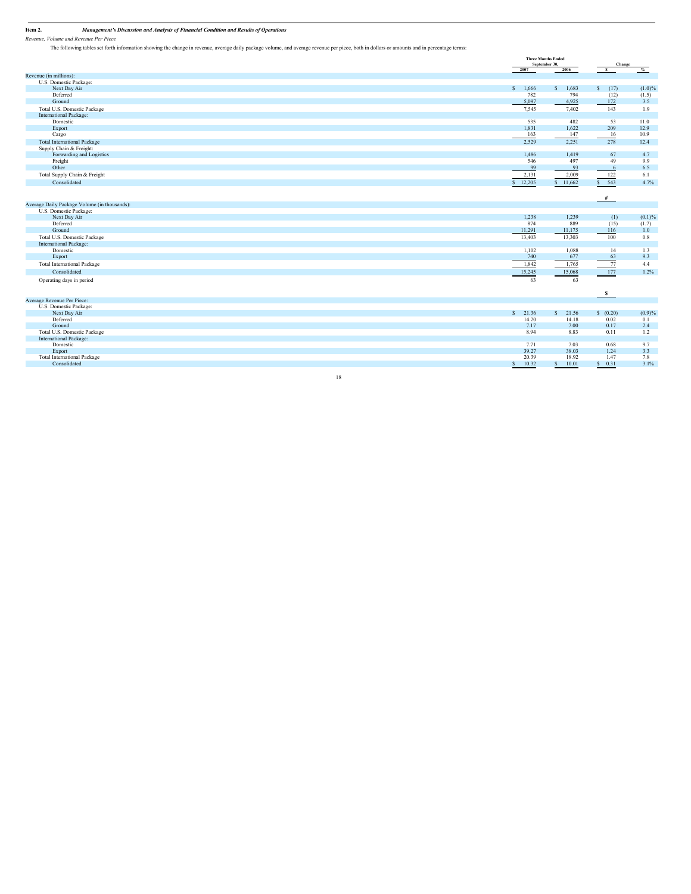**Item 2.** ***Management's Discussion and Analysis of Financial Condition and Results of Operations***

*Revenue, Volume and Revenue Per Piece*

The following tables set forth information showing the change in revenue, average daily package volume, and average revenue per piece, both in dollars or amounts and in percentage terms:

| | Three Months Ended September 30, | | Change | |
|---|---|---|---|---|
| | 2007 | 2006 | $ | % |
| Revenue (in millions): | | | | |
| U.S. Domestic Package: | | | | |
| Next Day Air | $ 1,666 | $ 1,683 | $ (17) | (1.0)% |
| Deferred | 782 | 794 | (12) | (1.5) |
| Ground | 5,097 | 4,925 | 172 | 3.5 |
| Total U.S. Domestic Package | 7,545 | 7,402 | 143 | 1.9 |
| International Package: | | | | |
| Domestic | 535 | 482 | 53 | 11.0 |
| Export | 1,831 | 1,622 | 209 | 12.9 |
| Cargo | 163 | 147 | 16 | 10.9 |
| Total International Package | 2,529 | 2,251 | 278 | 12.4 |
| Supply Chain & Freight: | | | | |
| Forwarding and Logistics | 1,486 | 1,419 | 67 | 4.7 |
| Freight | 546 | 497 | 49 | 9.9 |
| Other | 99 | 93 | 6 | 6.5 |
| Total Supply Chain & Freight | 2,131 | 2,009 | 122 | 6.1 |
| Consolidated | $ 12,205 | $ 11,662 | $ 543 | 4.7% |
| | | | # | |
| Average Daily Package Volume (in thousands): | | | | |
| U.S. Domestic Package: | | | | |
| Next Day Air | 1,238 | 1,239 | (1) | (0.1)% |
| Deferred | 874 | 889 | (15) | (1.7) |
| Ground | 11,291 | 11,175 | 116 | 1.0 |
| Total U.S. Domestic Package | 13,403 | 13,303 | 100 | 0.8 |
| International Package: | | | | |
| Domestic | 1,102 | 1,088 | 14 | 1.3 |
| Export | 740 | 677 | 63 | 9.3 |
| Total International Package | 1,842 | 1,765 | 77 | 4.4 |
| Consolidated | 15,245 | 15,068 | 177 | 1.2% |
| Operating days in period | 63 | 63 | | |
| | | | $ | |
| Average Revenue Per Piece: | | | | |
| U.S. Domestic Package: | | | | |
| Next Day Air | $ 21.36 | $ 21.56 | $ (0.20) | (0.9)% |
| Deferred | 14.20 | 14.18 | 0.02 | 0.1 |
| Ground | 7.17 | 7.00 | 0.17 | 2.4 |
| Total U.S. Domestic Package | 8.94 | 8.83 | 0.11 | 1.2 |
| International Package: | | | | |
| Domestic | 7.71 | 7.03 | 0.68 | 9.7 |
| Export | 39.27 | 38.03 | 1.24 | 3.3 |
| Total International Package | 20.39 | 18.92 | 1.47 | 7.8 |
| Consolidated | $ 10.32 | $ 10.01 | $ 0.31 | 3.1% |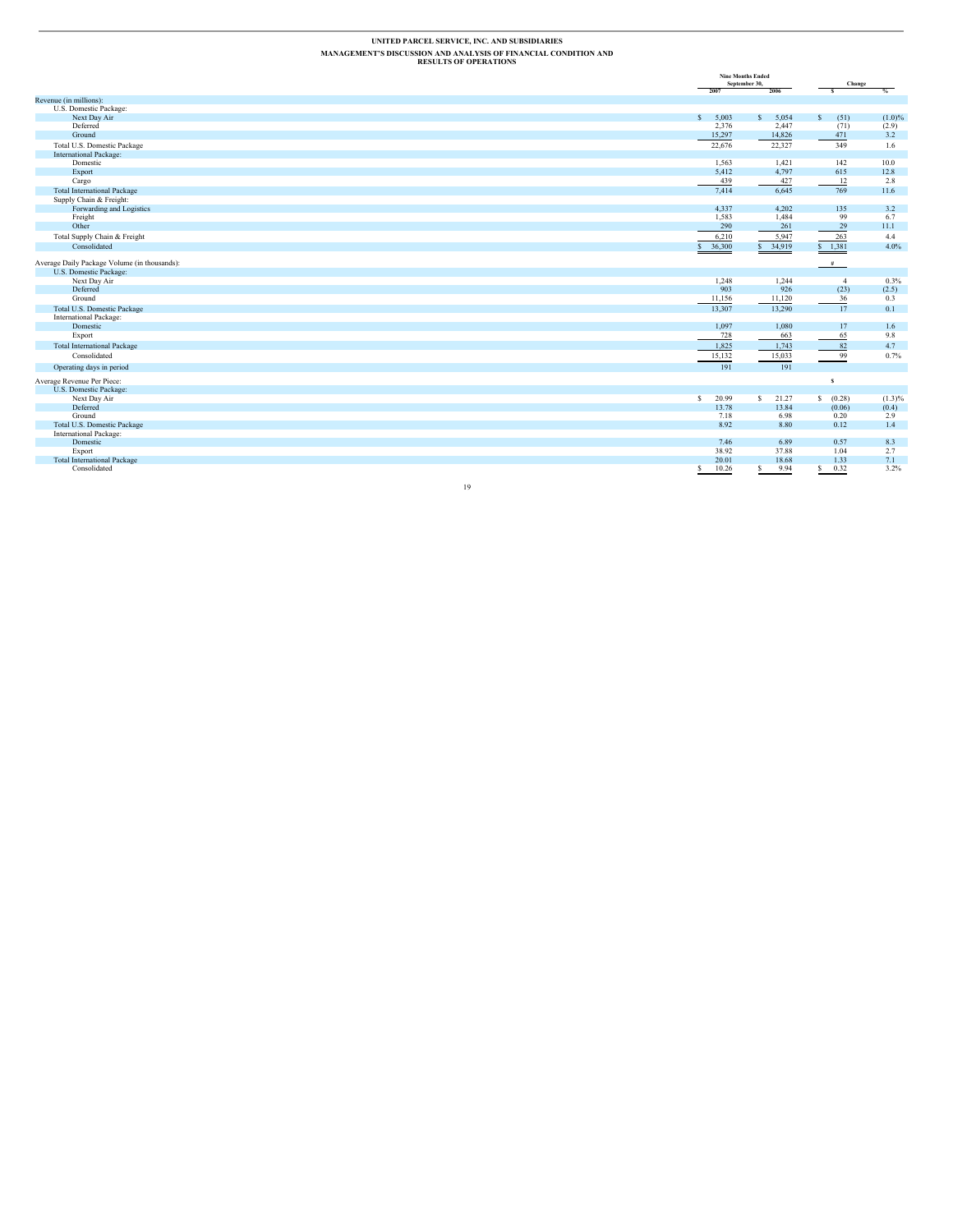**UNITED PARCEL SERVICE, INC. AND SUBSIDIARIES**

**MANAGEMENT'S DISCUSSION AND ANALYSIS OF FINANCIAL CONDITION AND RESULTS OF OPERATIONS**

| | Nine Months Ended September 30, | | Change | |
|---|---|---|---|---|
| | 2007 | 2006 | $ | % |
| Revenue (in millions): | | | | |
| U.S. Domestic Package: | | | | |
| Next Day Air | $ 5,003 | $ 5,054 | $ (51) | (1.0)% |
| Deferred | 2,376 | 2,447 | (71) | (2.9) |
| Ground | 15,297 | 14,826 | 471 | 3.2 |
| Total U.S. Domestic Package | 22,676 | 22,327 | 349 | 1.6 |
| International Package: | | | | |
| Domestic | 1,563 | 1,421 | 142 | 10.0 |
| Export | 5,412 | 4,797 | 615 | 12.8 |
| Cargo | 439 | 427 | 12 | 2.8 |
| Total International Package | 7,414 | 6,645 | 769 | 11.6 |
| Supply Chain & Freight: | | | | |
| Forwarding and Logistics | 4,337 | 4,202 | 135 | 3.2 |
| Freight | 1,583 | 1,484 | 99 | 6.7 |
| Other | 290 | 261 | 29 | 11.1 |
| Total Supply Chain & Freight | 6,210 | 5,947 | 263 | 4.4 |
| Consolidated | $ 36,300 | $ 34,919 | $ 1,381 | 4.0% |
| | | | # | |
| Average Daily Package Volume (in thousands): | | | | |
| U.S. Domestic Package: | | | | |
| Next Day Air | 1,248 | 1,244 | 4 | 0.3% |
| Deferred | 903 | 926 | (23) | (2.5) |
| Ground | 11,156 | 11,120 | 36 | 0.3 |
| Total U.S. Domestic Package | 13,307 | 13,290 | 17 | 0.1 |
| International Package: | | | | |
| Domestic | 1,097 | 1,080 | 17 | 1.6 |
| Export | 728 | 663 | 65 | 9.8 |
| Total International Package | 1,825 | 1,743 | 82 | 4.7 |
| Consolidated | 15,132 | 15,033 | 99 | 0.7% |
| Operating days in period | 191 | 191 | | |
| | | | $ | |
| Average Revenue Per Piece: | | | | |
| U.S. Domestic Package: | | | | |
| Next Day Air | $ 20.99 | $ 21.27 | $ (0.28) | (1.3)% |
| Deferred | 13.78 | 13.84 | (0.06) | (0.4) |
| Ground | 7.18 | 6.98 | 0.20 | 2.9 |
| Total U.S. Domestic Package | 8.92 | 8.80 | 0.12 | 1.4 |
| International Package: | | | | |
| Domestic | 7.46 | 6.89 | 0.57 | 8.3 |
| Export | 38.92 | 37.88 | 1.04 | 2.7 |
| Total International Package | 20.01 | 18.68 | 1.33 | 7.1 |
| Consolidated | $ 10.26 | $ 9.94 | $ 0.32 | 3.2% |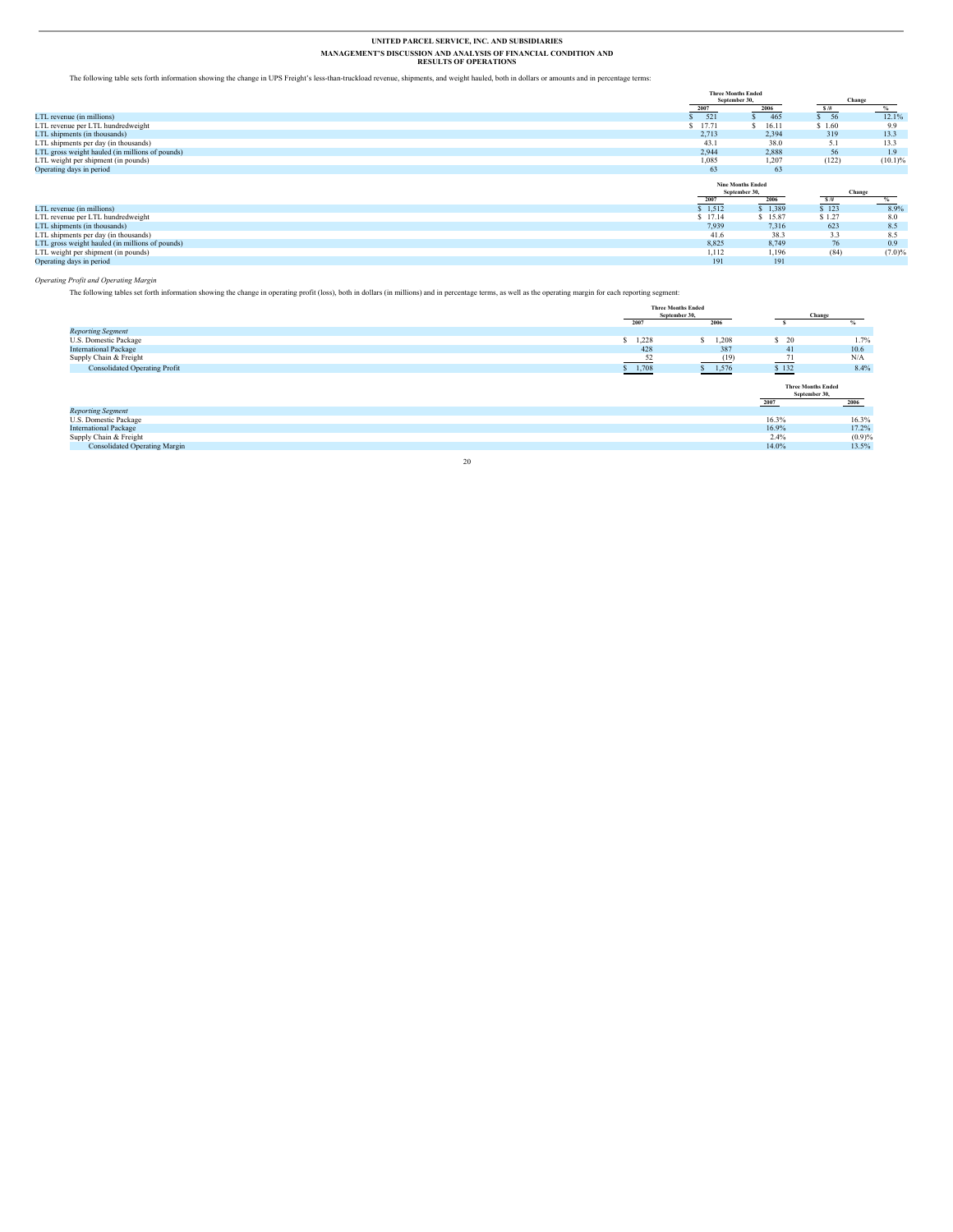**UNITED PARCEL SERVICE, INC. AND SUBSIDIARIES**

**MANAGEMENT'S DISCUSSION AND ANALYSIS OF FINANCIAL CONDITION AND RESULTS OF OPERATIONS**

The following table sets forth information showing the change in UPS Freight's less-than-truckload revenue, shipments, and weight hauled, both in dollars or amounts and in percentage terms:

| | Three Months Ended September 30, | | Change | |
|---|---|---|---|---|
| | 2007 | 2006 | $ /# | % |
| LTL revenue (in millions) | $ 521 | $ 465 | $ 56 | 12.1% |
| LTL revenue per LTL hundredweight | $ 17.71 | $ 16.11 | $ 1.60 | 9.9 |
| LTL shipments (in thousands) | 2,713 | 2,394 | 319 | 13.3 |
| LTL shipments per day (in thousands) | 43.1 | 38.0 | 5.1 | 13.3 |
| LTL gross weight hauled (in millions of pounds) | 2,944 | 2,888 | 56 | 1.9 |
| LTL weight per shipment (in pounds) | 1,085 | 1,207 | (122) | (10.1)% |
| Operating days in period | 63 | 63 | | |

| | Nine Months Ended September 30, | | Change | |
|---|---|---|---|---|
| | 2007 | 2006 | $ /# | % |
| LTL revenue (in millions) | $ 1,512 | $ 1,389 | $ 123 | 8.9% |
| LTL revenue per LTL hundredweight | $ 17.14 | $ 15.87 | $ 1.27 | 8.0 |
| LTL shipments (in thousands) | 7,939 | 7,316 | 623 | 8.5 |
| LTL shipments per day (in thousands) | 41.6 | 38.3 | 3.3 | 8.5 |
| LTL gross weight hauled (in millions of pounds) | 8,825 | 8,749 | 76 | 0.9 |
| LTL weight per shipment (in pounds) | 1,112 | 1,196 | (84) | (7.0)% |
| Operating days in period | 191 | 191 | | |

*Operating Profit and Operating Margin*

The following tables set forth information showing the change in operating profit (loss), both in dollars (in millions) and in percentage terms, as well as the operating margin for each reporting segment:

| | Three Months Ended September 30, | | Change | |
|---|---|---|---|---|
| | 2007 | 2006 | $ | % |
| *Reporting Segment* | | | | |
| U.S. Domestic Package | $ 1,228 | $ 1,208 | $ 20 | 1.7% |
| International Package | 428 | 387 | 41 | 10.6 |
| Supply Chain & Freight | 52 | (19) | 71 | N/A |
| Consolidated Operating Profit | $ 1,708 | $ 1,576 | $ 132 | 8.4% |

| | Three Months Ended September 30, | |
|---|---|---|
| | 2007 | 2006 |
| *Reporting Segment* | | |
| U.S. Domestic Package | 16.3% | 16.3% |
| International Package | 16.9% | 17.2% |
| Supply Chain & Freight | 2.4% | (0.9)% |
| Consolidated Operating Margin | 14.0% | 13.5% |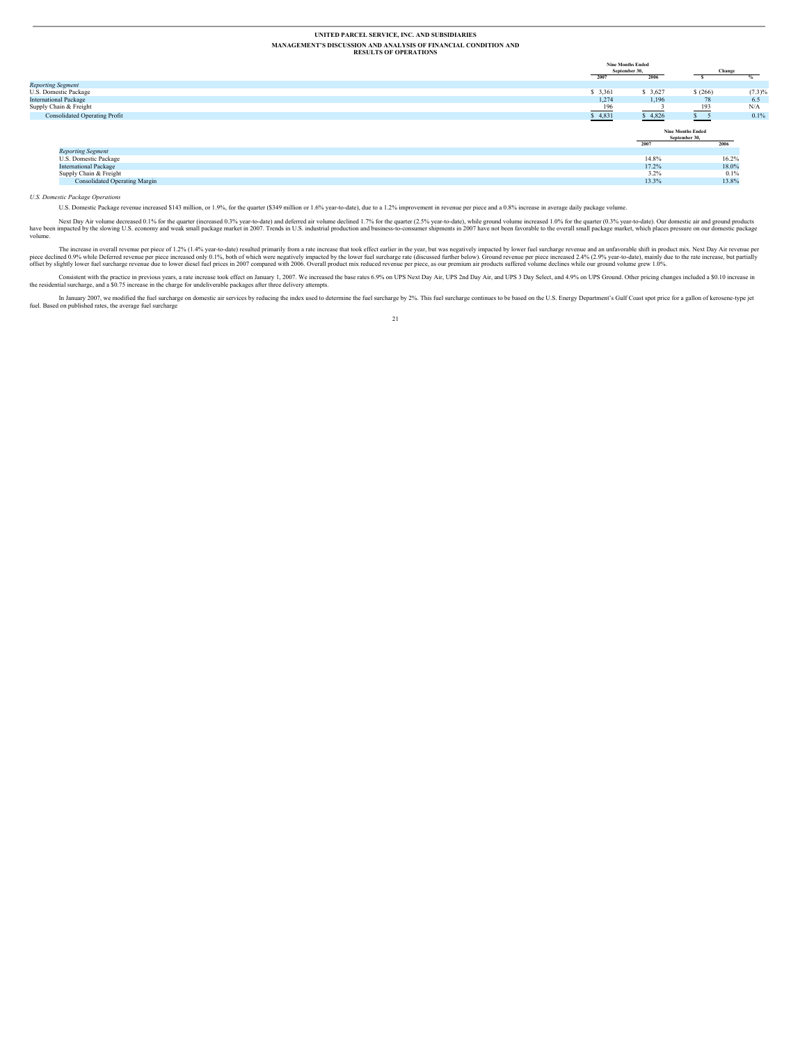# UNITED PARCEL SERVICE, INC. AND SUBSIDIARIES

## MANAGEMENT'S DISCUSSION AND ANALYSIS OF FINANCIAL CONDITION AND RESULTS OF OPERATIONS

| | Nine Months Ended September 30, | | Change | |
|---|---|---|---|---|
| | 2007 | 2006 | $ | % |
| *Reporting Segment* | | | | |
| U.S. Domestic Package | $ 3,361 | $ 3,627 | $ (266) | (7.3)% |
| International Package | 1,274 | 1,196 | 78 | 6.5 |
| Supply Chain & Freight | 196 | 3 | 193 | N/A |
| Consolidated Operating Profit | $ 4,831 | $ 4,826 | $ 5 | 0.1% |

| | Nine Months Ended September 30, | |
|---|---|---|
| | 2007 | 2006 |
| *Reporting Segment* | | |
| U.S. Domestic Package | 14.8% | 16.2% |
| International Package | 17.2% | 18.0% |
| Supply Chain & Freight | 3.2% | 0.1% |
| Consolidated Operating Margin | 13.3% | 13.8% |

*U.S. Domestic Package Operations*

U.S. Domestic Package revenue increased $143 million, or 1.9%, for the quarter ($349 million or 1.6% year-to-date), due to a 1.2% improvement in revenue per piece and a 0.8% increase in average daily package volume.

Next Day Air volume decreased 0.1% for the quarter (increased 0.3% year-to-date) and deferred air volume declined 1.7% for the quarter (2.5% year-to-date), while ground volume increased 1.0% for the quarter (0.3% year-to-date). Our domestic air and ground products have been impacted by the slowing U.S. economy and weak small package market in 2007. Trends in U.S. industrial production and business-to-consumer shipments in 2007 have not been favorable to the overall small package market, which places pressure on our domestic package volume.

The increase in overall revenue per piece of 1.2% (1.4% year-to-date) resulted primarily from a rate increase that took effect earlier in the year, but was negatively impacted by lower fuel surcharge revenue and an unfavorable shift in product mix. Next Day Air revenue per piece declined 0.9% while Deferred revenue per piece increased only 0.1%, both of which were negatively impacted by the lower fuel surcharge rate (discussed further below). Ground revenue per piece increased 2.4% (2.9% year-to-date), mainly due to the rate increase, but partially offset by slightly lower fuel surcharge revenue due to lower diesel fuel prices in 2007 compared with 2006. Overall product mix reduced revenue per piece, as our premium air products suffered volume declines while our ground volume grew 1.0%.

Consistent with the practice in previous years, a rate increase took effect on January 1, 2007. We increased the base rates 6.9% on UPS Next Day Air, UPS 2nd Day Air, and UPS 3 Day Select, and 4.9% on UPS Ground. Other pricing changes included a $0.10 increase in the residential surcharge, and a $0.75 increase in the charge for undeliverable packages after three delivery attempts.

In January 2007, we modified the fuel surcharge on domestic air services by reducing the index used to determine the fuel surcharge by 2%. This fuel surcharge continues to be based on the U.S. Energy Department's Gulf Coast spot price for a gallon of kerosene-type jet fuel. Based on published rates, the average fuel surcharge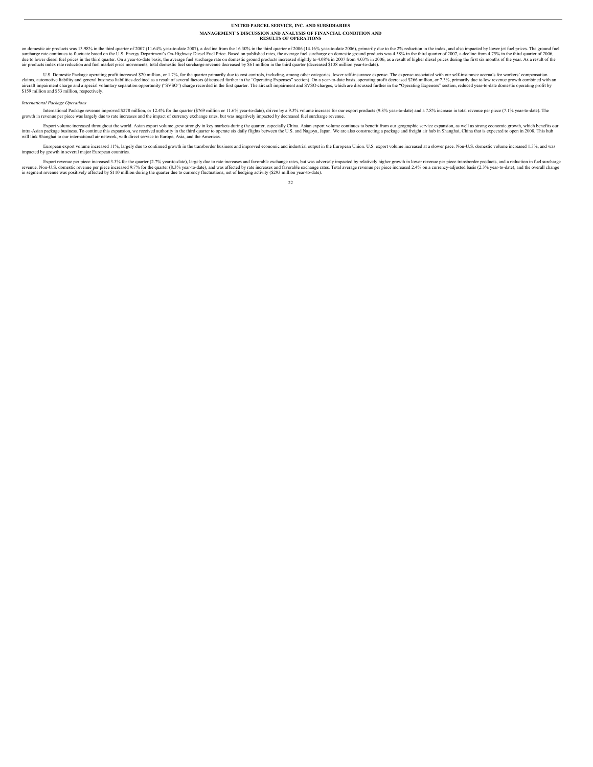on domestic air products was 13.98% in the third quarter of 2007 (11.64% year-to-date 2007), a decline from the 16.30% in the third quarter of 2006 (14.16% year-to-date 2006), primarily due to the 2% reduction in the index, and also impacted by lower jet fuel prices. The ground fuel surcharge rate continues to fluctuate based on the U.S. Energy Department's On-Highway Diesel Fuel Price. Based on published rates, the average fuel surcharge on domestic ground products was 4.58% in the third quarter of 2007, a decline from 4.75% in the third quarter of 2006, due to lower diesel fuel prices in the third quarter. On a year-to-date basis, the average fuel surcharge rate on domestic ground products increased slightly to 4.08% in 2007 from 4.03% in 2006, as a result of higher diesel prices during the first six months of the year. As a result of the air products index rate reduction and fuel market price movements, total domestic fuel surcharge revenue decreased by $61 million in the third quarter (decreased $138 million year-to-date).

U.S. Domestic Package operating profit increased $20 million, or 1.7%, for the quarter primarily due to cost controls, including, among other categories, lower self-insurance expense. The expense associated with our self-insurance accruals for workers' compensation claims, automotive liability and general business liabilities declined as a result of several factors (discussed further in the "Operating Expenses" section). On a year-to-date basis, operating profit decreased $266 million, or 7.3%, primarily due to low revenue growth combined with an aircraft impairment charge and a special voluntary separation opportunity ("SVSO") charge recorded in the first quarter. The aircraft impairment and SVSO charges, which are discussed further in the "Operating Expenses" section, reduced year-to-date domestic operating profit by $159 million and $53 million, respectively.

*International Package Operations*

International Package revenue improved $278 million, or 12.4% for the quarter ($769 million or 11.6% year-to-date), driven by a 9.3% volume increase for our export products (9.8% year-to-date) and a 7.8% increase in total revenue per piece (7.1% year-to-date). The growth in revenue per piece was largely due to rate increases and the impact of currency exchange rates, but was negatively impacted by decreased fuel surcharge revenue.

Export volume increased throughout the world. Asian export volume grew strongly in key markets during the quarter, especially China. Asian export volume continues to benefit from our geographic service expansion, as well as strong economic growth, which benefits our intra-Asian package business. To continue this expansion, we received authority in the third quarter to operate six daily flights between the U.S. and Nagoya, Japan. We are also constructing a package and freight air hub in Shanghai, China that is expected to open in 2008. This hub will link Shanghai to our international air network, with direct service to Europe, Asia, and the Americas.

European export volume increased 11%, largely due to continued growth in the transborder business and improved economic and industrial output in the European Union. U.S. export volume increased at a slower pace. Non-U.S. domestic volume increased 1.3%, and was impacted by growth in several major European countries.

Export revenue per piece increased 3.3% for the quarter (2.7% year-to-date), largely due to rate increases and favorable exchange rates, but was adversely impacted by relatively higher growth in lower revenue per piece transborder products, and a reduction in fuel surcharge revenue. Non-U.S. domestic revenue per piece increased 9.7% for the quarter (8.3% year-to-date), and was affected by rate increases and favorable exchange rates. Total average revenue per piece increased 2.4% on a currency-adjusted basis (2.3% year-to-date), and the overall change in segment revenue was positively affected by $110 million during the quarter due to currency fluctuations, net of hedging activity ($293 million year-to-date).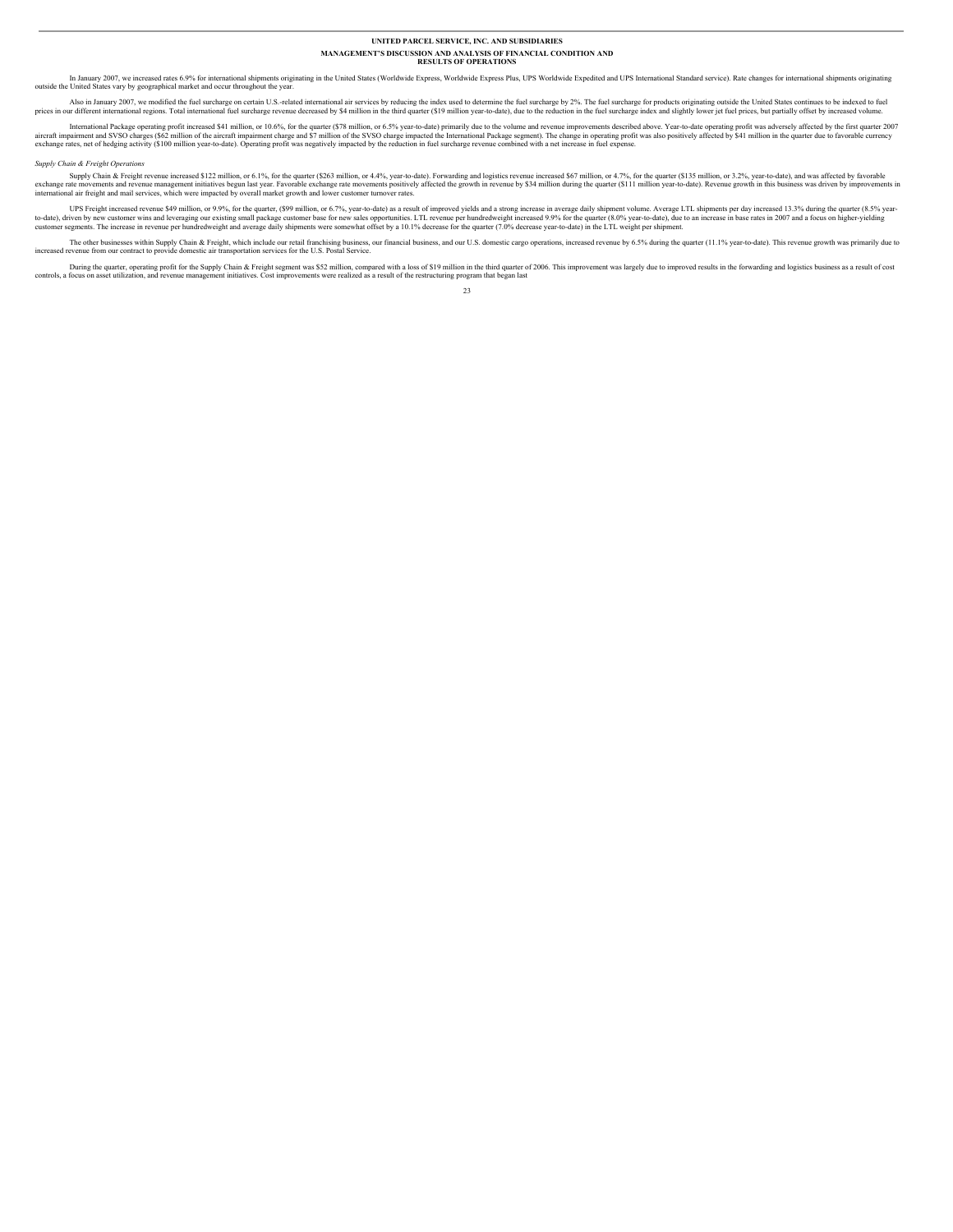In January 2007, we increased rates 6.9% for international shipments originating in the United States (Worldwide Express, Worldwide Express Plus, UPS Worldwide Expedited and UPS International Standard service). Rate changes for international shipments originating outside the United States vary by geographical market and occur throughout the year.

Also in January 2007, we modified the fuel surcharge on certain U.S.-related international air services by reducing the index used to determine the fuel surcharge by 2%. The fuel surcharge for products originating outside the United States continues to be indexed to fuel prices in our different international regions. Total international fuel surcharge revenue decreased by $4 million in the third quarter ($19 million year-to-date), due to the reduction in the fuel surcharge index and slightly lower jet fuel prices, but partially offset by increased volume.

International Package operating profit increased $41 million, or 10.6%, for the quarter ($78 million, or 6.5% year-to-date) primarily due to the volume and revenue improvements described above. Year-to-date operating profit was adversely affected by the first quarter 2007 aircraft impairment and SVSO charges ($62 million of the aircraft impairment charge and $7 million of the SVSO charge impacted the International Package segment). The change in operating profit was also positively affected by $41 million in the quarter due to favorable currency exchange rates, net of hedging activity ($100 million year-to-date). Operating profit was negatively impacted by the reduction in fuel surcharge revenue combined with a net increase in fuel expense.

*Supply Chain & Freight Operations*

Supply Chain & Freight revenue increased $122 million, or 6.1%, for the quarter ($263 million, or 4.4%, year-to-date). Forwarding and logistics revenue increased $67 million, or 4.7%, for the quarter ($135 million, or 3.2%, year-to-date), and was affected by favorable exchange rate movements and revenue management initiatives begun last year. Favorable exchange rate movements positively affected the growth in revenue by $34 million during the quarter ($111 million year-to-date). Revenue growth in this business was driven by improvements in international air freight and mail services, which were impacted by overall market growth and lower customer turnover rates.

UPS Freight increased revenue $49 million, or 9.9%, for the quarter, ($99 million, or 6.7%, year-to-date) as a result of improved yields and a strong increase in average daily shipment volume. Average LTL shipments per day increased 13.3% during the quarter (8.5% year-to-date), driven by new customer wins and leveraging our existing small package customer base for new sales opportunities. LTL revenue per hundredweight increased 9.9% for the quarter (8.0% year-to-date), due to an increase in base rates in 2007 and a focus on higher-yielding customer segments. The increase in revenue per hundredweight and average daily shipments were somewhat offset by a 10.1% decrease for the quarter (7.0% decrease year-to-date) in the LTL weight per shipment.

The other businesses within Supply Chain & Freight, which include our retail franchising business, our financial business, and our U.S. domestic cargo operations, increased revenue by 6.5% during the quarter (11.1% year-to-date). This revenue growth was primarily due to increased revenue from our contract to provide domestic air transportation services for the U.S. Postal Service.

During the quarter, operating profit for the Supply Chain & Freight segment was $52 million, compared with a loss of $19 million in the third quarter of 2006. This improvement was largely due to improved results in the forwarding and logistics business as a result of cost controls, a focus on asset utilization, and revenue management initiatives. Cost improvements were realized as a result of the restructuring program that began last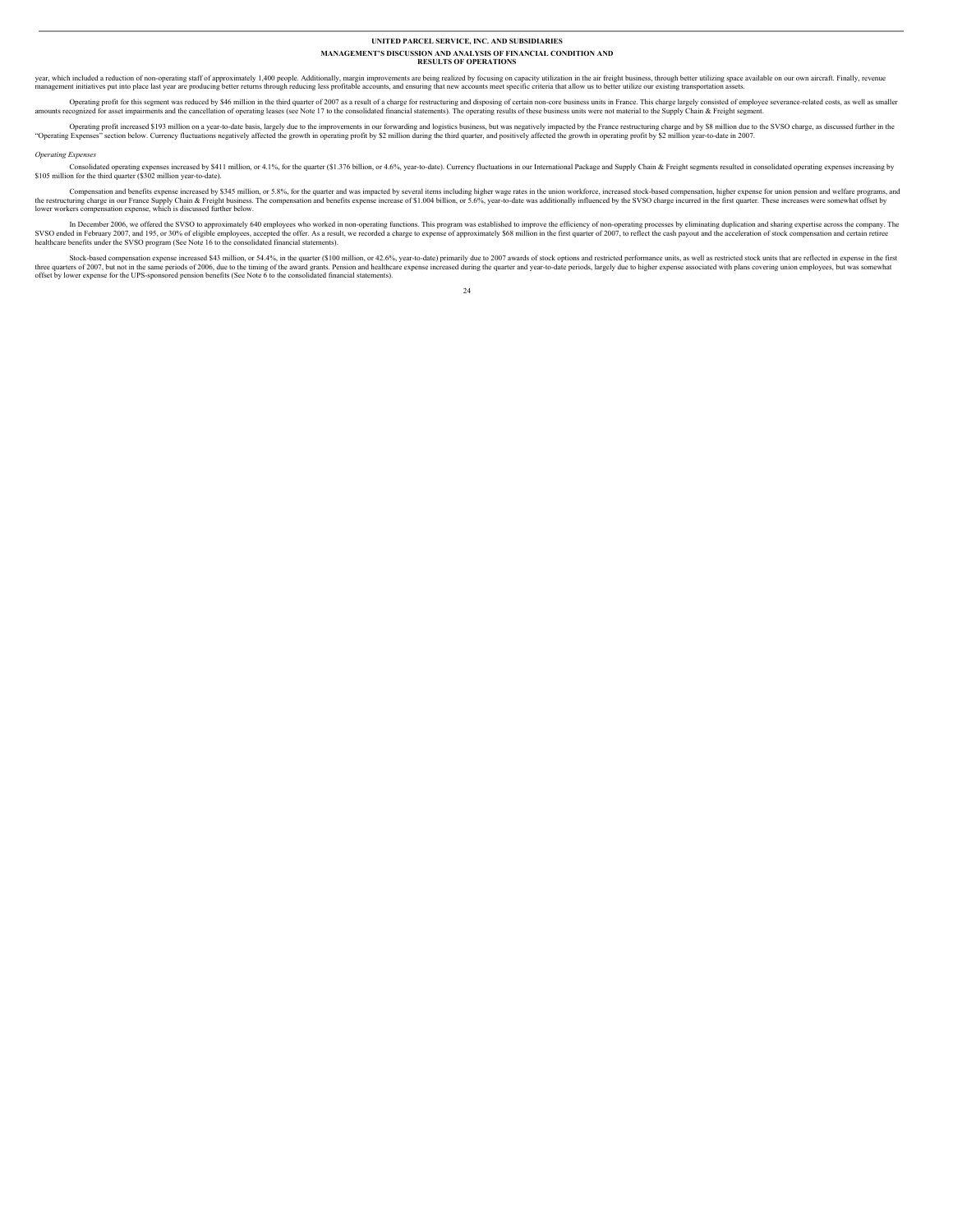year, which included a reduction of non-operating staff of approximately 1,400 people. Additionally, margin improvements are being realized by focusing on capacity utilization in the air freight business, through better utilizing space available on our own aircraft. Finally, revenue management initiatives put into place last year are producing better returns through reducing less profitable accounts, and ensuring that new accounts meet specific criteria that allow us to better utilize our existing transportation assets.

Operating profit for this segment was reduced by $46 million in the third quarter of 2007 as a result of a charge for restructuring and disposing of certain non-core business units in France. This charge largely consisted of employee severance-related costs, as well as smaller amounts recognized for asset impairments and the cancellation of operating leases (see Note 17 to the consolidated financial statements). The operating results of these business units were not material to the Supply Chain & Freight segment.

Operating profit increased $193 million on a year-to-date basis, largely due to the improvements in our forwarding and logistics business, but was negatively impacted by the France restructuring charge and by $8 million due to the SVSO charge, as discussed further in the "Operating Expenses" section below. Currency fluctuations negatively affected the growth in operating profit by $2 million during the third quarter, and positively affected the growth in operating profit by $2 million year-to-date in 2007.

*Operating Expenses*

Consolidated operating expenses increased by $411 million, or 4.1%, for the quarter ($1.376 billion, or 4.6%, year-to-date). Currency fluctuations in our International Package and Supply Chain & Freight segments resulted in consolidated operating expenses increasing by $105 million for the third quarter ($302 million year-to-date).

Compensation and benefits expense increased by $345 million, or 5.8%, for the quarter and was impacted by several items including higher wage rates in the union workforce, increased stock-based compensation, higher expense for union pension and welfare programs, and the restructuring charge in our France Supply Chain & Freight business. The compensation and benefits expense increase of $1.004 billion, or 5.6%, year-to-date was additionally influenced by the SVSO charge incurred in the first quarter. These increases were somewhat offset by lower workers compensation expense, which is discussed further below.

In December 2006, we offered the SVSO to approximately 640 employees who worked in non-operating functions. This program was established to improve the efficiency of non-operating processes by eliminating duplication and sharing expertise across the company. The SVSO ended in February 2007, and 195, or 30% of eligible employees, accepted the offer. As a result, we recorded a charge to expense of approximately $68 million in the first quarter of 2007, to reflect the cash payout and the acceleration of stock compensation and certain retiree healthcare benefits under the SVSO program (See Note 16 to the consolidated financial statements).

Stock-based compensation expense increased $43 million, or 54.4%, in the quarter ($100 million, or 42.6%, year-to-date) primarily due to 2007 awards of stock options and restricted performance units, as well as restricted stock units that are reflected in expense in the first three quarters of 2007, but not in the same periods of 2006, due to the timing of the award grants. Pension and healthcare expense increased during the quarter and year-to-date periods, largely due to higher expense associated with plans covering union employees, but was somewhat offset by lower expense for the UPS-sponsored pension benefits (See Note 6 to the consolidated financial statements).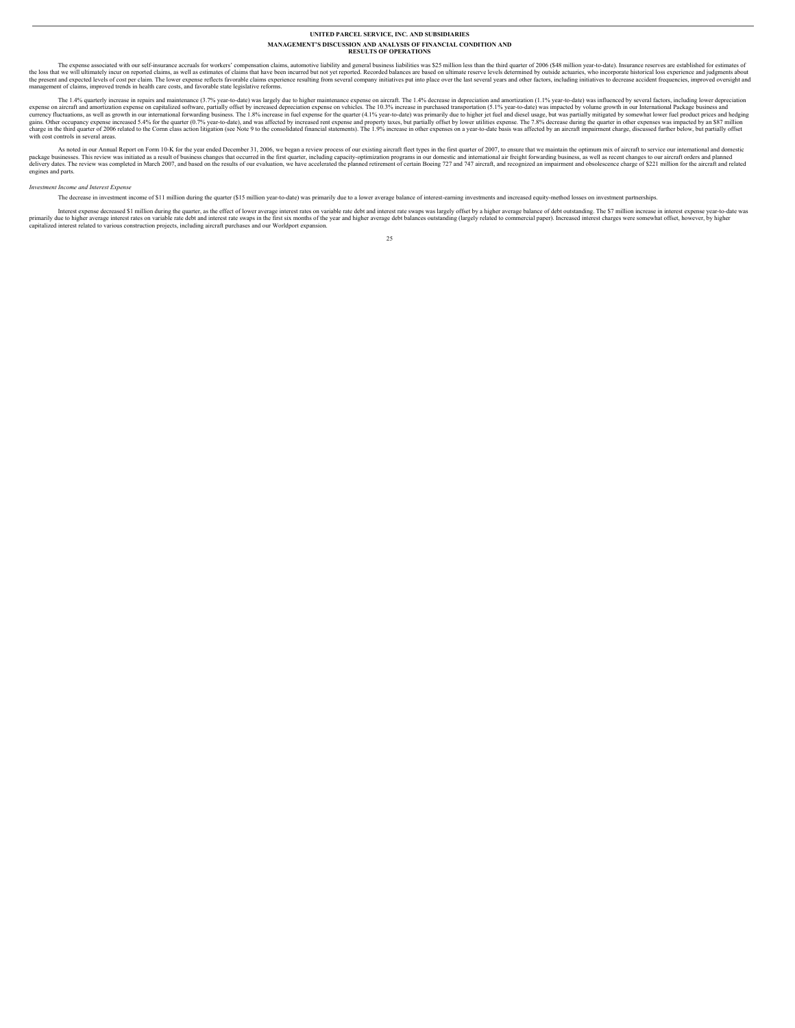The expense associated with our self-insurance accruals for workers' compensation claims, automotive liability and general business liabilities was $25 million less than the third quarter of 2006 ($48 million year-to-date). Insurance reserves are established for estimates of the loss that we will ultimately incur on reported claims, as well as estimates of claims that have been incurred but not yet reported. Recorded balances are based on ultimate reserve levels determined by outside actuaries, who incorporate historical loss experience and judgments about the present and expected levels of cost per claim. The lower expense reflects favorable claims experience resulting from several company initiatives put into place over the last several years and other factors, including initiatives to decrease accident frequencies, improved oversight and management of claims, improved trends in health care costs, and favorable state legislative reforms.

The 1.4% quarterly increase in repairs and maintenance (3.7% year-to-date) was largely due to higher maintenance expense on aircraft. The 1.4% decrease in depreciation and amortization (1.1% year-to-date) was influenced by several factors, including lower depreciation expense on aircraft and amortization expense on capitalized software, partially offset by increased depreciation expense on vehicles. The 10.3% increase in purchased transportation (5.1% year-to-date) was impacted by volume growth in our International Package business and currency fluctuations, as well as growth in our international forwarding business. The 1.8% increase in fuel expense for the quarter (4.1% year-to-date) was primarily due to higher jet fuel and diesel usage, but was partially mitigated by somewhat lower fuel product prices and hedging gains. Other occupancy expense increased 5.4% for the quarter (0.7% year-to-date), and was affected by increased rent expense and property taxes, but partially offset by lower utilities expense. The 7.8% decrease during the quarter in other expenses was impacted by an $87 million charge in the third quarter of 2006 related to the Cornn class action litigation (see Note 9 to the consolidated financial statements). The 1.9% increase in other expenses on a year-to-date basis was affected by an aircraft impairment charge, discussed further below, but partially offset with cost controls in several areas.

As noted in our Annual Report on Form 10-K for the year ended December 31, 2006, we began a review process of our existing aircraft fleet types in the first quarter of 2007, to ensure that we maintain the optimum mix of aircraft to service our international and domestic package businesses. This review was initiated as a result of business changes that occurred in the first quarter, including capacity-optimization programs in our domestic and international air freight forwarding business, as well as recent changes to our aircraft orders and planned delivery dates. The review was completed in March 2007, and based on the results of our evaluation, we have accelerated the planned retirement of certain Boeing 727 and 747 aircraft, and recognized an impairment and obsolescence charge of $221 million for the aircraft and related engines and parts.

*Investment Income and Interest Expense*

The decrease in investment income of $11 million during the quarter ($15 million year-to-date) was primarily due to a lower average balance of interest-earning investments and increased equity-method losses on investment partnerships.

Interest expense decreased $1 million during the quarter, as the effect of lower average interest rates on variable rate debt and interest rate swaps was largely offset by a higher average balance of debt outstanding. The $7 million increase in interest expense year-to-date was primarily due to higher average interest rates on variable rate debt and interest rate swaps in the first six months of the year and higher average debt balances outstanding (largely related to commercial paper). Increased interest charges were somewhat offset, however, by higher capitalized interest related to various construction projects, including aircraft purchases and our Worldport expansion.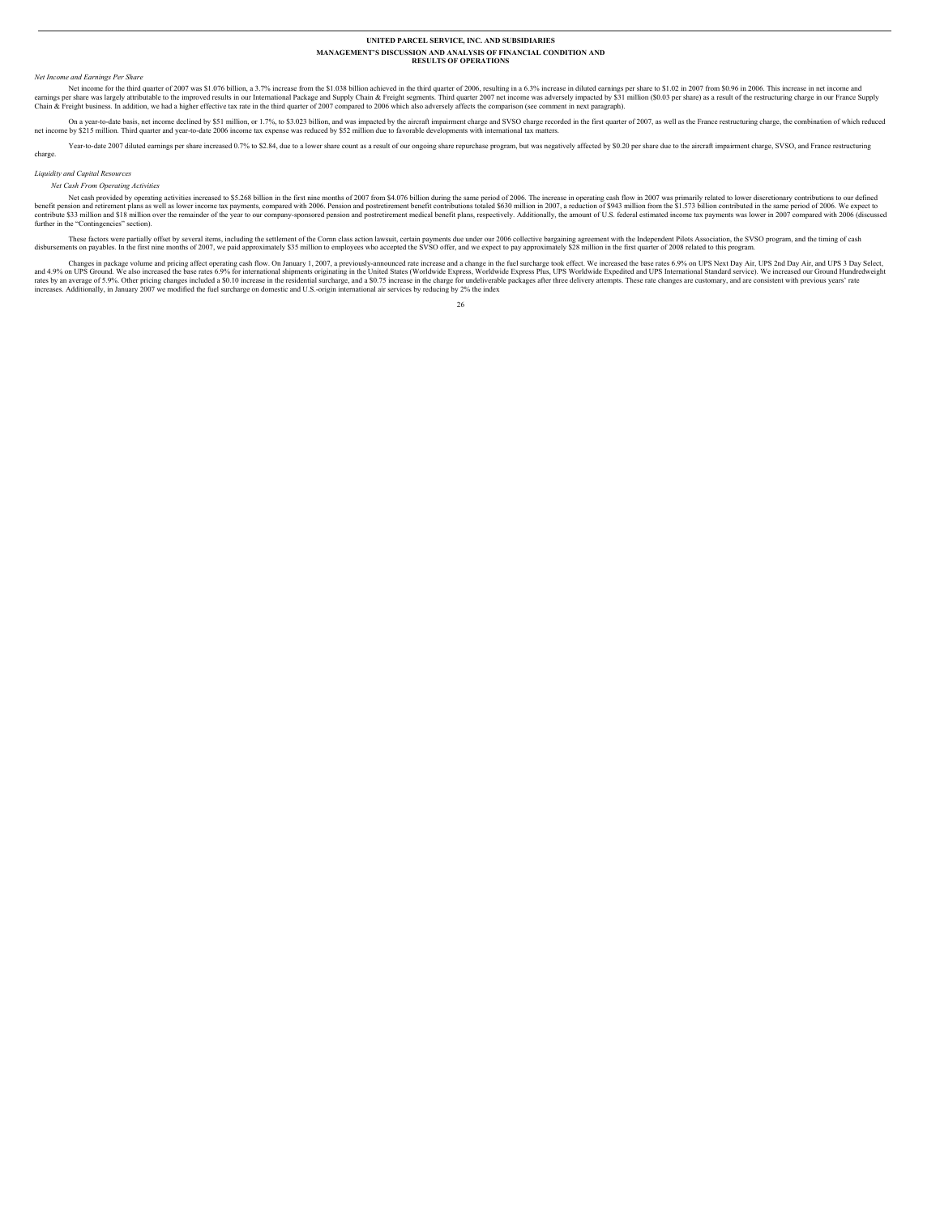*Net Income and Earnings Per Share*

Net income for the third quarter of 2007 was $1.076 billion, a 3.7% increase from the $1.038 billion achieved in the third quarter of 2006, resulting in a 6.3% increase in diluted earnings per share to $1.02 in 2007 from $0.96 in 2006. This increase in net income and earnings per share was largely attributable to the improved results in our International Package and Supply Chain & Freight segments. Third quarter 2007 net income was adversely impacted by $31 million ($0.03 per share) as a result of the restructuring charge in our France Supply Chain & Freight business. In addition, we had a higher effective tax rate in the third quarter of 2007 compared to 2006 which also adversely affects the comparison (see comment in next paragraph).

On a year-to-date basis, net income declined by $51 million, or 1.7%, to $3.023 billion, and was impacted by the aircraft impairment charge and SVSO charge recorded in the first quarter of 2007, as well as the France restructuring charge, the combination of which reduced net income by $215 million. Third quarter and year-to-date 2006 income tax expense was reduced by $52 million due to favorable developments with international tax matters.

Year-to-date 2007 diluted earnings per share increased 0.7% to $2.84, due to a lower share count as a result of our ongoing share repurchase program, but was negatively affected by $0.20 per share due to the aircraft impairment charge, SVSO, and France restructuring charge.

*Liquidity and Capital Resources*

*Net Cash From Operating Activities*

Net cash provided by operating activities increased to $5.268 billion in the first nine months of 2007 from $4.076 billion during the same period of 2006. The increase in operating cash flow in 2007 was primarily related to lower discretionary contributions to our defined benefit pension and retirement plans as well as lower income tax payments, compared with 2006. Pension and postretirement benefit contributions totaled $630 million in 2007, a reduction of $943 million from the $1.573 billion contributed in the same period of 2006. We expect to contribute $33 million and $18 million over the remainder of the year to our company-sponsored pension and postretirement medical benefit plans, respectively. Additionally, the amount of U.S. federal estimated income tax payments was lower in 2007 compared with 2006 (discussed further in the "Contingencies" section).

These factors were partially offset by several items, including the settlement of the Cornn class action lawsuit, certain payments due under our 2006 collective bargaining agreement with the Independent Pilots Association, the SVSO program, and the timing of cash disbursements on payables. In the first nine months of 2007, we paid approximately $35 million to employees who accepted the SVSO offer, and we expect to pay approximately $28 million in the first quarter of 2008 related to this program.

Changes in package volume and pricing affect operating cash flow. On January 1, 2007, a previously-announced rate increase and a change in the fuel surcharge took effect. We increased the base rates 6.9% on UPS Next Day Air, UPS 2nd Day Air, and UPS 3 Day Select, and 4.9% on UPS Ground. We also increased the base rates 6.9% for international shipments originating in the United States (Worldwide Express, Worldwide Express Plus, UPS Worldwide Expedited and UPS International Standard service). We increased our Ground Hundredweight rates by an average of 5.9%. Other pricing changes included a $0.10 increase in the residential surcharge, and a $0.75 increase in the charge for undeliverable packages after three delivery attempts. These rate changes are customary, and are consistent with previous years' rate increases. Additionally, in January 2007 we modified the fuel surcharge on domestic and U.S.-origin international air services by reducing by 2% the index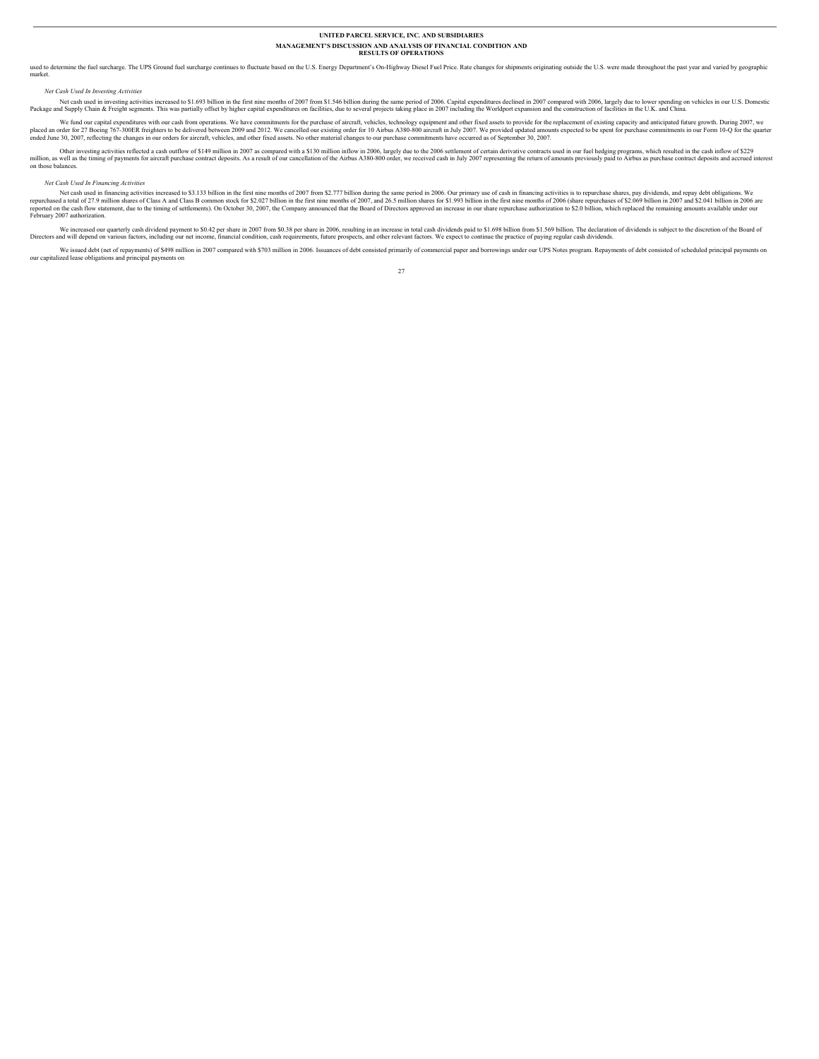used to determine the fuel surcharge. The UPS Ground fuel surcharge continues to fluctuate based on the U.S. Energy Department's On-Highway Diesel Fuel Price. Rate changes for shipments originating outside the U.S. were made throughout the past year and varied by geographic market.

*Net Cash Used In Investing Activities*

Net cash used in investing activities increased to $1.693 billion in the first nine months of 2007 from $1.546 billion during the same period of 2006. Capital expenditures declined in 2007 compared with 2006, largely due to lower spending on vehicles in our U.S. Domestic Package and Supply Chain & Freight segments. This was partially offset by higher capital expenditures on facilities, due to several projects taking place in 2007 including the Worldport expansion and the construction of facilities in the U.K. and China.

We fund our capital expenditures with our cash from operations. We have commitments for the purchase of aircraft, vehicles, technology equipment and other fixed assets to provide for the replacement of existing capacity and anticipated future growth. During 2007, we placed an order for 27 Boeing 767-300ER freighters to be delivered between 2009 and 2012. We cancelled our existing order for 10 Airbus A380-800 aircraft in July 2007. We provided updated amounts expected to be spent for purchase commitments in our Form 10-Q for the quarter ended June 30, 2007, reflecting the changes in our orders for aircraft, vehicles, and other fixed assets. No other material changes to our purchase commitments have occurred as of September 30, 2007.

Other investing activities reflected a cash outflow of $149 million in 2007 as compared with a $130 million inflow in 2006, largely due to the 2006 settlement of certain derivative contracts used in our fuel hedging programs, which resulted in the cash inflow of $229 million, as well as the timing of payments for aircraft purchase contract deposits. As a result of our cancellation of the Airbus A380-800 order, we received cash in July 2007 representing the return of amounts previously paid to Airbus as purchase contract deposits and accrued interest on those balances.

*Net Cash Used In Financing Activities*

Net cash used in financing activities increased to $3.133 billion in the first nine months of 2007 from $2.777 billion during the same period in 2006. Our primary use of cash in financing activities is to repurchase shares, pay dividends, and repay debt obligations. We repurchased a total of 27.9 million shares of Class A and Class B common stock for $2.027 billion in the first nine months of 2007, and 26.5 million shares for $1.993 billion in the first nine months of 2006 (share repurchases of $2.069 billion in 2007 and $2.041 billion in 2006 are reported on the cash flow statement, due to the timing of settlements). On October 30, 2007, the Company announced that the Board of Directors approved an increase in our share repurchase authorization to $2.0 billion, which replaced the remaining amounts available under our February 2007 authorization.

We increased our quarterly cash dividend payment to $0.42 per share in 2007 from $0.38 per share in 2006, resulting in an increase in total cash dividends paid to $1.698 billion from $1.569 billion. The declaration of dividends is subject to the discretion of the Board of Directors and will depend on various factors, including our net income, financial condition, cash requirements, future prospects, and other relevant factors. We expect to continue the practice of paying regular cash dividends.

We issued debt (net of repayments) of $498 million in 2007 compared with $703 million in 2006. Issuances of debt consisted primarily of commercial paper and borrowings under our UPS Notes program. Repayments of debt consisted of scheduled principal payments on our capitalized lease obligations and principal payments on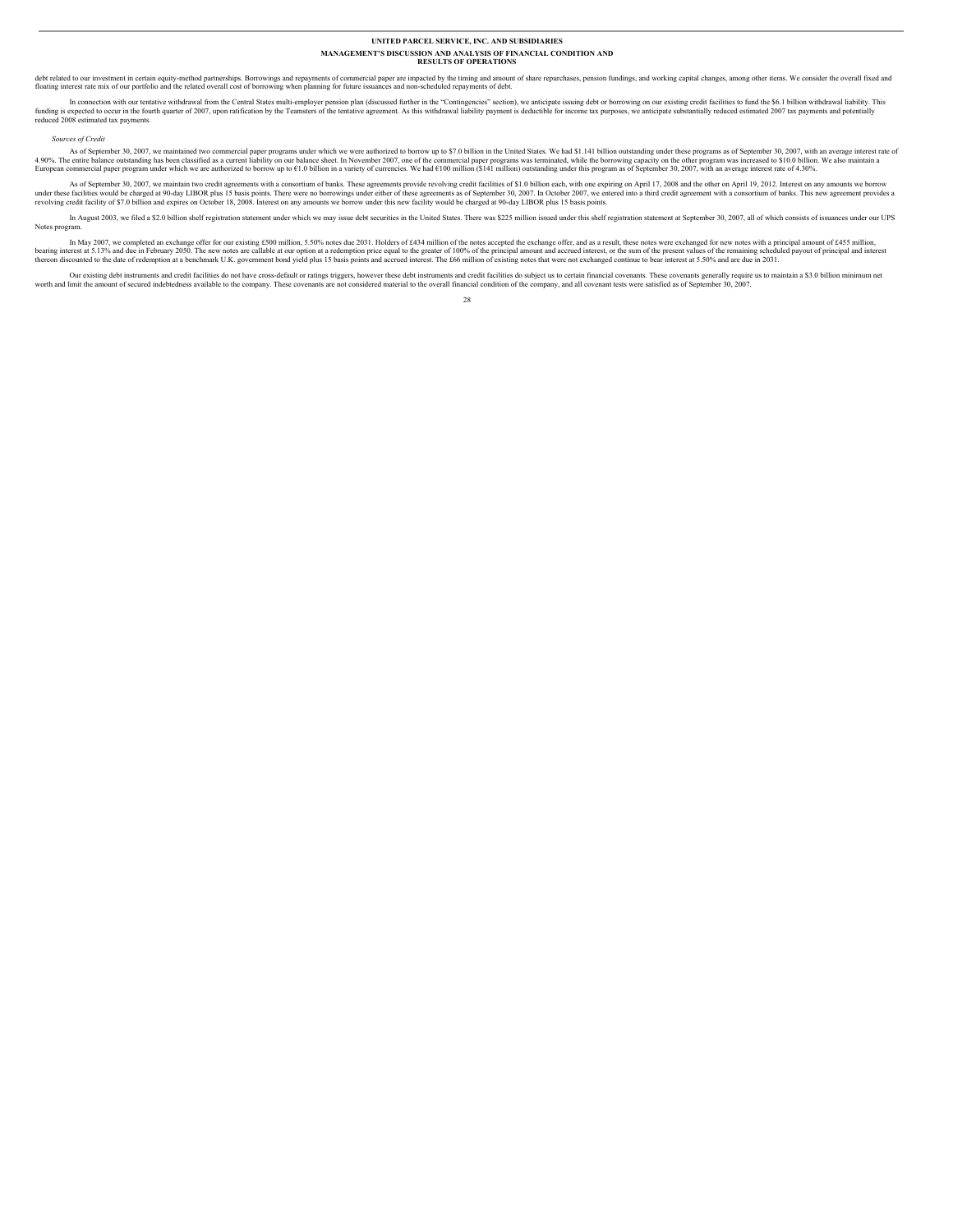debt related to our investment in certain equity-method partnerships. Borrowings and repayments of commercial paper are impacted by the timing and amount of share repurchases, pension fundings, and working capital changes, among other items. We consider the overall fixed and floating interest rate mix of our portfolio and the related overall cost of borrowing when planning for future issuances and non-scheduled repayments of debt.

In connection with our tentative withdrawal from the Central States multi-employer pension plan (discussed further in the "Contingencies" section), we anticipate issuing debt or borrowing on our existing credit facilities to fund the $6.1 billion withdrawal liability. This funding is expected to occur in the fourth quarter of 2007, upon ratification by the Teamsters of the tentative agreement. As this withdrawal liability payment is deductible for income tax purposes, we anticipate substantially reduced estimated 2007 tax payments and potentially reduced 2008 estimated tax payments.

*Sources of Credit*

As of September 30, 2007, we maintained two commercial paper programs under which we were authorized to borrow up to $7.0 billion in the United States. We had $1.141 billion outstanding under these programs as of September 30, 2007, with an average interest rate of 4.90%. The entire balance outstanding has been classified as a current liability on our balance sheet. In November 2007, one of the commercial paper programs was terminated, while the borrowing capacity on the other program was increased to $10.0 billion. We also maintain a European commercial paper program under which we are authorized to borrow up to €1.0 billion in a variety of currencies. We had €100 million ($141 million) outstanding under this program as of September 30, 2007, with an average interest rate of 4.30%.

As of September 30, 2007, we maintain two credit agreements with a consortium of banks. These agreements provide revolving credit facilities of $1.0 billion each, with one expiring on April 17, 2008 and the other on April 19, 2012. Interest on any amounts we borrow under these facilities would be charged at 90-day LIBOR plus 15 basis points. There were no borrowings under either of these agreements as of September 30, 2007. In October 2007, we entered into a third credit agreement with a consortium of banks. This new agreement provides a revolving credit facility of $7.0 billion and expires on October 18, 2008. Interest on any amounts we borrow under this new facility would be charged at 90-day LIBOR plus 15 basis points.

In August 2003, we filed a $2.0 billion shelf registration statement under which we may issue debt securities in the United States. There was $225 million issued under this shelf registration statement at September 30, 2007, all of which consists of issuances under our UPS Notes program.

In May 2007, we completed an exchange offer for our existing £500 million, 5.50% notes due 2031. Holders of £434 million of the notes accepted the exchange offer, and as a result, these notes were exchanged for new notes with a principal amount of £455 million, bearing interest at 5.13% and due in February 2050. The new notes are callable at our option at a redemption price equal to the greater of 100% of the principal amount and accrued interest, or the sum of the present values of the remaining scheduled payout of principal and interest thereon discounted to the date of redemption at a benchmark U.K. government bond yield plus 15 basis points and accrued interest. The £66 million of existing notes that were not exchanged continue to bear interest at 5.50% and are due in 2031.

Our existing debt instruments and credit facilities do not have cross-default or ratings triggers, however these debt instruments and credit facilities do subject us to certain financial covenants. These covenants generally require us to maintain a $3.0 billion minimum net worth and limit the amount of secured indebtedness available to the company. These covenants are not considered material to the overall financial condition of the company, and all covenant tests were satisfied as of September 30, 2007.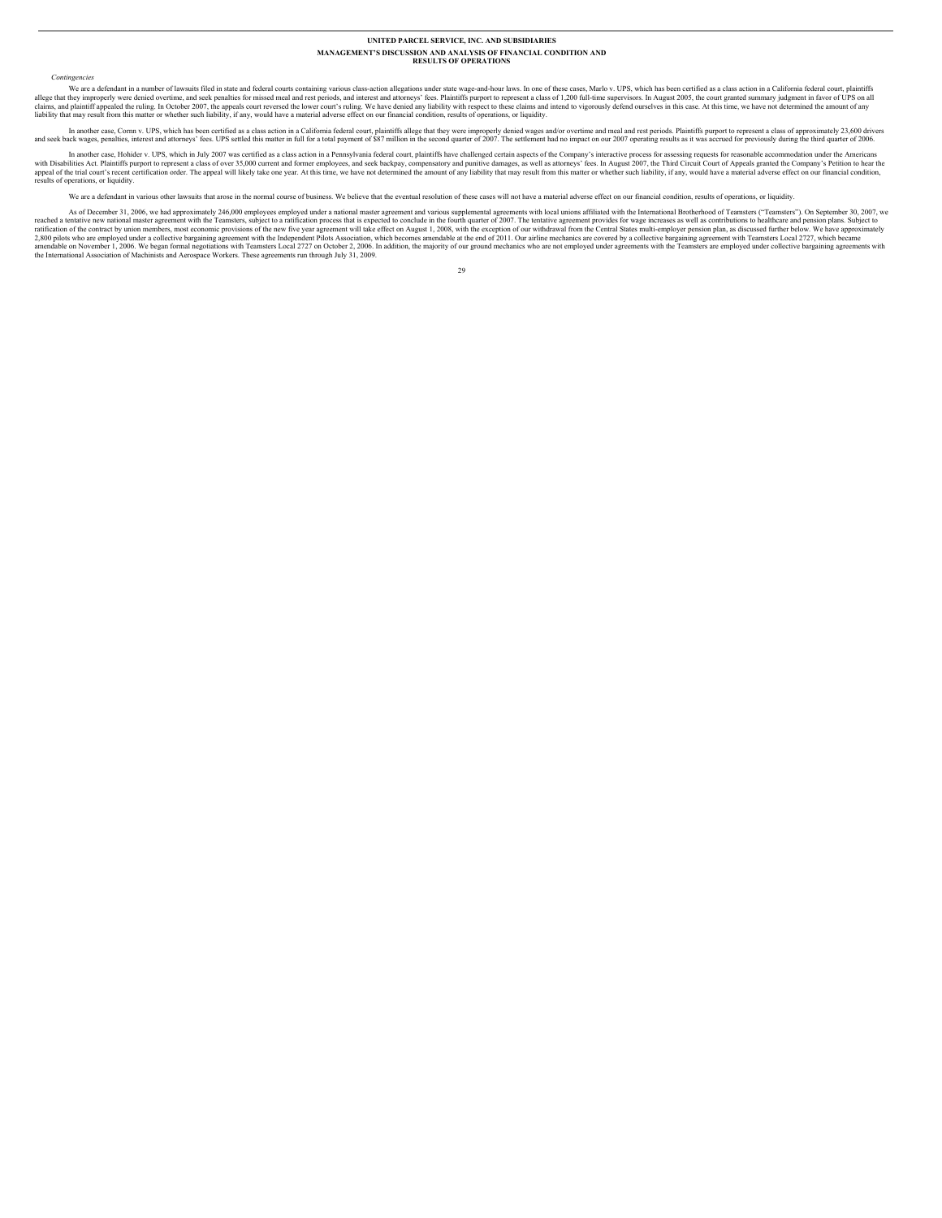# UNITED PARCEL SERVICE, INC. AND SUBSIDIARIES

## MANAGEMENT'S DISCUSSION AND ANALYSIS OF FINANCIAL CONDITION AND RESULTS OF OPERATIONS

*Contingencies*

We are a defendant in a number of lawsuits filed in state and federal courts containing various class-action allegations under state wage-and-hour laws. In one of these cases, Marlo v. UPS, which has been certified as a class action in a California federal court, plaintiffs allege that they improperly were denied overtime, and seek penalties for missed meal and rest periods, and interest and attorneys' fees. Plaintiffs purport to represent a class of 1,200 full-time supervisors. In August 2005, the court granted summary judgment in favor of UPS on all claims, and plaintiff appealed the ruling. In October 2007, the appeals court reversed the lower court's ruling. We have denied any liability with respect to these claims and intend to vigorously defend ourselves in this case. At this time, we have not determined the amount of any liability that may result from this matter or whether such liability, if any, would have a material adverse effect on our financial condition, results of operations, or liquidity.

In another case, Cornn v. UPS, which has been certified as a class action in a California federal court, plaintiffs allege that they were improperly denied wages and/or overtime and meal and rest periods. Plaintiffs purport to represent a class of approximately 23,600 drivers and seek back wages, penalties, interest and attorneys' fees. UPS settled this matter in full for a total payment of $87 million in the second quarter of 2007. The settlement had no impact on our 2007 operating results as it was accrued for previously during the third quarter of 2006.

In another case, Hohider v. UPS, which in July 2007 was certified as a class action in a Pennsylvania federal court, plaintiffs have challenged certain aspects of the Company's interactive process for assessing requests for reasonable accommodation under the Americans with Disabilities Act. Plaintiffs purport to represent a class of over 35,000 current and former employees, and seek backpay, compensatory and punitive damages, as well as attorneys' fees. In August 2007, the Third Circuit Court of Appeals granted the Company's Petition to hear the appeal of the trial court's recent certification order. The appeal will likely take one year. At this time, we have not determined the amount of any liability that may result from this matter or whether such liability, if any, would have a material adverse effect on our financial condition, results of operations, or liquidity.

We are a defendant in various other lawsuits that arose in the normal course of business. We believe that the eventual resolution of these cases will not have a material adverse effect on our financial condition, results of operations, or liquidity.

As of December 31, 2006, we had approximately 246,000 employees employed under a national master agreement and various supplemental agreements with local unions affiliated with the International Brotherhood of Teamsters ("Teamsters"). On September 30, 2007, we reached a tentative new national master agreement with the Teamsters, subject to a ratification process that is expected to conclude in the fourth quarter of 2007. The tentative agreement provides for wage increases as well as contributions to healthcare and pension plans. Subject to ratification of the contract by union members, most economic provisions of the new five year agreement will take effect on August 1, 2008, with the exception of our withdrawal from the Central States multi-employer pension plan, as discussed further below. We have approximately 2,800 pilots who are employed under a collective bargaining agreement with the Independent Pilots Association, which becomes amendable at the end of 2011. Our airline mechanics are covered by a collective bargaining agreement with Teamsters Local 2727, which became amendable on November 1, 2006. We began formal negotiations with Teamsters Local 2727 on October 2, 2006. In addition, the majority of our ground mechanics who are not employed under agreements with the Teamsters are employed under collective bargaining agreements with the International Association of Machinists and Aerospace Workers. These agreements run through July 31, 2009.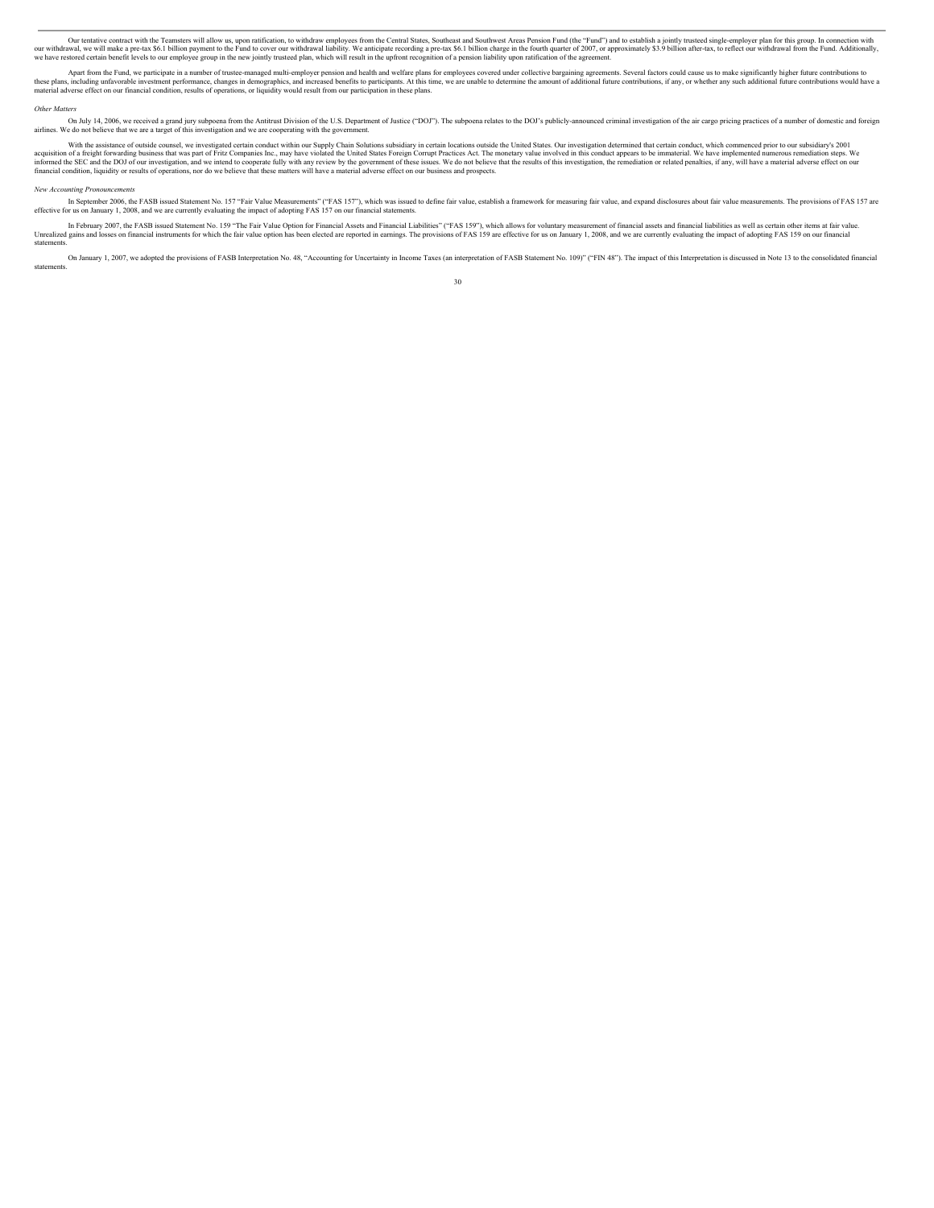Our tentative contract with the Teamsters will allow us, upon ratification, to withdraw employees from the Central States, Southeast and Southwest Areas Pension Fund (the "Fund") and to establish a jointly trusteed single-employer plan for this group. In connection with our withdrawal, we will make a pre-tax $6.1 billion payment to the Fund to cover our withdrawal liability. We anticipate recording a pre-tax $6.1 billion charge in the fourth quarter of 2007, or approximately $3.9 billion after-tax, to reflect our withdrawal from the Fund. Additionally, we have restored certain benefit levels to our employee group in the new jointly trusteed plan, which will result in the upfront recognition of a pension liability upon ratification of the agreement.

Apart from the Fund, we participate in a number of trustee-managed multi-employer pension and health and welfare plans for employees covered under collective bargaining agreements. Several factors could cause us to make significantly higher future contributions to these plans, including unfavorable investment performance, changes in demographics, and increased benefits to participants. At this time, we are unable to determine the amount of additional future contributions, if any, or whether any such additional future contributions would have a material adverse effect on our financial condition, results of operations, or liquidity would result from our participation in these plans.

*Other Matters*

On July 14, 2006, we received a grand jury subpoena from the Antitrust Division of the U.S. Department of Justice ("DOJ"). The subpoena relates to the DOJ's publicly-announced criminal investigation of the air cargo pricing practices of a number of domestic and foreign airlines. We do not believe that we are a target of this investigation and we are cooperating with the government.

With the assistance of outside counsel, we investigated certain conduct within our Supply Chain Solutions subsidiary in certain locations outside the United States. Our investigation determined that certain conduct, which commenced prior to our subsidiary's 2001 acquisition of a freight forwarding business that was part of Fritz Companies Inc., may have violated the United States Foreign Corrupt Practices Act. The monetary value involved in this conduct appears to be immaterial. We have implemented numerous remediation steps. We informed the SEC and the DOJ of our investigation, and we intend to cooperate fully with any review by the government of these issues. We do not believe that the results of this investigation, the remediation or related penalties, if any, will have a material adverse effect on our financial condition, liquidity or results of operations, nor do we believe that these matters will have a material adverse effect on our business and prospects.

*New Accounting Pronouncements*

In September 2006, the FASB issued Statement No. 157 "Fair Value Measurements" ("FAS 157"), which was issued to define fair value, establish a framework for measuring fair value, and expand disclosures about fair value measurements. The provisions of FAS 157 are effective for us on January 1, 2008, and we are currently evaluating the impact of adopting FAS 157 on our financial statements.

In February 2007, the FASB issued Statement No. 159 "The Fair Value Option for Financial Assets and Financial Liabilities" ("FAS 159"), which allows for voluntary measurement of financial assets and financial liabilities as well as certain other items at fair value. Unrealized gains and losses on financial instruments for which the fair value option has been elected are reported in earnings. The provisions of FAS 159 are effective for us on January 1, 2008, and we are currently evaluating the impact of adopting FAS 159 on our financial statements.

On January 1, 2007, we adopted the provisions of FASB Interpretation No. 48, "Accounting for Uncertainty in Income Taxes (an interpretation of FASB Statement No. 109)" ("FIN 48"). The impact of this Interpretation is discussed in Note 13 to the consolidated financial statements.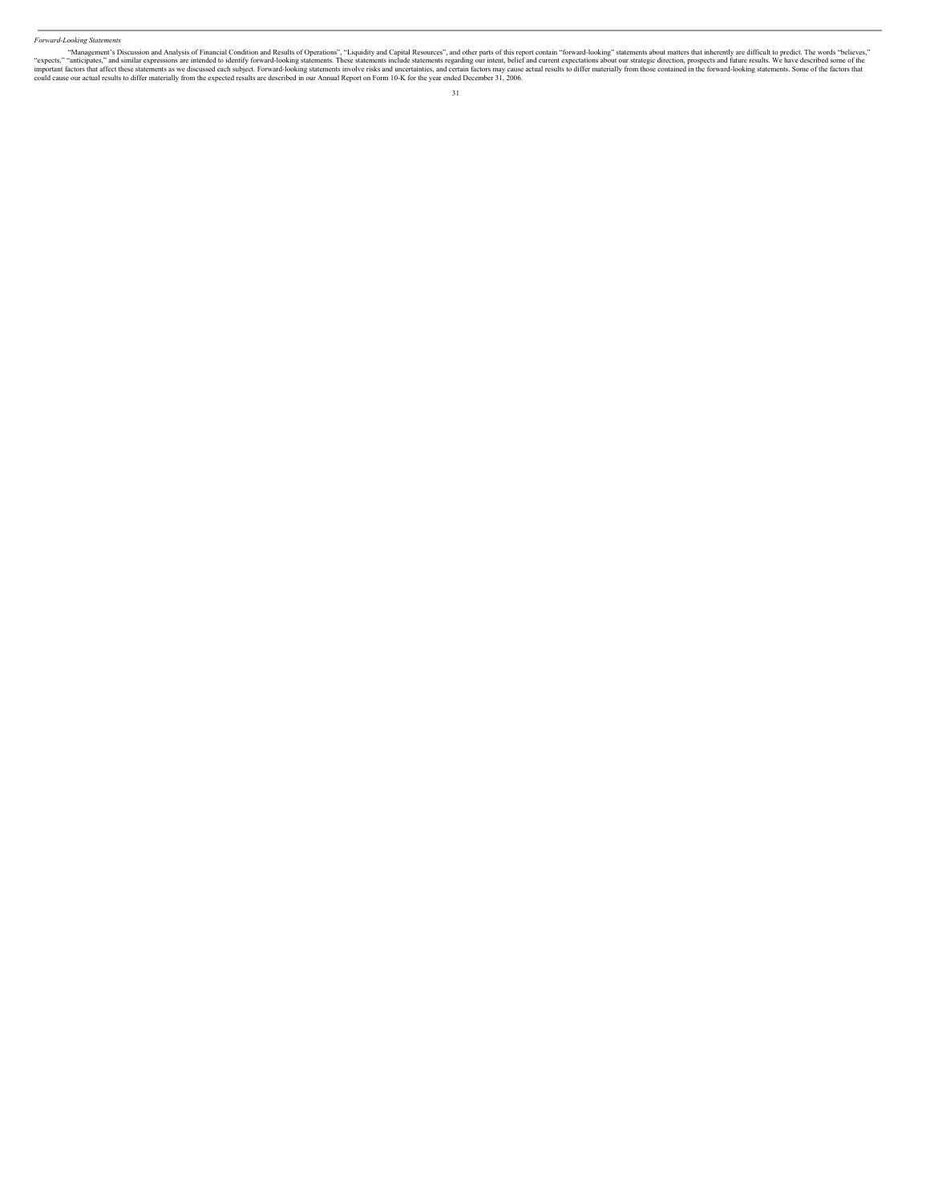*Forward-Looking Statements*

"Management's Discussion and Analysis of Financial Condition and Results of Operations", "Liquidity and Capital Resources", and other parts of this report contain "forward-looking" statements about matters that inherently are difficult to predict. The words "believes," "expects," "anticipates," and similar expressions are intended to identify forward-looking statements. These statements include statements regarding our intent, belief and current expectations about our strategic direction, prospects and future results. We have described some of the important factors that affect these statements as we discussed each subject. Forward-looking statements involve risks and uncertainties, and certain factors may cause actual results to differ materially from those contained in the forward-looking statements. Some of the factors that could cause our actual results to differ materially from the expected results are described in our Annual Report on Form 10-K for the year ended December 31, 2006.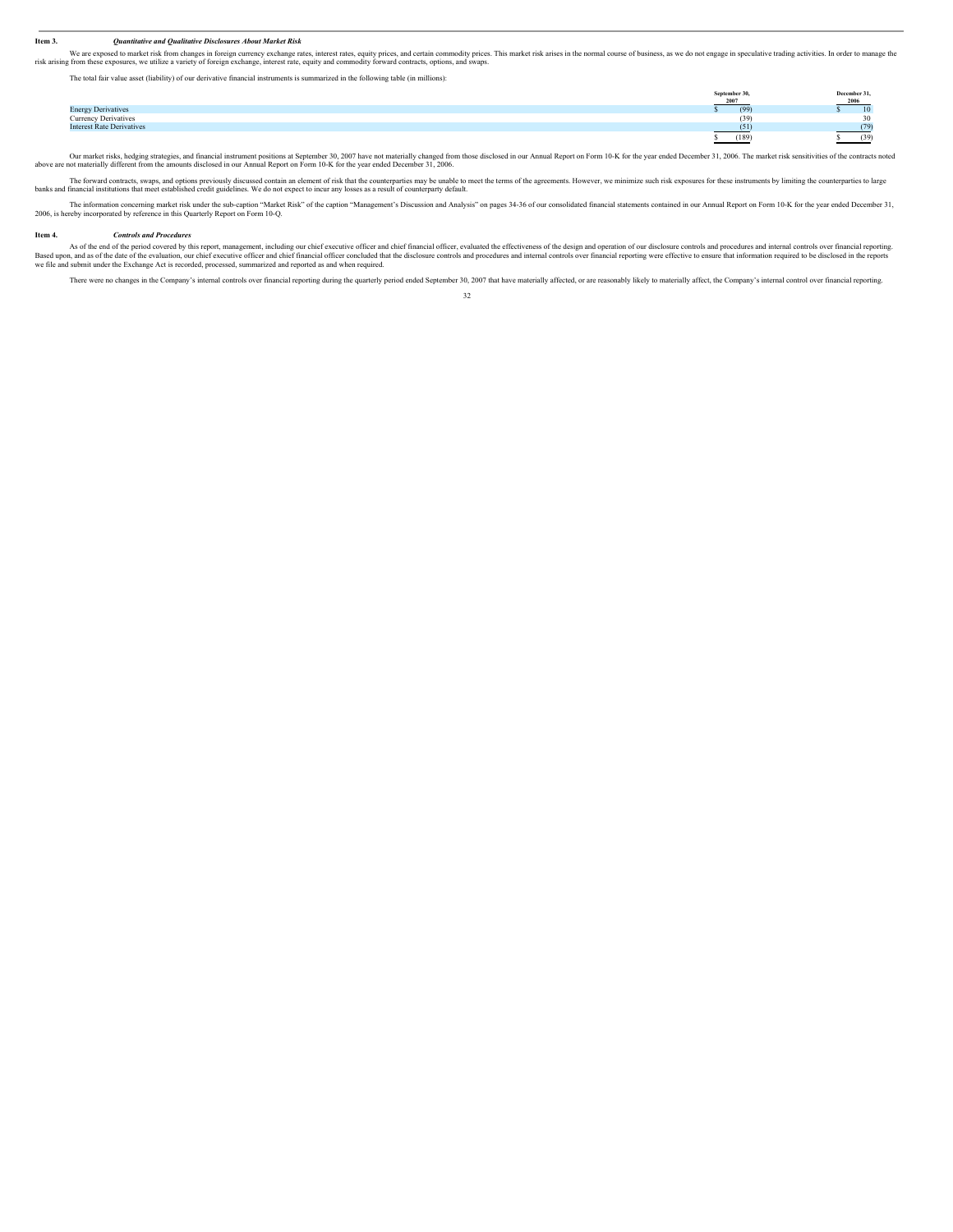**Item 3.** ***Quantitative and Qualitative Disclosures About Market Risk***

We are exposed to market risk from changes in foreign currency exchange rates, interest rates, equity prices, and certain commodity prices. This market risk arises in the normal course of business, as we do not engage in speculative trading activities. In order to manage the risk arising from these exposures, we utilize a variety of foreign exchange, interest rate, equity and commodity forward contracts, options, and swaps.

The total fair value asset (liability) of our derivative financial instruments is summarized in the following table (in millions):

| | September 30, 2007 | December 31, 2006 |
|---|---|---|
| Energy Derivatives | $ (99) | $ 10 |
| Currency Derivatives | (39) | 30 |
| Interest Rate Derivatives | (51) | (79) |
| | $ (189) | $ (39) |

Our market risks, hedging strategies, and financial instrument positions at September 30, 2007 have not materially changed from those disclosed in our Annual Report on Form 10-K for the year ended December 31, 2006. The market risk sensitivities of the contracts noted above are not materially different from the amounts disclosed in our Annual Report on Form 10-K for the year ended December 31, 2006.

The forward contracts, swaps, and options previously discussed contain an element of risk that the counterparties may be unable to meet the terms of the agreements. However, we minimize such risk exposures for these instruments by limiting the counterparties to large banks and financial institutions that meet established credit guidelines. We do not expect to incur any losses as a result of counterparty default.

The information concerning market risk under the sub-caption "Market Risk" of the caption "Management's Discussion and Analysis" on pages 34-36 of our consolidated financial statements contained in our Annual Report on Form 10-K for the year ended December 31, 2006, is hereby incorporated by reference in this Quarterly Report on Form 10-Q.

**Item 4.** ***Controls and Procedures***

As of the end of the period covered by this report, management, including our chief executive officer and chief financial officer, evaluated the effectiveness of the design and operation of our disclosure controls and procedures and internal controls over financial reporting. Based upon, and as of the date of the evaluation, our chief executive officer and chief financial officer concluded that the disclosure controls and procedures and internal controls over financial reporting were effective to ensure that information required to be disclosed in the reports we file and submit under the Exchange Act is recorded, processed, summarized and reported as and when required.

There were no changes in the Company's internal controls over financial reporting during the quarterly period ended September 30, 2007 that have materially affected, or are reasonably likely to materially affect, the Company's internal control over financial reporting.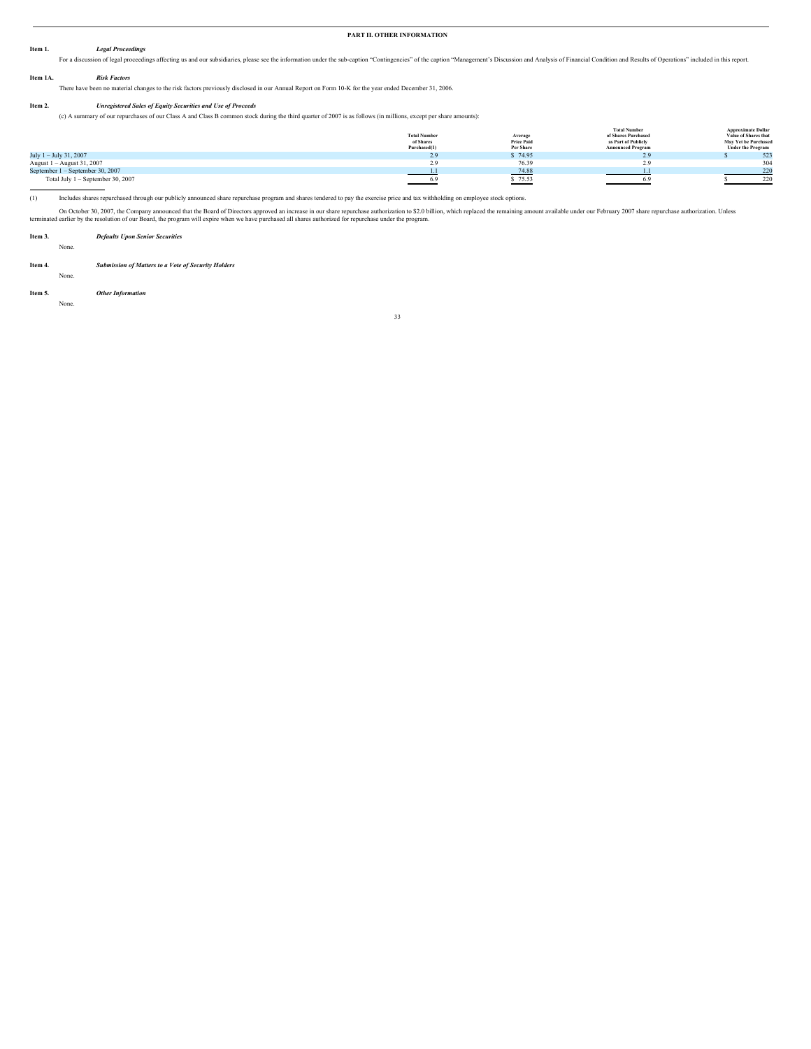# PART II. OTHER INFORMATION

**Item 1.** ***Legal Proceedings***

For a discussion of legal proceedings affecting us and our subsidiaries, please see the information under the sub-caption "Contingencies" of the caption "Management's Discussion and Analysis of Financial Condition and Results of Operations" included in this report.

**Item 1A.** ***Risk Factors***

There have been no material changes to the risk factors previously disclosed in our Annual Report on Form 10-K for the year ended December 31, 2006.

**Item 2.** ***Unregistered Sales of Equity Securities and Use of Proceeds***

(c) A summary of our repurchases of our Class A and Class B common stock during the third quarter of 2007 is as follows (in millions, except per share amounts):

| | Total Number of Shares Purchased(1) | Average Price Paid Per Share | Total Number of Shares Purchased as Part of Publicly Announced Program | Approximate Dollar Value of Shares that May Yet be Purchased Under the Program |
|---|---|---|---|---|
| July 1 – July 31, 2007 | 2.9 | $ 74.95 | 2.9 | $ 523 |
| August 1 – August 31, 2007 | 2.9 | 76.39 | 2.9 | 304 |
| September 1 – September 30, 2007 | 1.1 | 74.88 | 1.1 | 220 |
| Total July 1 – September 30, 2007 | 6.9 | $ 75.53 | 6.9 | $ 220 |

(1) Includes shares repurchased through our publicly announced share repurchase program and shares tendered to pay the exercise price and tax withholding on employee stock options.

On October 30, 2007, the Company announced that the Board of Directors approved an increase in our share repurchase authorization to $2.0 billion, which replaced the remaining amount available under our February 2007 share repurchase authorization. Unless terminated earlier by the resolution of our Board, the program will expire when we have purchased all shares authorized for repurchase under the program.

**Item 3.** ***Defaults Upon Senior Securities***

None.

**Item 4.** ***Submission of Matters to a Vote of Security Holders***

None.

**Item 5.** ***Other Information***

None.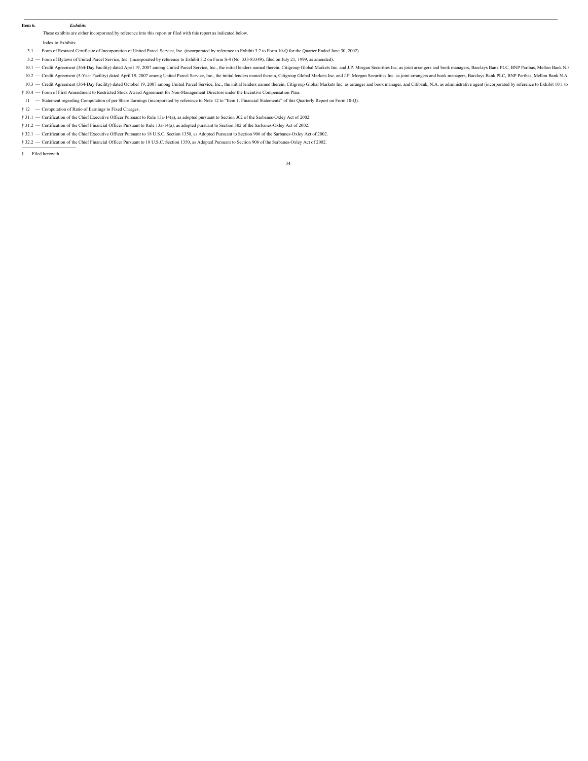**Item 6.** ***Exhibits***

These exhibits are either incorporated by reference into this report or filed with this report as indicated below.

Index to Exhibits:

3.1 — Form of Restated Certificate of Incorporation of United Parcel Service, Inc. (incorporated by reference to Exhibit 3.2 to Form 10-Q for the Quarter Ended June 30, 2002).

3.2 — Form of Bylaws of United Parcel Service, Inc. (incorporated by reference to Exhibit 3.2 on Form S-4 (No. 333-83349), filed on July 21, 1999, as amended).

10.1 — Credit Agreement (364-Day Facility) dated April 19, 2007 among United Parcel Service, Inc., the initial lenders named therein, Citigroup Global Markets Inc. and J.P. Morgan Securities Inc. as joint arrangers and book managers, Barclays Bank PLC, BNP Paribas, Mellon Bank N.A

10.2 — Credit Agreement (5-Year Facility) dated April 19, 2007 among United Parcel Service, Inc., the initial lenders named therein, Citigroup Global Markets Inc. and J.P. Morgan Securities Inc. as joint arrangers and book managers, Barclays Bank PLC, BNP Paribas, Mellon Bank N.A.,

10.3 — Credit Agreement (364-Day Facility) dated October 19, 2007 among United Parcel Service, Inc., the initial lenders named therein, Citigroup Global Markets Inc. as arranger and book manager, and Citibank, N.A. as administrative agent (incorporated by reference to Exhibit 10.1 to

† 10.4 — Form of First Amendment to Restricted Stock Award Agreement for Non-Management Directors under the Incentive Compensation Plan.

11 — Statement regarding Computation of per Share Earnings (incorporated by reference to Note 12 to "Item 1. Financial Statements" of this Quarterly Report on Form 10-Q).

† 12 — Computation of Ratio of Earnings to Fixed Charges.

† 31.1 — Certification of the Chief Executive Officer Pursuant to Rule 13a-14(a), as adopted pursuant to Section 302 of the Sarbanes-Oxley Act of 2002.

† 31.2 — Certification of the Chief Financial Officer Pursuant to Rule 13a-14(a), as adopted pursuant to Section 302 of the Sarbanes-Oxley Act of 2002.

† 32.1 — Certification of the Chief Executive Officer Pursuant to 18 U.S.C. Section 1350, as Adopted Pursuant to Section 906 of the Sarbanes-Oxley Act of 2002.

† 32.2 — Certification of the Chief Financial Officer Pursuant to 18 U.S.C. Section 1350, as Adopted Pursuant to Section 906 of the Sarbanes-Oxley Act of 2002.

---

† Filed herewith.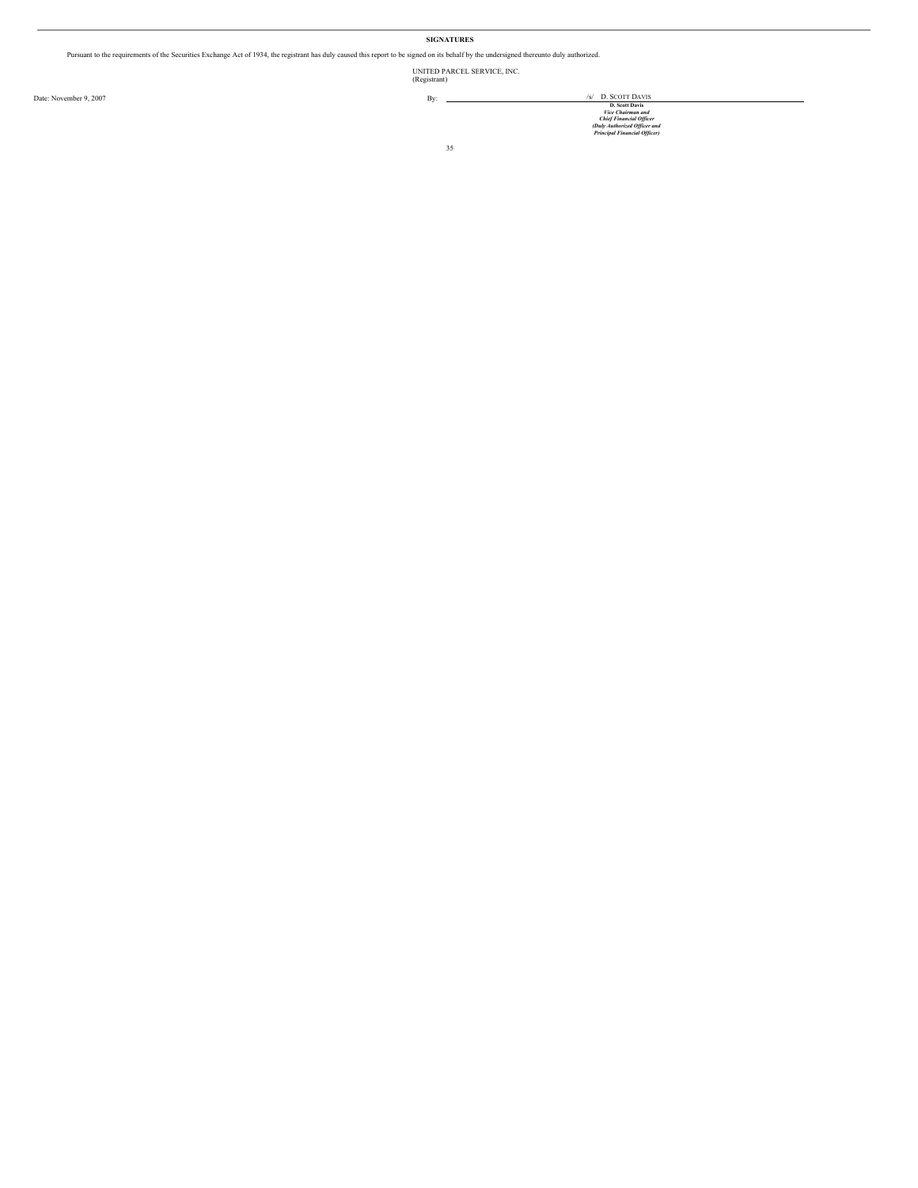## SIGNATURES

Pursuant to the requirements of the Securities Exchange Act of 1934, the registrant has duly caused this report to be signed on its behalf by the undersigned thereunto duly authorized.

UNITED PARCEL SERVICE, INC.
(Registrant)

Date: November 9, 2007

By: /s/ D. SCOTT DAVIS

**D. Scott Davis**
***Vice Chairman and***
***Chief Financial Officer***
***(Duly Authorized Officer and***
***Principal Financial Officer)***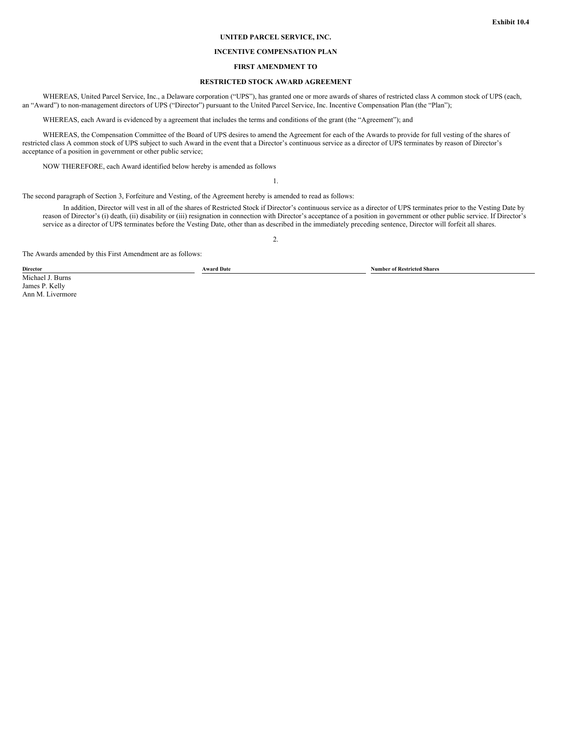**Exhibit 10.4**

**UNITED PARCEL SERVICE, INC.**

**INCENTIVE COMPENSATION PLAN**

**FIRST AMENDMENT TO**

**RESTRICTED STOCK AWARD AGREEMENT**

WHEREAS, United Parcel Service, Inc., a Delaware corporation ("UPS"), has granted one or more awards of shares of restricted class A common stock of UPS (each, an "Award") to non-management directors of UPS ("Director") pursuant to the United Parcel Service, Inc. Incentive Compensation Plan (the "Plan");

WHEREAS, each Award is evidenced by a agreement that includes the terms and conditions of the grant (the "Agreement"); and

WHEREAS, the Compensation Committee of the Board of UPS desires to amend the Agreement for each of the Awards to provide for full vesting of the shares of restricted class A common stock of UPS subject to such Award in the event that a Director's continuous service as a director of UPS terminates by reason of Director's acceptance of a position in government or other public service;

NOW THEREFORE, each Award identified below hereby is amended as follows

1.

The second paragraph of Section 3, Forfeiture and Vesting, of the Agreement hereby is amended to read as follows:

> In addition, Director will vest in all of the shares of Restricted Stock if Director's continuous service as a director of UPS terminates prior to the Vesting Date by reason of Director's (i) death, (ii) disability or (iii) resignation in connection with Director's acceptance of a position in government or other public service. If Director's service as a director of UPS terminates before the Vesting Date, other than as described in the immediately preceding sentence, Director will forfeit all shares.

2.

The Awards amended by this First Amendment are as follows:

| Director | Award Date | Number of Restricted Shares |
|---|---|---|
| Michael J. Burns | | |
| James P. Kelly | | |
| Ann M. Livermore | | |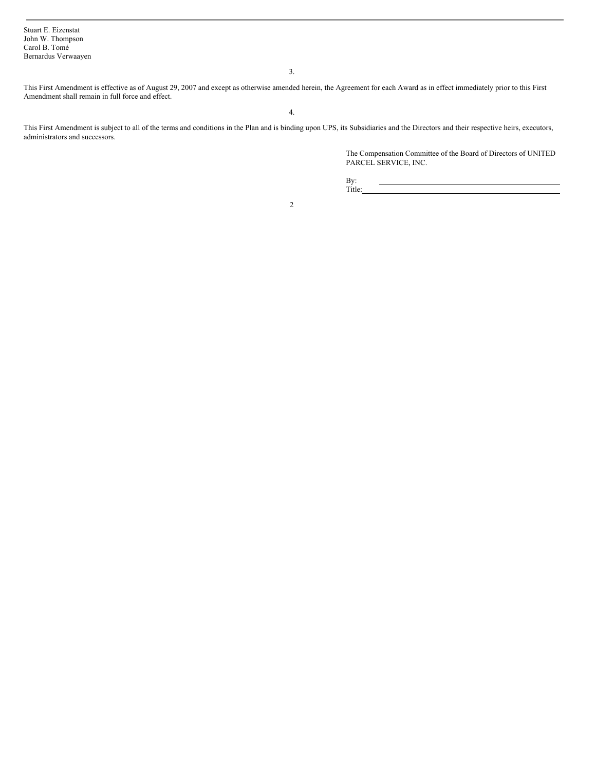Stuart E. Eizenstat
John W. Thompson
Carol B. Tomé
Bernardus Verwaayen

3.

This First Amendment is effective as of August 29, 2007 and except as otherwise amended herein, the Agreement for each Award as in effect immediately prior to this First Amendment shall remain in full force and effect.

4.

This First Amendment is subject to all of the terms and conditions in the Plan and is binding upon UPS, its Subsidiaries and the Directors and their respective heirs, executors, administrators and successors.

The Compensation Committee of the Board of Directors of UNITED PARCEL SERVICE, INC.

By: \_\_\_\_\_\_\_\_\_\_\_\_\_\_\_\_\_\_\_\_\_\_\_\_\_\_\_\_\_\_\_\_\_\_\_\_
Title: \_\_\_\_\_\_\_\_\_\_\_\_\_\_\_\_\_\_\_\_\_\_\_\_\_\_\_\_\_\_\_\_\_\_\_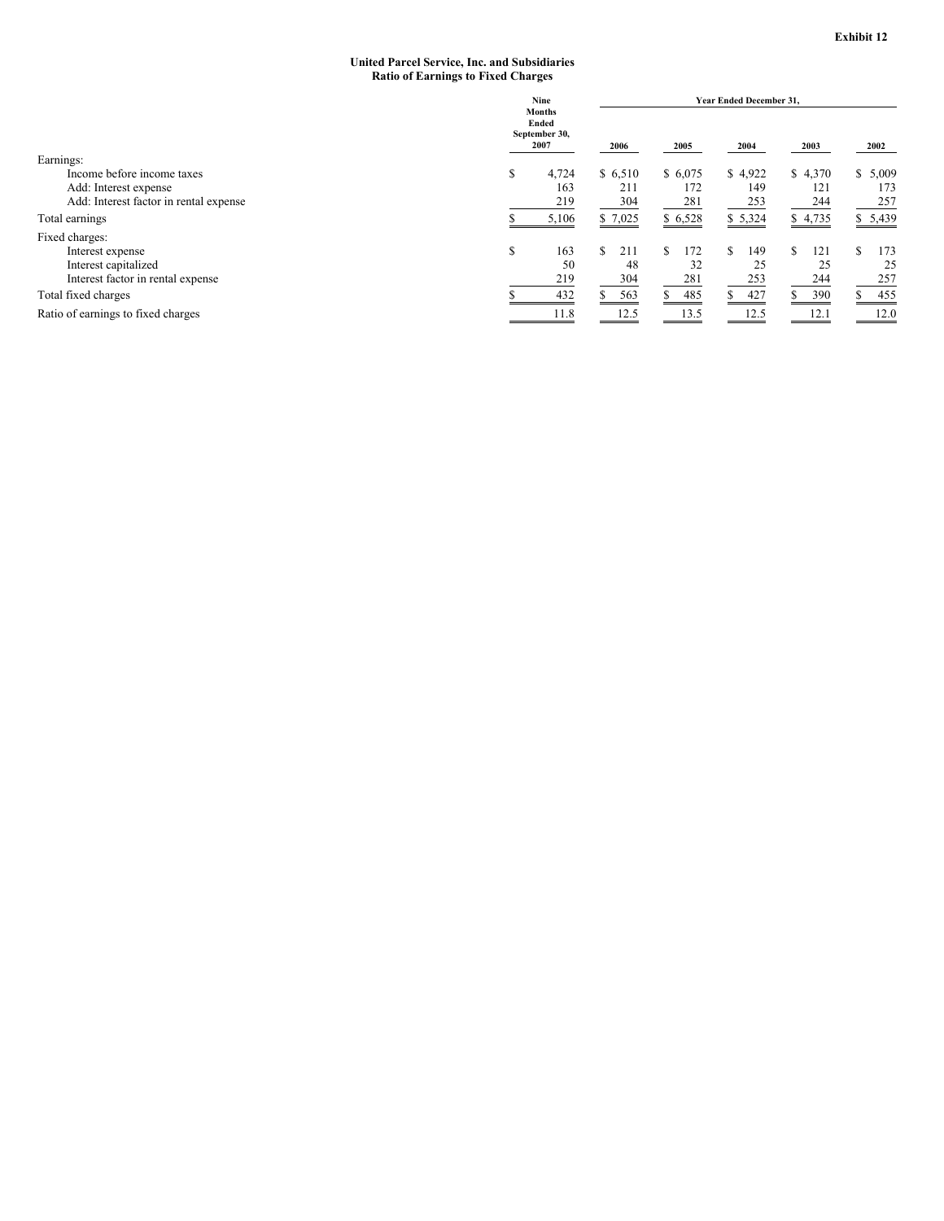**Exhibit 12**

**United Parcel Service, Inc. and Subsidiaries**
**Ratio of Earnings to Fixed Charges**

| | Nine Months Ended September 30, 2007 | Year Ended December 31, | | | | |
|---|---|---|---|---|---|---|
| | | 2006 | 2005 | 2004 | 2003 | 2002 |
| Earnings: | | | | | | |
| Income before income taxes | $ 4,724 | $ 6,510 | $ 6,075 | $ 4,922 | $ 4,370 | $ 5,009 |
| Add: Interest expense | 163 | 211 | 172 | 149 | 121 | 173 |
| Add: Interest factor in rental expense | 219 | 304 | 281 | 253 | 244 | 257 |
| Total earnings | $ 5,106 | $ 7,025 | $ 6,528 | $ 5,324 | $ 4,735 | $ 5,439 |
| Fixed charges: | | | | | | |
| Interest expense | $ 163 | $ 211 | $ 172 | $ 149 | $ 121 | $ 173 |
| Interest capitalized | 50 | 48 | 32 | 25 | 25 | 25 |
| Interest factor in rental expense | 219 | 304 | 281 | 253 | 244 | 257 |
| Total fixed charges | $ 432 | $ 563 | $ 485 | $ 427 | $ 390 | $ 455 |
| Ratio of earnings to fixed charges | 11.8 | 12.5 | 13.5 | 12.5 | 12.1 | 12.0 |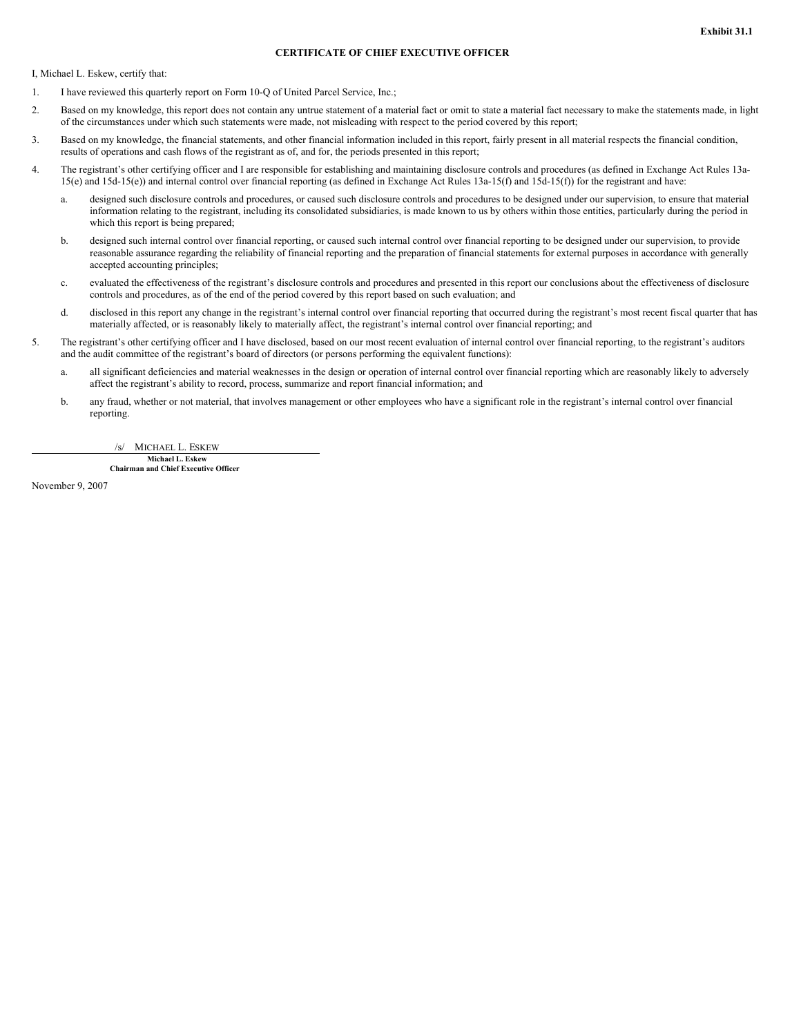**Exhibit 31.1**

# CERTIFICATE OF CHIEF EXECUTIVE OFFICER

I, Michael L. Eskew, certify that:

1. I have reviewed this quarterly report on Form 10-Q of United Parcel Service, Inc.;
2. Based on my knowledge, this report does not contain any untrue statement of a material fact or omit to state a material fact necessary to make the statements made, in light of the circumstances under which such statements were made, not misleading with respect to the period covered by this report;
3. Based on my knowledge, the financial statements, and other financial information included in this report, fairly present in all material respects the financial condition, results of operations and cash flows of the registrant as of, and for, the periods presented in this report;
4. The registrant's other certifying officer and I are responsible for establishing and maintaining disclosure controls and procedures (as defined in Exchange Act Rules 13a-15(e) and 15d-15(e)) and internal control over financial reporting (as defined in Exchange Act Rules 13a-15(f) and 15d-15(f)) for the registrant and have:
   a. designed such disclosure controls and procedures, or caused such disclosure controls and procedures to be designed under our supervision, to ensure that material information relating to the registrant, including its consolidated subsidiaries, is made known to us by others within those entities, particularly during the period in which this report is being prepared;
   b. designed such internal control over financial reporting, or caused such internal control over financial reporting to be designed under our supervision, to provide reasonable assurance regarding the reliability of financial reporting and the preparation of financial statements for external purposes in accordance with generally accepted accounting principles;
   c. evaluated the effectiveness of the registrant's disclosure controls and procedures and presented in this report our conclusions about the effectiveness of disclosure controls and procedures, as of the end of the period covered by this report based on such evaluation; and
   d. disclosed in this report any change in the registrant's internal control over financial reporting that occurred during the registrant's most recent fiscal quarter that has materially affected, or is reasonably likely to materially affect, the registrant's internal control over financial reporting; and
5. The registrant's other certifying officer and I have disclosed, based on our most recent evaluation of internal control over financial reporting, to the registrant's auditors and the audit committee of the registrant's board of directors (or persons performing the equivalent functions):
   a. all significant deficiencies and material weaknesses in the design or operation of internal control over financial reporting which are reasonably likely to adversely affect the registrant's ability to record, process, summarize and report financial information; and
   b. any fraud, whether or not material, that involves management or other employees who have a significant role in the registrant's internal control over financial reporting.

/s/ MICHAEL L. ESKEW

**Michael L. Eskew**
**Chairman and Chief Executive Officer**

November 9, 2007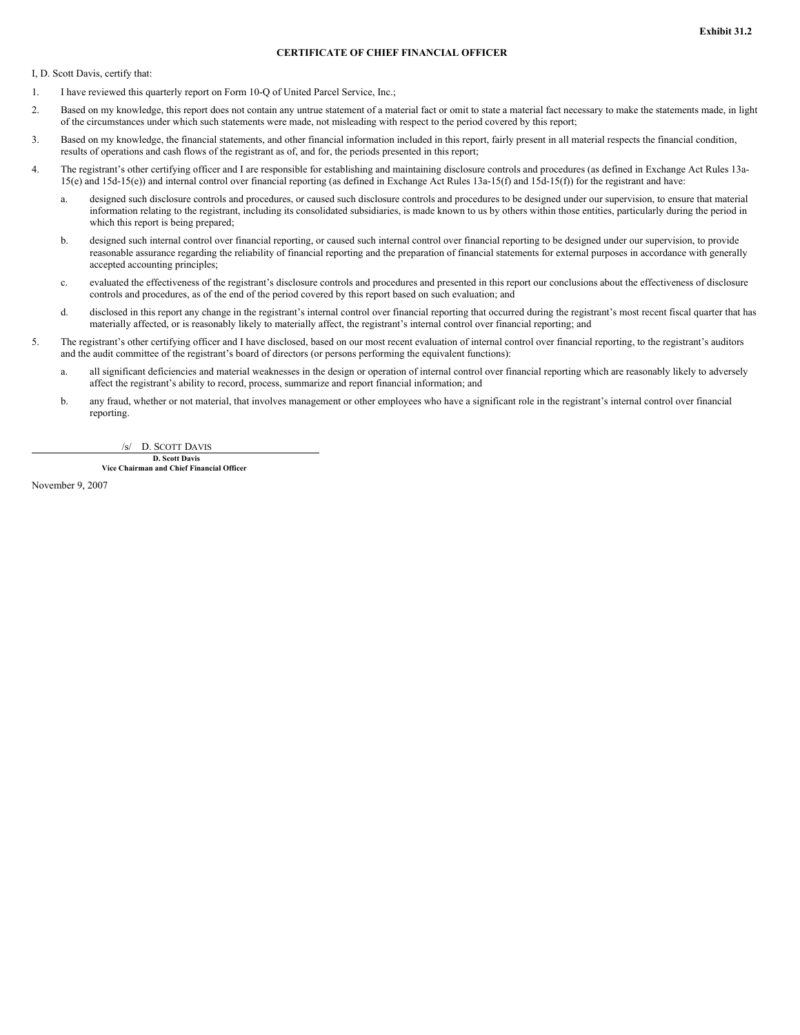Exhibit 31.2

## CERTIFICATE OF CHIEF FINANCIAL OFFICER

I, D. Scott Davis, certify that:

1. I have reviewed this quarterly report on Form 10-Q of United Parcel Service, Inc.;

2. Based on my knowledge, this report does not contain any untrue statement of a material fact or omit to state a material fact necessary to make the statements made, in light of the circumstances under which such statements were made, not misleading with respect to the period covered by this report;

3. Based on my knowledge, the financial statements, and other financial information included in this report, fairly present in all material respects the financial condition, results of operations and cash flows of the registrant as of, and for, the periods presented in this report;

4. The registrant's other certifying officer and I are responsible for establishing and maintaining disclosure controls and procedures (as defined in Exchange Act Rules 13a-15(e) and 15d-15(e)) and internal control over financial reporting (as defined in Exchange Act Rules 13a-15(f) and 15d-15(f)) for the registrant and have:

   a. designed such disclosure controls and procedures, or caused such disclosure controls and procedures to be designed under our supervision, to ensure that material information relating to the registrant, including its consolidated subsidiaries, is made known to us by others within those entities, particularly during the period in which this report is being prepared;

   b. designed such internal control over financial reporting, or caused such internal control over financial reporting to be designed under our supervision, to provide reasonable assurance regarding the reliability of financial reporting and the preparation of financial statements for external purposes in accordance with generally accepted accounting principles;

   c. evaluated the effectiveness of the registrant's disclosure controls and procedures and presented in this report our conclusions about the effectiveness of disclosure controls and procedures, as of the end of the period covered by this report based on such evaluation; and

   d. disclosed in this report any change in the registrant's internal control over financial reporting that occurred during the registrant's most recent fiscal quarter that has materially affected, or is reasonably likely to materially affect, the registrant's internal control over financial reporting; and

5. The registrant's other certifying officer and I have disclosed, based on our most recent evaluation of internal control over financial reporting, to the registrant's auditors and the audit committee of the registrant's board of directors (or persons performing the equivalent functions):

   a. all significant deficiencies and material weaknesses in the design or operation of internal control over financial reporting which are reasonably likely to adversely affect the registrant's ability to record, process, summarize and report financial information; and

   b. any fraud, whether or not material, that involves management or other employees who have a significant role in the registrant's internal control over financial reporting.

/s/ D. SCOTT DAVIS

**D. Scott Davis**
**Vice Chairman and Chief Financial Officer**

November 9, 2007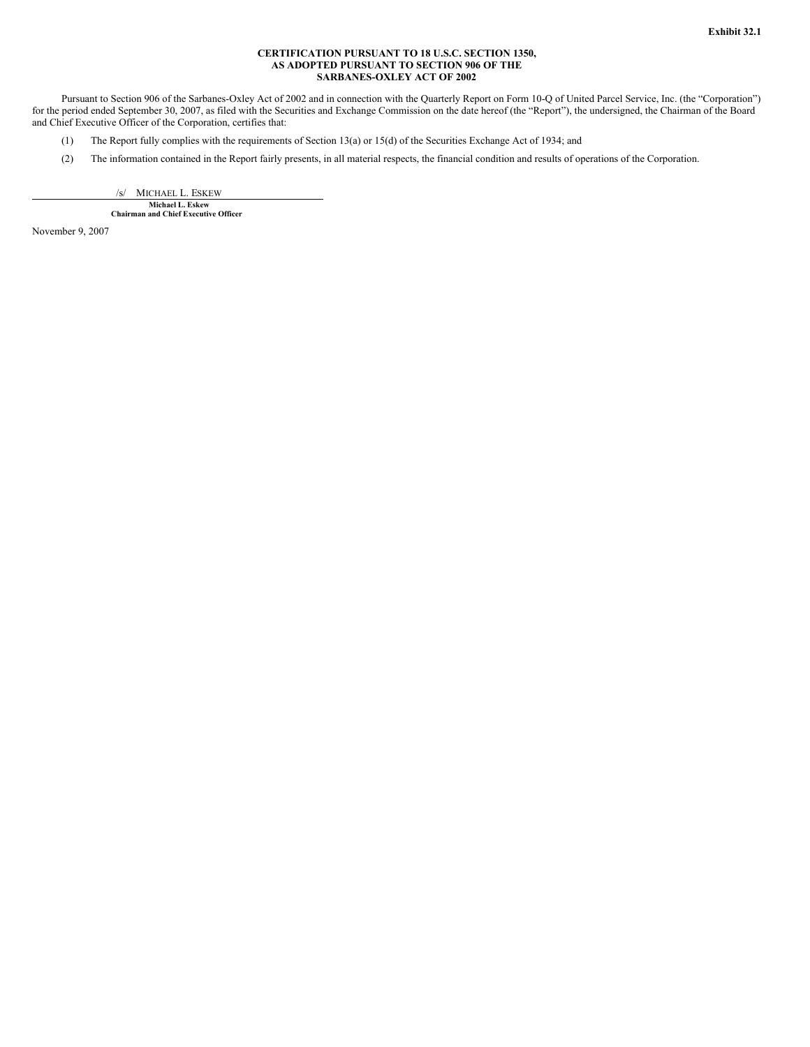**Exhibit 32.1**

**CERTIFICATION PURSUANT TO 18 U.S.C. SECTION 1350,
AS ADOPTED PURSUANT TO SECTION 906 OF THE
SARBANES-OXLEY ACT OF 2002**

Pursuant to Section 906 of the Sarbanes-Oxley Act of 2002 and in connection with the Quarterly Report on Form 10-Q of United Parcel Service, Inc. (the "Corporation") for the period ended September 30, 2007, as filed with the Securities and Exchange Commission on the date hereof (the "Report"), the undersigned, the Chairman of the Board and Chief Executive Officer of the Corporation, certifies that:

(1) The Report fully complies with the requirements of Section 13(a) or 15(d) of the Securities Exchange Act of 1934; and

(2) The information contained in the Report fairly presents, in all material respects, the financial condition and results of operations of the Corporation.

/s/ MICHAEL L. ESKEW

**Michael L. Eskew**
**Chairman and Chief Executive Officer**

November 9, 2007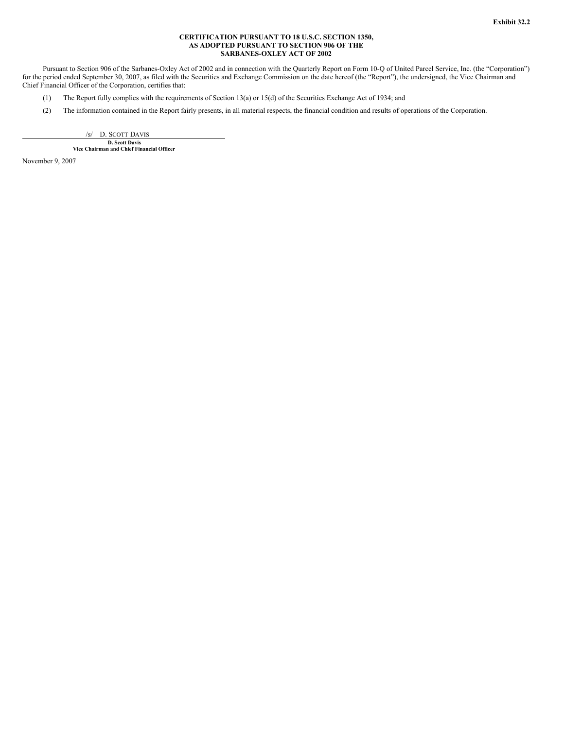Exhibit 32.2

**CERTIFICATION PURSUANT TO 18 U.S.C. SECTION 1350,
AS ADOPTED PURSUANT TO SECTION 906 OF THE
SARBANES-OXLEY ACT OF 2002**

Pursuant to Section 906 of the Sarbanes-Oxley Act of 2002 and in connection with the Quarterly Report on Form 10-Q of United Parcel Service, Inc. (the "Corporation") for the period ended September 30, 2007, as filed with the Securities and Exchange Commission on the date hereof (the "Report"), the undersigned, the Vice Chairman and Chief Financial Officer of the Corporation, certifies that:

(1) The Report fully complies with the requirements of Section 13(a) or 15(d) of the Securities Exchange Act of 1934; and

(2) The information contained in the Report fairly presents, in all material respects, the financial condition and results of operations of the Corporation.

/s/ D. SCOTT DAVIS

**D. Scott Davis**
**Vice Chairman and Chief Financial Officer**

November 9, 2007